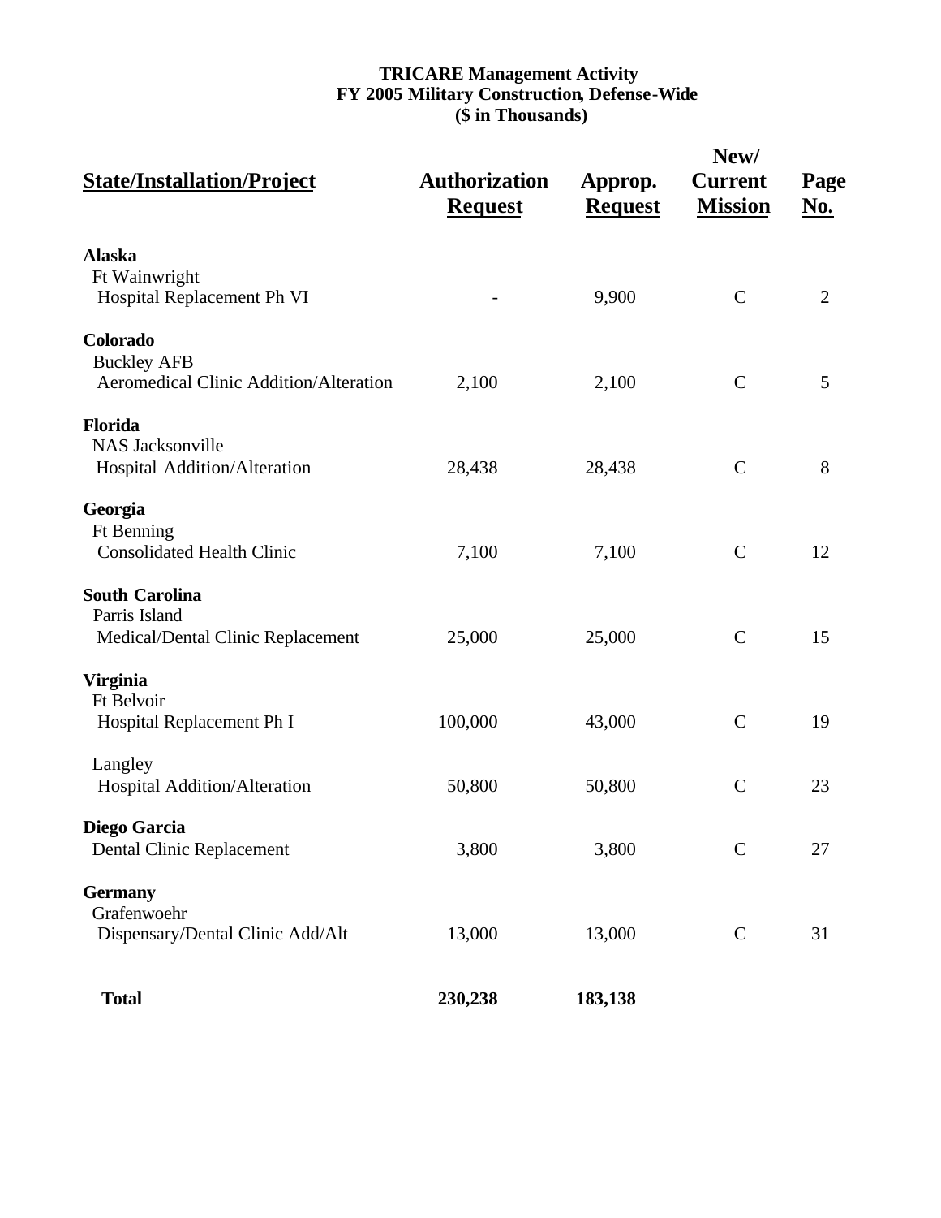**TRICARE Management Activity**
**FY 2005 Military Construction, Defense-Wide**
**($ in Thousands)**

| State/Installation/Project | Authorization Request | Approp. Request | New/ Current Mission | Page No. |
|---|---|---|---|---|
| **Alaska** | | | | |
| Ft Wainwright | | | | |
| Hospital Replacement Ph VI | - | 9,900 | C | 2 |
| **Colorado** | | | | |
| Buckley AFB | | | | |
| Aeromedical Clinic Addition/Alteration | 2,100 | 2,100 | C | 5 |
| **Florida** | | | | |
| NAS Jacksonville | | | | |
| Hospital Addition/Alteration | 28,438 | 28,438 | C | 8 |
| **Georgia** | | | | |
| Ft Benning | | | | |
| Consolidated Health Clinic | 7,100 | 7,100 | C | 12 |
| **South Carolina** | | | | |
| Parris Island | | | | |
| Medical/Dental Clinic Replacement | 25,000 | 25,000 | C | 15 |
| **Virginia** | | | | |
| Ft Belvoir | | | | |
| Hospital Replacement Ph I | 100,000 | 43,000 | C | 19 |
| Langley | | | | |
| Hospital Addition/Alteration | 50,800 | 50,800 | C | 23 |
| **Diego Garcia** | | | | |
| Dental Clinic Replacement | 3,800 | 3,800 | C | 27 |
| **Germany** | | | | |
| Grafenwoehr | | | | |
| Dispensary/Dental Clinic Add/Alt | 13,000 | 13,000 | C | 31 |
| **Total** | **230,238** | **183,138** | | |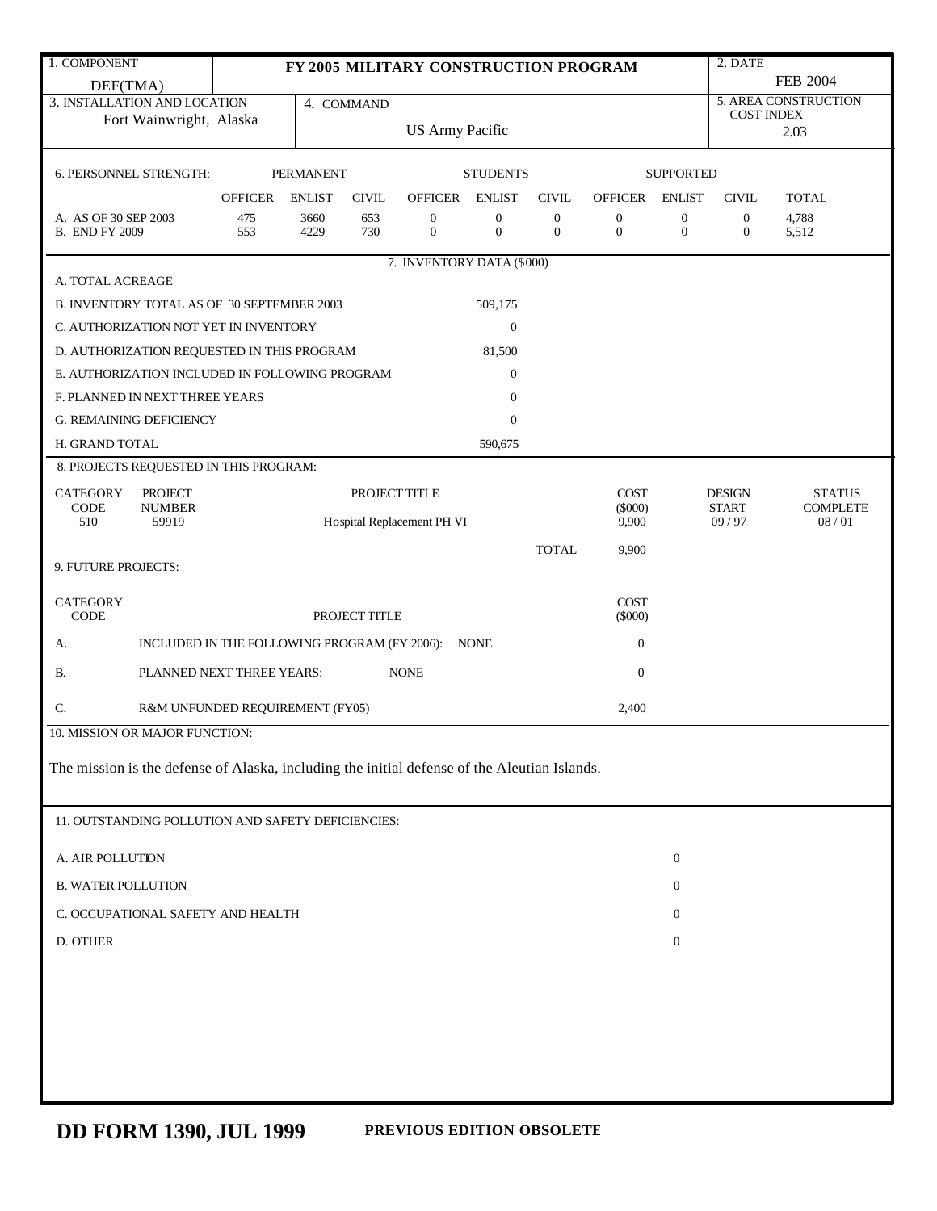| 1. COMPONENT<br>DEF(TMA) | FY 2005 MILITARY CONSTRUCTION PROGRAM | 2. DATE<br>FEB 2004 |
|---|---|---|
| 3. INSTALLATION AND LOCATION<br>Fort Wainwright, Alaska | 4. COMMAND<br>US Army Pacific | 5. AREA CONSTRUCTION COST INDEX<br>2.03 |

**6. PERSONNEL STRENGTH:**

| | PERMANENT | | | STUDENTS | | | SUPPORTED | | | |
|---|---|---|---|---|---|---|---|---|---|---|
| | OFFICER | ENLIST | CIVIL | OFFICER | ENLIST | CIVIL | OFFICER | ENLIST | CIVIL | TOTAL |
| A. AS OF 30 SEP 2003 | 475 | 3660 | 653 | 0 | 0 | 0 | 0 | 0 | 0 | 4,788 |
| B. END FY 2009 | 553 | 4229 | 730 | 0 | 0 | 0 | 0 | 0 | 0 | 5,512 |

**7. INVENTORY DATA ($000)**

| | |
|---|---|
| A. TOTAL ACREAGE | |
| B. INVENTORY TOTAL AS OF 30 SEPTEMBER 2003 | 509,175 |
| C. AUTHORIZATION NOT YET IN INVENTORY | 0 |
| D. AUTHORIZATION REQUESTED IN THIS PROGRAM | 81,500 |
| E. AUTHORIZATION INCLUDED IN FOLLOWING PROGRAM | 0 |
| F. PLANNED IN NEXT THREE YEARS | 0 |
| G. REMAINING DEFICIENCY | 0 |
| H. GRAND TOTAL | 590,675 |

**8. PROJECTS REQUESTED IN THIS PROGRAM:**

| CATEGORY CODE | PROJECT NUMBER | PROJECT TITLE | COST ($000) | DESIGN START | STATUS COMPLETE |
|---|---|---|---|---|---|
| 510 | 59919 | Hospital Replacement PH VI | 9,900 | 09 / 97 | 08 / 01 |
| | | TOTAL | 9,900 | | |

**9. FUTURE PROJECTS:**

| CATEGORY CODE | PROJECT TITLE | COST ($000) |
|---|---|---|
| A. | INCLUDED IN THE FOLLOWING PROGRAM (FY 2006): NONE | 0 |
| B. | PLANNED NEXT THREE YEARS: NONE | 0 |
| C. | R&M UNFUNDED REQUIREMENT (FY05) | 2,400 |

**10. MISSION OR MAJOR FUNCTION:**

The mission is the defense of Alaska, including the initial defense of the Aleutian Islands.

**11. OUTSTANDING POLLUTION AND SAFETY DEFICIENCIES:**

| | |
|---|---|
| A. AIR POLLUTION | 0 |
| B. WATER POLLUTION | 0 |
| C. OCCUPATIONAL SAFETY AND HEALTH | 0 |
| D. OTHER | 0 |

**DD FORM 1390, JUL 1999** PREVIOUS EDITION OBSOLETE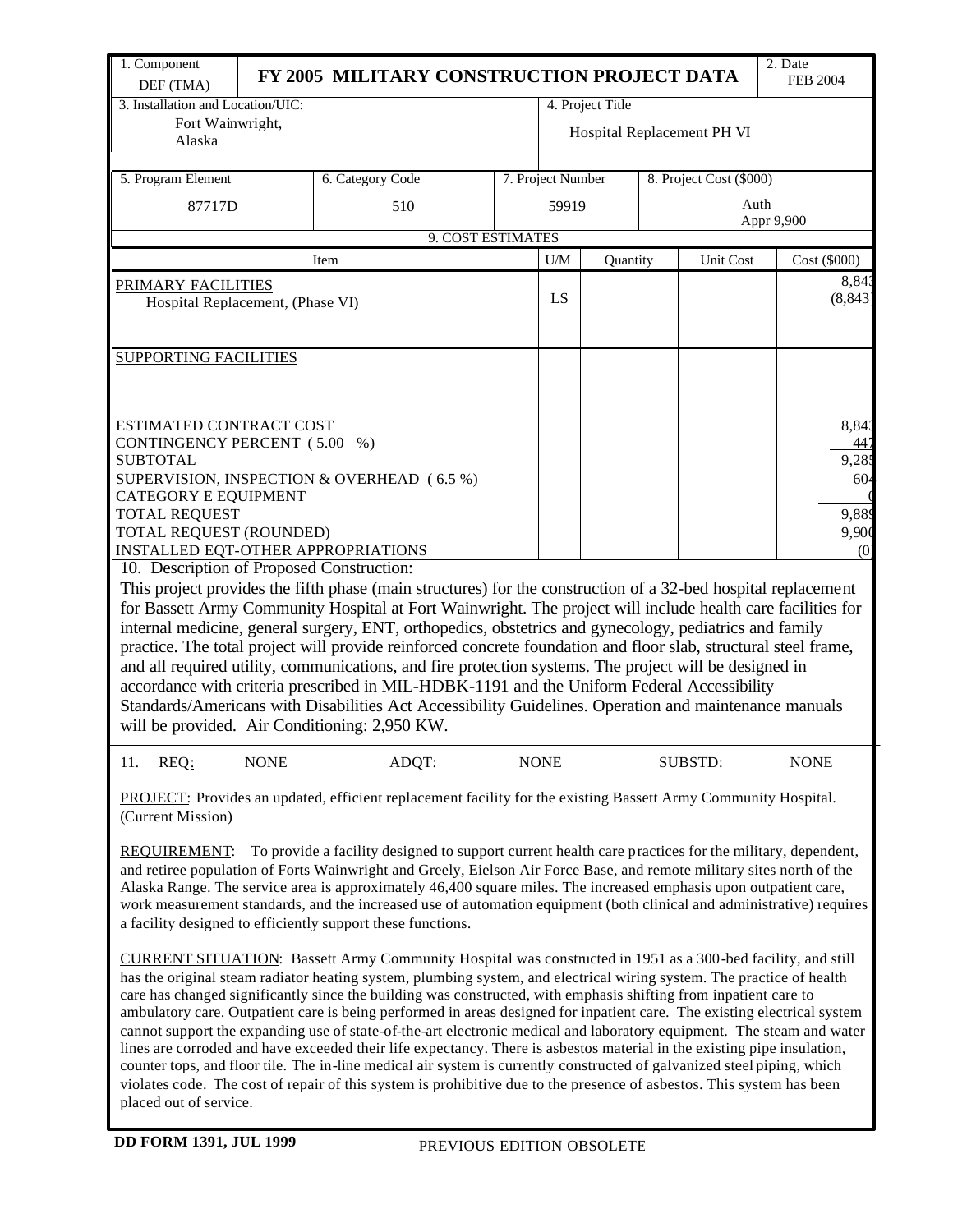| 1. Component<br>DEF (TMA) | FY 2005 MILITARY CONSTRUCTION PROJECT DATA | | 2. Date<br>FEB 2004 |
|---|---|---|---|
| 3. Installation and Location/UIC:<br>Fort Wainwright,<br>Alaska | | 4. Project Title<br>Hospital Replacement PH VI | |

| 5. Program Element | 6. Category Code | 7. Project Number | 8. Project Cost ($000) |
|---|---|---|---|
| 87717D | 510 | 59919 | Auth<br>Appr 9,900 |

**9. COST ESTIMATES**

| Item | U/M | Quantity | Unit Cost | Cost ($000) |
|---|---|---|---|---|
| PRIMARY FACILITIES | | | | 8,843 |
| Hospital Replacement, (Phase VI) | LS | | | (8,843) |
| SUPPORTING FACILITIES | | | | |
| ESTIMATED CONTRACT COST | | | | 8,843 |
| CONTINGENCY PERCENT ( 5.00 %) | | | | 447 |
| SUBTOTAL | | | | 9,285 |
| SUPERVISION, INSPECTION & OVERHEAD ( 6.5 %) | | | | 604 |
| CATEGORY E EQUIPMENT | | | | 0 |
| TOTAL REQUEST | | | | 9,889 |
| TOTAL REQUEST (ROUNDED) | | | | 9,900 |
| INSTALLED EQT-OTHER APPROPRIATIONS | | | | (0) |

10. Description of Proposed Construction:

This project provides the fifth phase (main structures) for the construction of a 32-bed hospital replacement for Bassett Army Community Hospital at Fort Wainwright. The project will include health care facilities for internal medicine, general surgery, ENT, orthopedics, obstetrics and gynecology, pediatrics and family practice. The total project will provide reinforced concrete foundation and floor slab, structural steel frame, and all required utility, communications, and fire protection systems. The project will be designed in accordance with criteria prescribed in MIL-HDBK-1191 and the Uniform Federal Accessibility Standards/Americans with Disabilities Act Accessibility Guidelines. Operation and maintenance manuals will be provided. Air Conditioning: 2,950 KW.

11. REQ: NONE ADQT: NONE SUBSTD: NONE

PROJECT: Provides an updated, efficient replacement facility for the existing Bassett Army Community Hospital. (Current Mission)

REQUIREMENT: To provide a facility designed to support current health care practices for the military, dependent, and retiree population of Forts Wainwright and Greely, Eielson Air Force Base, and remote military sites north of the Alaska Range. The service area is approximately 46,400 square miles. The increased emphasis upon outpatient care, work measurement standards, and the increased use of automation equipment (both clinical and administrative) requires a facility designed to efficiently support these functions.

CURRENT SITUATION: Bassett Army Community Hospital was constructed in 1951 as a 300-bed facility, and still has the original steam radiator heating system, plumbing system, and electrical wiring system. The practice of health care has changed significantly since the building was constructed, with emphasis shifting from inpatient care to ambulatory care. Outpatient care is being performed in areas designed for inpatient care. The existing electrical system cannot support the expanding use of state-of-the-art electronic medical and laboratory equipment. The steam and water lines are corroded and have exceeded their life expectancy. There is asbestos material in the existing pipe insulation, counter tops, and floor tile. The in-line medical air system is currently constructed of galvanized steel piping, which violates code. The cost of repair of this system is prohibitive due to the presence of asbestos. This system has been placed out of service.

DD FORM 1391, JUL 1999 PREVIOUS EDITION OBSOLETE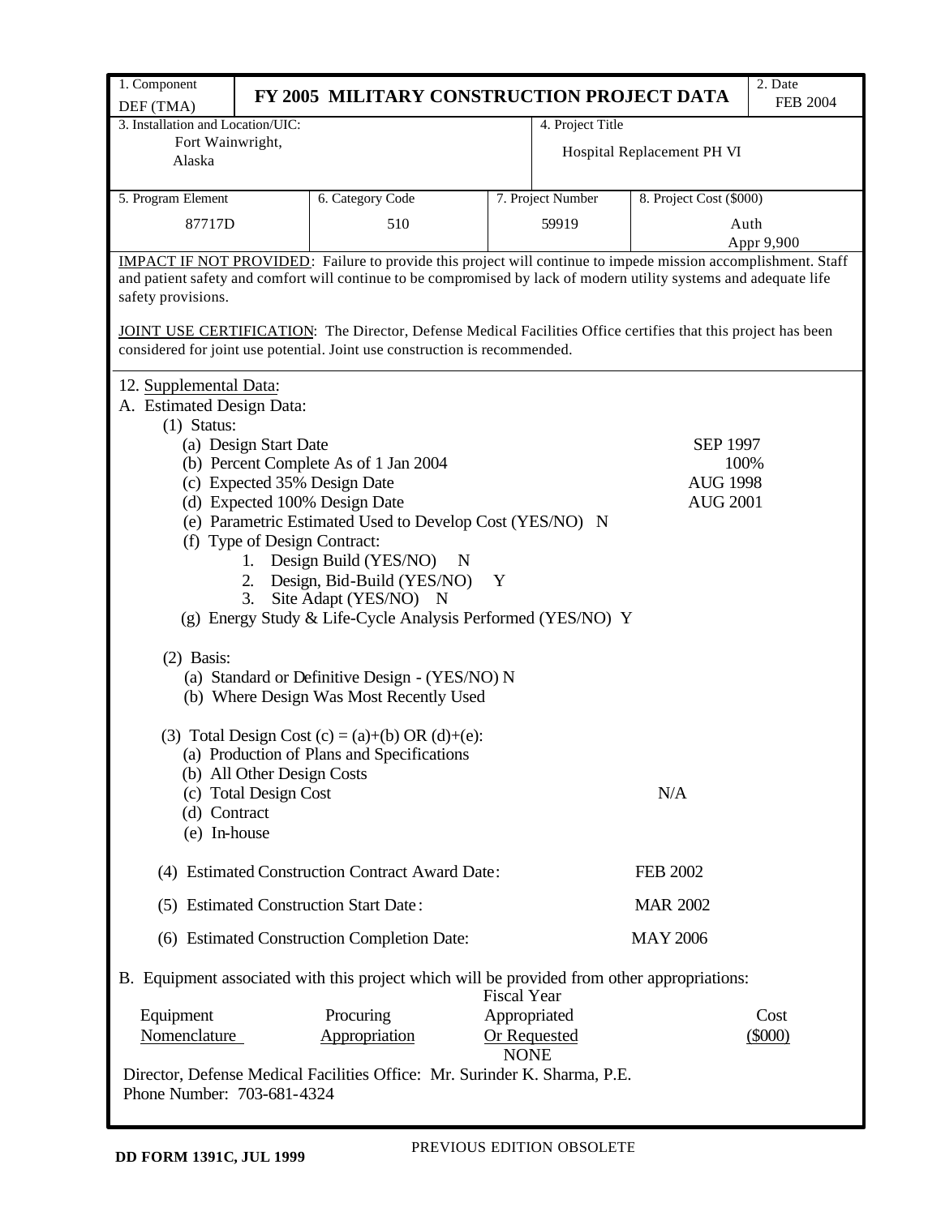| 1. Component<br>DEF (TMA) | FY 2005 MILITARY CONSTRUCTION PROJECT DATA | | | 2. Date<br>FEB 2004 |
|---|---|---|---|---|
| 3. Installation and Location/UIC:<br>Fort Wainwright,<br>Alaska | | | 4. Project Title<br>Hospital Replacement PH VI | |
| 5. Program Element<br>87717D | 6. Category Code<br>510 | 7. Project Number<br>59919 | 8. Project Cost ($000)<br>Auth<br>Appr 9,900 | |

IMPACT IF NOT PROVIDED: Failure to provide this project will continue to impede mission accomplishment. Staff and patient safety and comfort will continue to be compromised by lack of modern utility systems and adequate life safety provisions.

JOINT USE CERTIFICATION: The Director, Defense Medical Facilities Office certifies that this project has been considered for joint use potential. Joint use construction is recommended.

12. Supplemental Data:

A. Estimated Design Data:

(1) Status:

(a) Design Start Date SEP 1997
(b) Percent Complete As of 1 Jan 2004 100%
(c) Expected 35% Design Date AUG 1998
(d) Expected 100% Design Date AUG 2001
(e) Parametric Estimated Used to Develop Cost (YES/NO) N
(f) Type of Design Contract:

1. Design Build (YES/NO) N
2. Design, Bid-Build (YES/NO) Y
3. Site Adapt (YES/NO) N

(g) Energy Study & Life-Cycle Analysis Performed (YES/NO) Y

(2) Basis:

(a) Standard or Definitive Design - (YES/NO) N
(b) Where Design Was Most Recently Used

(3) Total Design Cost (c) = (a)+(b) OR (d)+(e):

(a) Production of Plans and Specifications
(b) All Other Design Costs
(c) Total Design Cost N/A
(d) Contract
(e) In-house

(4) Estimated Construction Contract Award Date: FEB 2002

(5) Estimated Construction Start Date: MAR 2002

(6) Estimated Construction Completion Date: MAY 2006

B. Equipment associated with this project which will be provided from other appropriations:

| Equipment Nomenclature | Procuring Appropriation | Fiscal Year Appropriated Or Requested | Cost ($000) |
|---|---|---|---|
| | | NONE | |

Director, Defense Medical Facilities Office: Mr. Surinder K. Sharma, P.E.
Phone Number: 703-681-4324

DD FORM 1391C, JUL 1999 PREVIOUS EDITION OBSOLETE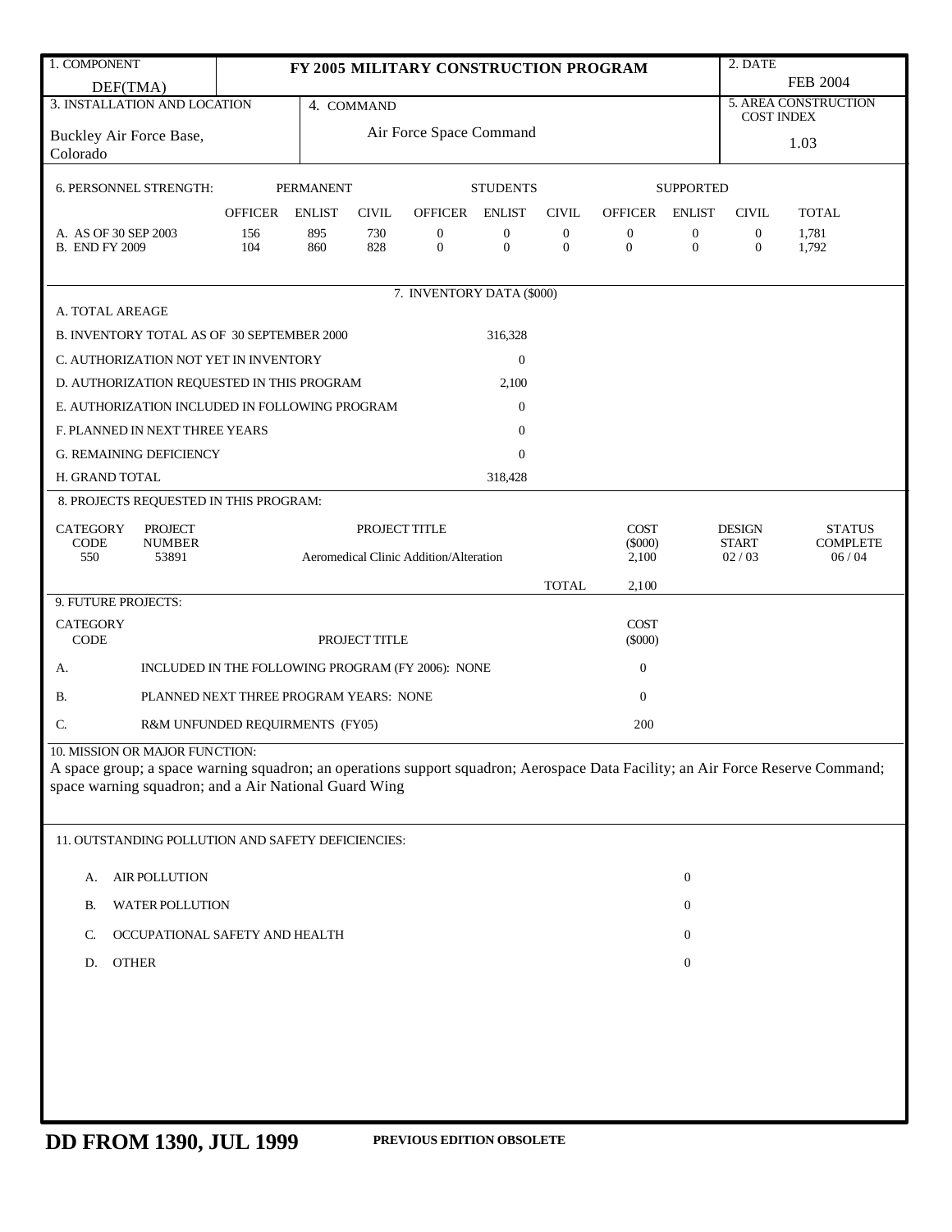| 1. COMPONENT | FY 2005 MILITARY CONSTRUCTION PROGRAM | 2. DATE |
|---|---|---|
| DEF(TMA) | | FEB 2004 |

| 3. INSTALLATION AND LOCATION | 4. COMMAND | 5. AREA CONSTRUCTION COST INDEX |
|---|---|---|
| Buckley Air Force Base, Colorado | Air Force Space Command | 1.03 |

6. PERSONNEL STRENGTH:

| | PERMANENT | | | STUDENTS | | | SUPPORTED | | | |
|---|---|---|---|---|---|---|---|---|---|---|
| | OFFICER | ENLIST | CIVIL | OFFICER | ENLIST | CIVIL | OFFICER | ENLIST | CIVIL | TOTAL |
| A. AS OF 30 SEP 2003 | 156 | 895 | 730 | 0 | 0 | 0 | 0 | 0 | 0 | 1,781 |
| B. END FY 2009 | 104 | 860 | 828 | 0 | 0 | 0 | 0 | 0 | 0 | 1,792 |

7. INVENTORY DATA ($000)

| | |
|---|---|
| A. TOTAL AREAGE | |
| B. INVENTORY TOTAL AS OF 30 SEPTEMBER 2000 | 316,328 |
| C. AUTHORIZATION NOT YET IN INVENTORY | 0 |
| D. AUTHORIZATION REQUESTED IN THIS PROGRAM | 2,100 |
| E. AUTHORIZATION INCLUDED IN FOLLOWING PROGRAM | 0 |
| F. PLANNED IN NEXT THREE YEARS | 0 |
| G. REMAINING DEFICIENCY | 0 |
| H. GRAND TOTAL | 318,428 |

8. PROJECTS REQUESTED IN THIS PROGRAM:

| CATEGORY CODE | PROJECT NUMBER | PROJECT TITLE | COST ($000) | DESIGN START | STATUS COMPLETE |
|---|---|---|---|---|---|
| 550 | 53891 | Aeromedical Clinic Addition/Alteration | 2,100 | 02 / 03 | 06 / 04 |
| | | TOTAL | 2,100 | | |

9. FUTURE PROJECTS:

| CATEGORY CODE | PROJECT TITLE | COST ($000) |
|---|---|---|
| A. | INCLUDED IN THE FOLLOWING PROGRAM (FY 2006): NONE | 0 |
| B. | PLANNED NEXT THREE PROGRAM YEARS: NONE | 0 |
| C. | R&M UNFUNDED REQUIRMENTS (FY05) | 200 |

10. MISSION OR MAJOR FUNCTION:

A space group; a space warning squadron; an operations support squadron; Aerospace Data Facility; an Air Force Reserve Command; space warning squadron; and a Air National Guard Wing

11. OUTSTANDING POLLUTION AND SAFETY DEFICIENCIES:

| | | |
|---|---|---|
| A. | AIR POLLUTION | 0 |
| B. | WATER POLLUTION | 0 |
| C. | OCCUPATIONAL SAFETY AND HEALTH | 0 |
| D. | OTHER | 0 |

**DD FROM 1390, JUL 1999** **PREVIOUS EDITION OBSOLETE**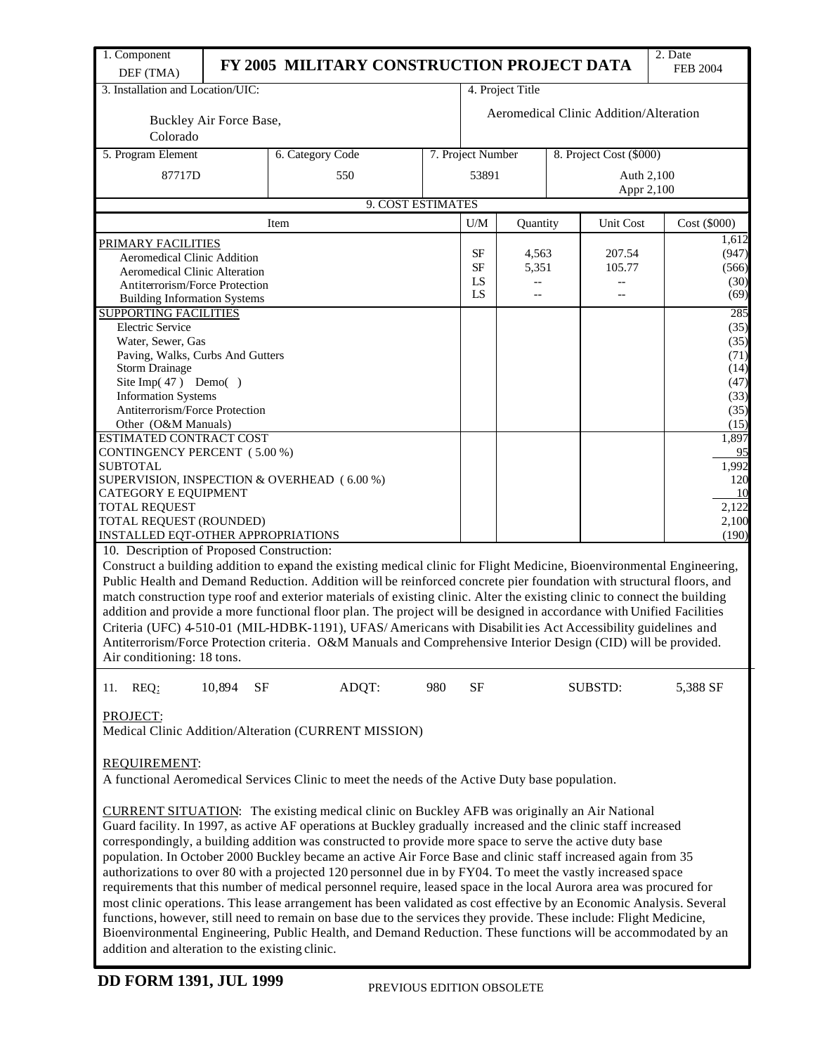| 1. Component DEF (TMA) | FY 2005 MILITARY CONSTRUCTION PROJECT DATA | 2. Date FEB 2004 |
|---|---|---|

| 3. Installation and Location/UIC: | 4. Project Title |
|---|---|
| Buckley Air Force Base, Colorado | Aeromedical Clinic Addition/Alteration |

| 5. Program Element | 6. Category Code | 7. Project Number | 8. Project Cost ($000) |
|---|---|---|---|
| 87717D | 550 | 53891 | Auth 2,100 Appr 2,100 |

**9. COST ESTIMATES**

| Item | U/M | Quantity | Unit Cost | Cost ($000) |
|---|---|---|---|---|
| PRIMARY FACILITIES | | | | 1,612 |
| Aeromedical Clinic Addition | SF | 4,563 | 207.54 | (947) |
| Aeromedical Clinic Alteration | SF | 5,351 | 105.77 | (566) |
| Antiterrorism/Force Protection | LS | -- | -- | (30) |
| Building Information Systems | LS | -- | -- | (69) |
| SUPPORTING FACILITIES | | | | 285 |
| Electric Service | | | | (35) |
| Water, Sewer, Gas | | | | (35) |
| Paving, Walks, Curbs And Gutters | | | | (71) |
| Storm Drainage | | | | (14) |
| Site Imp( 47 ) Demo( ) | | | | (47) |
| Information Systems | | | | (33) |
| Antiterrorism/Force Protection | | | | (35) |
| Other (O&M Manuals) | | | | (15) |
| ESTIMATED CONTRACT COST | | | | 1,897 |
| CONTINGENCY PERCENT ( 5.00 %) | | | | 95 |
| SUBTOTAL | | | | 1,992 |
| SUPERVISION, INSPECTION & OVERHEAD ( 6.00 %) | | | | 120 |
| CATEGORY E EQUIPMENT | | | | 10 |
| TOTAL REQUEST | | | | 2,122 |
| TOTAL REQUEST (ROUNDED) | | | | 2,100 |
| INSTALLED EQT-OTHER APPROPRIATIONS | | | | (190) |

10. Description of Proposed Construction:

Construct a building addition to expand the existing medical clinic for Flight Medicine, Bioenvironmental Engineering, Public Health and Demand Reduction. Addition will be reinforced concrete pier foundation with structural floors, and match construction type roof and exterior materials of existing clinic. Alter the existing clinic to connect the building addition and provide a more functional floor plan. The project will be designed in accordance with Unified Facilities Criteria (UFC) 4-510-01 (MIL-HDBK-1191), UFAS/ Americans with Disabilities Act Accessibility guidelines and Antiterrorism/Force Protection criteria. O&M Manuals and Comprehensive Interior Design (CID) will be provided. Air conditioning: 18 tons.

11. REQ: 10,894 SF ADQT: 980 SF SUBSTD: 5,388 SF

PROJECT:
Medical Clinic Addition/Alteration (CURRENT MISSION)

REQUIREMENT:
A functional Aeromedical Services Clinic to meet the needs of the Active Duty base population.

CURRENT SITUATION: The existing medical clinic on Buckley AFB was originally an Air National Guard facility. In 1997, as active AF operations at Buckley gradually increased and the clinic staff increased correspondingly, a building addition was constructed to provide more space to serve the active duty base population. In October 2000 Buckley became an active Air Force Base and clinic staff increased again from 35 authorizations to over 80 with a projected 120 personnel due in by FY04. To meet the vastly increased space requirements that this number of medical personnel require, leased space in the local Aurora area was procured for most clinic operations. This lease arrangement has been validated as cost effective by an Economic Analysis. Several functions, however, still need to remain on base due to the services they provide. These include: Flight Medicine, Bioenvironmental Engineering, Public Health, and Demand Reduction. These functions will be accommodated by an addition and alteration to the existing clinic.

**DD FORM 1391, JUL 1999** PREVIOUS EDITION OBSOLETE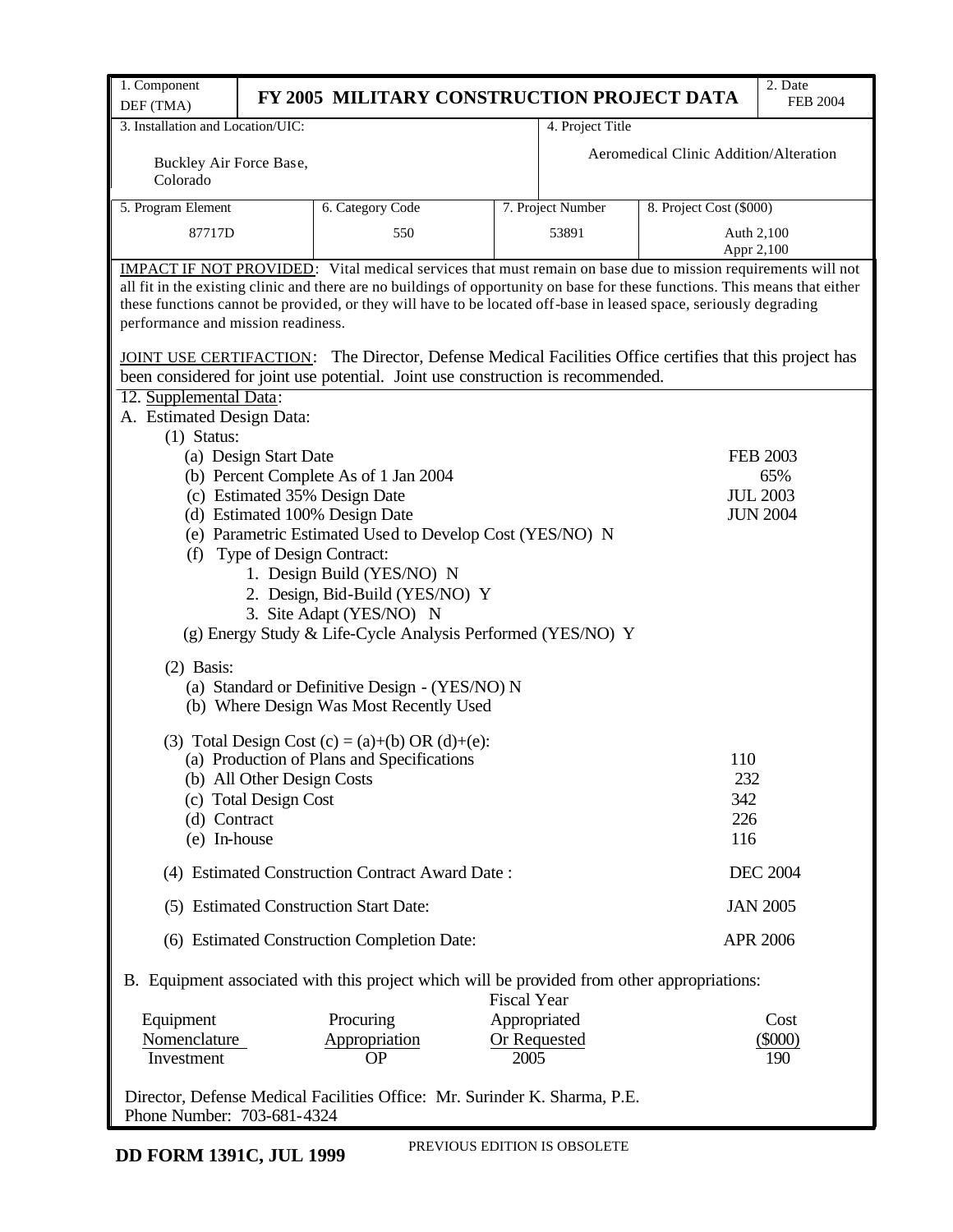| 1. Component DEF (TMA) | FY 2005 MILITARY CONSTRUCTION PROJECT DATA | | | 2. Date FEB 2004 |
|---|---|---|---|---|
| 3. Installation and Location/UIC: Buckley Air Force Base, Colorado | | | 4. Project Title Aeromedical Clinic Addition/Alteration | |
| 5. Program Element 87717D | 6. Category Code 550 | 7. Project Number 53891 | 8. Project Cost ($000) Auth 2,100 Appr 2,100 | |

IMPACT IF NOT PROVIDED: Vital medical services that must remain on base due to mission requirements will not all fit in the existing clinic and there are no buildings of opportunity on base for these functions. This means that either these functions cannot be provided, or they will have to be located off-base in leased space, seriously degrading performance and mission readiness.

JOINT USE CERTIFACTION: The Director, Defense Medical Facilities Office certifies that this project has been considered for joint use potential. Joint use construction is recommended.

12. Supplemental Data:

A. Estimated Design Data:

(1) Status:

(a) Design Start Date FEB 2003
(b) Percent Complete As of 1 Jan 2004 65%
(c) Estimated 35% Design Date JUL 2003
(d) Estimated 100% Design Date JUN 2004
(e) Parametric Estimated Used to Develop Cost (YES/NO) N
(f) Type of Design Contract:
1. Design Build (YES/NO) N
2. Design, Bid-Build (YES/NO) Y
3. Site Adapt (YES/NO) N
(g) Energy Study & Life-Cycle Analysis Performed (YES/NO) Y

(2) Basis:

(a) Standard or Definitive Design - (YES/NO) N
(b) Where Design Was Most Recently Used

(3) Total Design Cost (c) = (a)+(b) OR (d)+(e):

(a) Production of Plans and Specifications 110
(b) All Other Design Costs 232
(c) Total Design Cost 342
(d) Contract 226
(e) In-house 116

(4) Estimated Construction Contract Award Date : DEC 2004

(5) Estimated Construction Start Date: JAN 2005

(6) Estimated Construction Completion Date: APR 2006

B. Equipment associated with this project which will be provided from other appropriations:

| Equipment Nomenclature | Procuring Appropriation | Fiscal Year Appropriated Or Requested | Cost ($000) |
|---|---|---|---|
| Investment | OP | 2005 | 190 |

Director, Defense Medical Facilities Office: Mr. Surinder K. Sharma, P.E.
Phone Number: 703-681-4324

DD FORM 1391C, JUL 1999 PREVIOUS EDITION IS OBSOLETE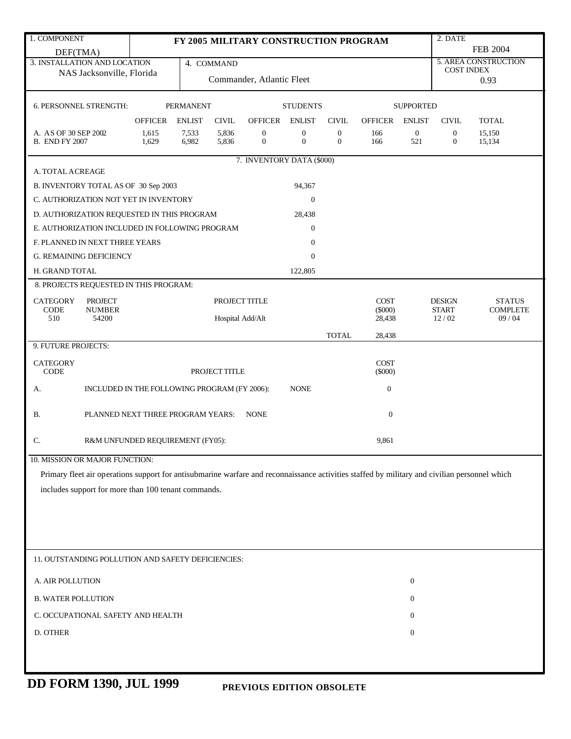| 1. COMPONENT | FY 2005 MILITARY CONSTRUCTION PROGRAM | 2. DATE |
|---|---|---|
| DEF(TMA) | | FEB 2004 |

| 3. INSTALLATION AND LOCATION | 4. COMMAND | 5. AREA CONSTRUCTION COST INDEX |
|---|---|---|
| NAS Jacksonville, Florida | Commander, Atlantic Fleet | 0.93 |

| 6. PERSONNEL STRENGTH: | PERMANENT | | | STUDENTS | | | SUPPORTED | | | |
|---|---|---|---|---|---|---|---|---|---|---|
| | OFFICER | ENLIST | CIVIL | OFFICER | ENLIST | CIVIL | OFFICER | ENLIST | CIVIL | TOTAL |
| A. AS OF 30 SEP 2002 | 1,615 | 7,533 | 5,836 | 0 | 0 | 0 | 166 | 0 | 0 | 15,150 |
| B. END FY 2007 | 1,629 | 6,982 | 5,836 | 0 | 0 | 0 | 166 | 521 | 0 | 15,134 |

**7. INVENTORY DATA ($000)**

| | |
|---|---|
| A. TOTAL ACREAGE | |
| B. INVENTORY TOTAL AS OF 30 Sep 2003 | 94,367 |
| C. AUTHORIZATION NOT YET IN INVENTORY | 0 |
| D. AUTHORIZATION REQUESTED IN THIS PROGRAM | 28,438 |
| E. AUTHORIZATION INCLUDED IN FOLLOWING PROGRAM | 0 |
| F. PLANNED IN NEXT THREE YEARS | 0 |
| G. REMAINING DEFICIENCY | 0 |
| H. GRAND TOTAL | 122,805 |

**8. PROJECTS REQUESTED IN THIS PROGRAM:**

| CATEGORY CODE | PROJECT NUMBER | PROJECT TITLE | COST ($000) | DESIGN START | STATUS COMPLETE |
|---|---|---|---|---|---|
| 510 | 54200 | Hospital Add/Alt | 28,438 | 12 / 02 | 09 / 04 |
| | | TOTAL | 28,438 | | |

**9. FUTURE PROJECTS:**

| CATEGORY CODE | PROJECT TITLE | COST ($000) |
|---|---|---|
| A. | INCLUDED IN THE FOLLOWING PROGRAM (FY 2006): NONE | 0 |
| B. | PLANNED NEXT THREE PROGRAM YEARS: NONE | 0 |
| C. | R&M UNFUNDED REQUIREMENT (FY05): | 9,861 |

**10. MISSION OR MAJOR FUNCTION:**

Primary fleet air operations support for antisubmarine warfare and reconnaissance activities staffed by military and civilian personnel which includes support for more than 100 tenant commands.

**11. OUTSTANDING POLLUTION AND SAFETY DEFICIENCIES:**

| | |
|---|---|
| A. AIR POLLUTION | 0 |
| B. WATER POLLUTION | 0 |
| C. OCCUPATIONAL SAFETY AND HEALTH | 0 |
| D. OTHER | 0 |

**DD FORM 1390, JUL 1999** PREVIOUS EDITION OBSOLETE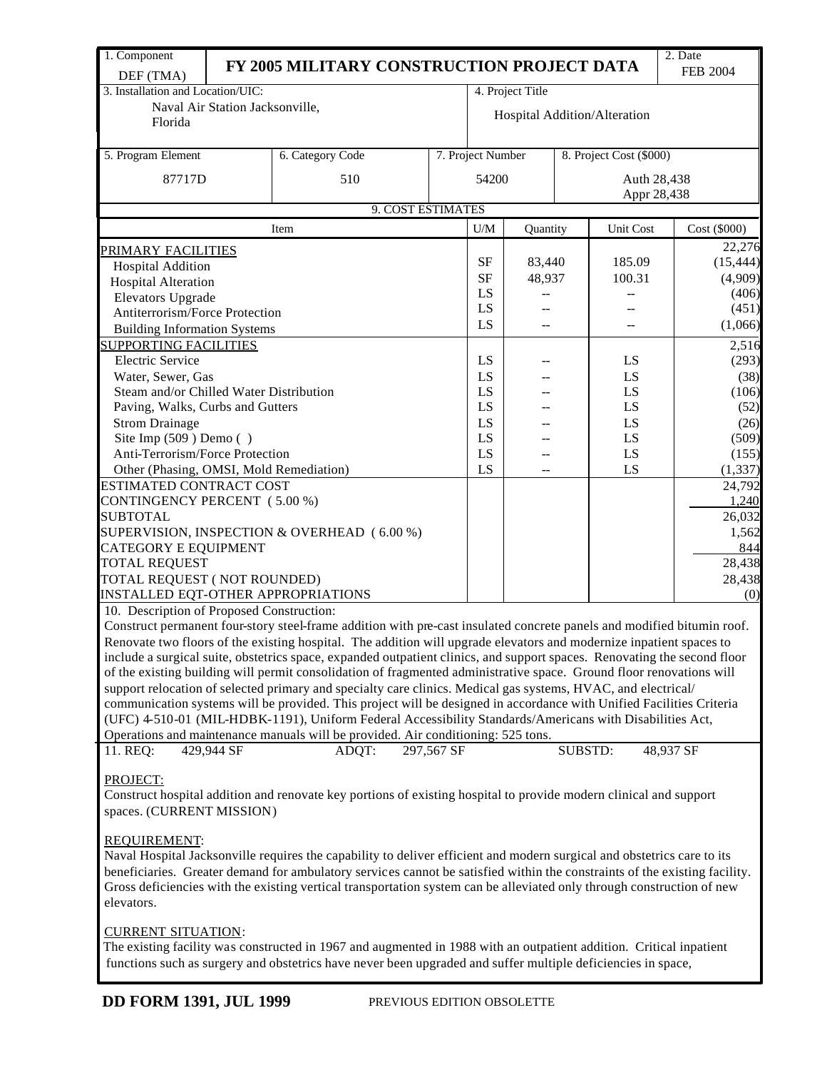| 1. Component | FY 2005 MILITARY CONSTRUCTION PROJECT DATA | 2. Date |
|---|---|---|
| DEF (TMA) | | FEB 2004 |

| 3. Installation and Location/UIC: | 4. Project Title |
|---|---|
| Naval Air Station Jacksonville, Florida | Hospital Addition/Alteration |

| 5. Program Element | 6. Category Code | 7. Project Number | 8. Project Cost ($000) |
|---|---|---|---|
| 87717D | 510 | 54200 | Auth 28,438<br>Appr 28,438 |

**9. COST ESTIMATES**

| Item | U/M | Quantity | Unit Cost | Cost ($000) |
|---|---|---|---|---|
| PRIMARY FACILITIES | | | | 22,276 |
| Hospital Addition | SF | 83,440 | 185.09 | (15,444) |
| Hospital Alteration | SF | 48,937 | 100.31 | (4,909) |
| Elevators Upgrade | LS | -- | -- | (406) |
| Antiterrorism/Force Protection | LS | -- | -- | (451) |
| Building Information Systems | LS | -- | -- | (1,066) |
| SUPPORTING FACILITIES | | | | 2,516 |
| Electric Service | LS | -- | LS | (293) |
| Water, Sewer, Gas | LS | -- | LS | (38) |
| Steam and/or Chilled Water Distribution | LS | -- | LS | (106) |
| Paving, Walks, Curbs and Gutters | LS | -- | LS | (52) |
| Strom Drainage | LS | -- | LS | (26) |
| Site Imp (509 ) Demo ( ) | LS | -- | LS | (509) |
| Anti-Terrorism/Force Protection | LS | -- | LS | (155) |
| Other (Phasing, OMSI, Mold Remediation) | LS | -- | LS | (1,337) |
| ESTIMATED CONTRACT COST | | | | 24,792 |
| CONTINGENCY PERCENT ( 5.00 %) | | | | 1,240 |
| SUBTOTAL | | | | 26,032 |
| SUPERVISION, INSPECTION & OVERHEAD ( 6.00 %) | | | | 1,562 |
| CATEGORY E EQUIPMENT | | | | 844 |
| TOTAL REQUEST | | | | 28,438 |
| TOTAL REQUEST ( NOT ROUNDED) | | | | 28,438 |
| INSTALLED EQT-OTHER APPROPRIATIONS | | | | (0) |

10. Description of Proposed Construction:

Construct permanent four-story steel-frame addition with pre-cast insulated concrete panels and modified bitumin roof. Renovate two floors of the existing hospital. The addition will upgrade elevators and modernize inpatient spaces to include a surgical suite, obstetrics space, expanded outpatient clinics, and support spaces. Renovating the second floor of the existing building will permit consolidation of fragmented administrative space. Ground floor renovations will support relocation of selected primary and specialty care clinics. Medical gas systems, HVAC, and electrical/ communication systems will be provided. This project will be designed in accordance with Unified Facilities Criteria (UFC) 4-510-01 (MIL-HDBK-1191), Uniform Federal Accessibility Standards/Americans with Disabilities Act, Operations and maintenance manuals will be provided. Air conditioning: 525 tons.

11. REQ: 429,944 SF ADQT: 297,567 SF SUBSTD: 48,937 SF

PROJECT:

Construct hospital addition and renovate key portions of existing hospital to provide modern clinical and support spaces. (CURRENT MISSION)

REQUIREMENT:

Naval Hospital Jacksonville requires the capability to deliver efficient and modern surgical and obstetrics care to its beneficiaries. Greater demand for ambulatory services cannot be satisfied within the constraints of the existing facility. Gross deficiencies with the existing vertical transportation system can be alleviated only through construction of new elevators.

CURRENT SITUATION:

The existing facility was constructed in 1967 and augmented in 1988 with an outpatient addition. Critical inpatient functions such as surgery and obstetrics have never been upgraded and suffer multiple deficiencies in space,

**DD FORM 1391, JUL 1999** PREVIOUS EDITION OBSOLETE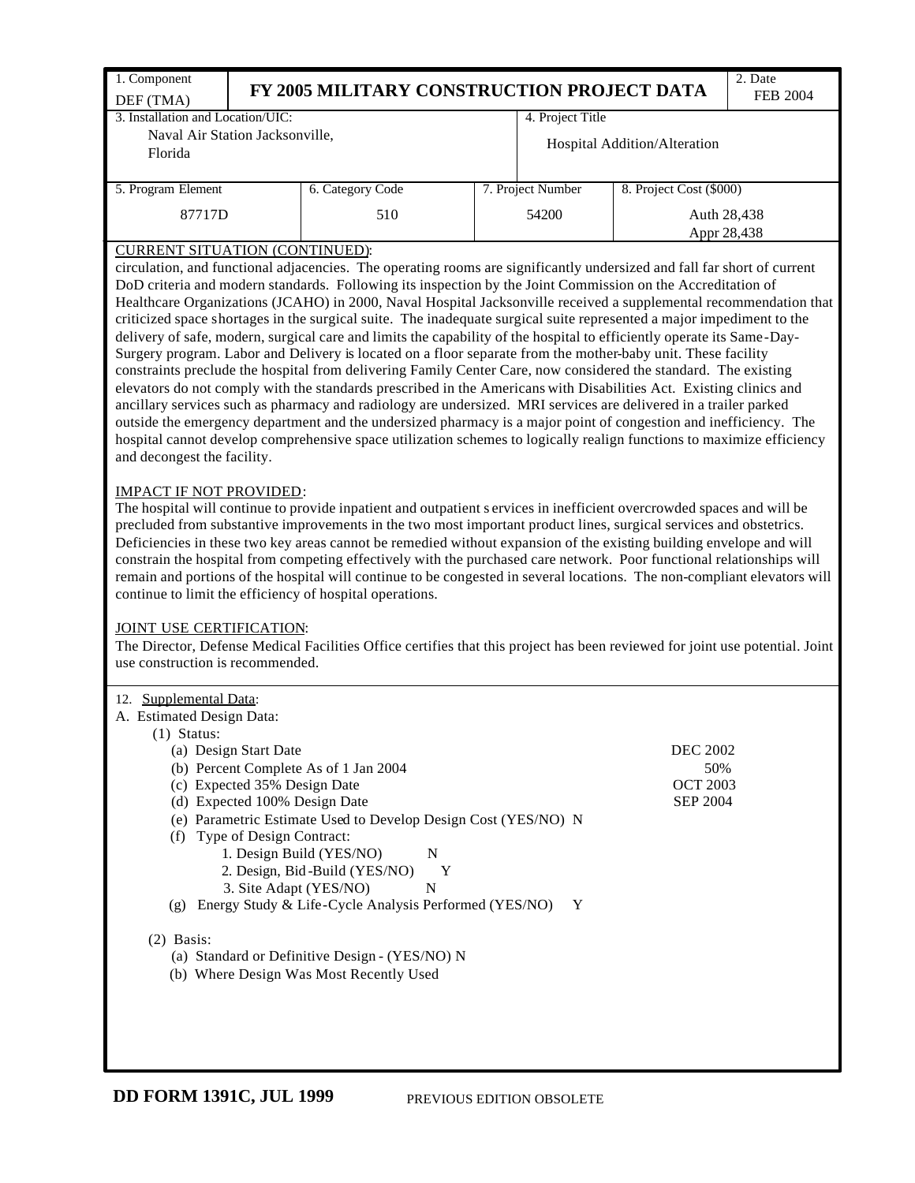| 1. Component DEF (TMA) | FY 2005 MILITARY CONSTRUCTION PROJECT DATA | | | 2. Date FEB 2004 |
|---|---|---|---|---|
| 3. Installation and Location/UIC: Naval Air Station Jacksonville, Florida | | | 4. Project Title Hospital Addition/Alteration | |
| 5. Program Element 87717D | 6. Category Code 510 | 7. Project Number 54200 | 8. Project Cost ($000) Auth 28,438 Appr 28,438 | |

CURRENT SITUATION (CONTINUED):
circulation, and functional adjacencies. The operating rooms are significantly undersized and fall far short of current DoD criteria and modern standards. Following its inspection by the Joint Commission on the Accreditation of Healthcare Organizations (JCAHO) in 2000, Naval Hospital Jacksonville received a supplemental recommendation that criticized space shortages in the surgical suite. The inadequate surgical suite represented a major impediment to the delivery of safe, modern, surgical care and limits the capability of the hospital to efficiently operate its Same-Day-Surgery program. Labor and Delivery is located on a floor separate from the mother-baby unit. These facility constraints preclude the hospital from delivering Family Center Care, now considered the standard. The existing elevators do not comply with the standards prescribed in the Americans with Disabilities Act. Existing clinics and ancillary services such as pharmacy and radiology are undersized. MRI services are delivered in a trailer parked outside the emergency department and the undersized pharmacy is a major point of congestion and inefficiency. The hospital cannot develop comprehensive space utilization schemes to logically realign functions to maximize efficiency and decongest the facility.

IMPACT IF NOT PROVIDED:
The hospital will continue to provide inpatient and outpatient services in inefficient overcrowded spaces and will be precluded from substantive improvements in the two most important product lines, surgical services and obstetrics. Deficiencies in these two key areas cannot be remedied without expansion of the existing building envelope and will constrain the hospital from competing effectively with the purchased care network. Poor functional relationships will remain and portions of the hospital will continue to be congested in several locations. The non-compliant elevators will continue to limit the efficiency of hospital operations.

JOINT USE CERTIFICATION:
The Director, Defense Medical Facilities Office certifies that this project has been reviewed for joint use potential. Joint use construction is recommended.

12. Supplemental Data:
A. Estimated Design Data:
  (1) Status:
    (a) Design Start Date — DEC 2002
    (b) Percent Complete As of 1 Jan 2004 — 50%
    (c) Expected 35% Design Date — OCT 2003
    (d) Expected 100% Design Date — SEP 2004
    (e) Parametric Estimate Used to Develop Design Cost (YES/NO) N
    (f) Type of Design Contract:
      1. Design Build (YES/NO) N
      2. Design, Bid-Build (YES/NO) Y
      3. Site Adapt (YES/NO) N
    (g) Energy Study & Life-Cycle Analysis Performed (YES/NO) Y

  (2) Basis:
    (a) Standard or Definitive Design - (YES/NO) N
    (b) Where Design Was Most Recently Used

DD FORM 1391C, JUL 1999 PREVIOUS EDITION OBSOLETE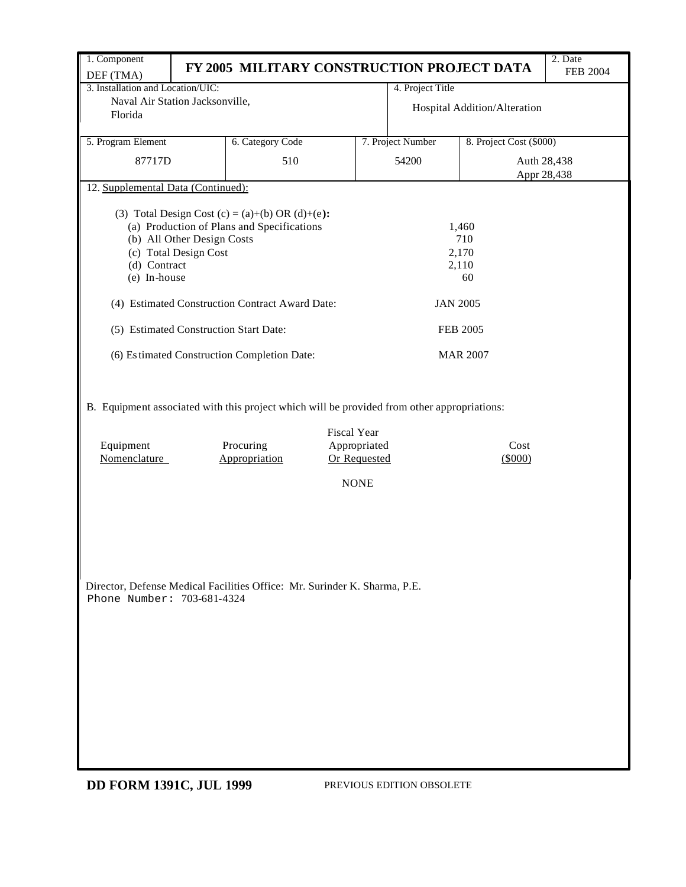| 1. Component DEF (TMA) | **FY 2005 MILITARY CONSTRUCTION PROJECT DATA** | | 2. Date FEB 2004 |
|---|---|---|---|
| 3. Installation and Location/UIC: Naval Air Station Jacksonville, Florida | | 4. Project Title Hospital Addition/Alteration | |
| 5. Program Element 87717D | 6. Category Code 510 | 7. Project Number 54200 | 8. Project Cost ($000) Auth 28,438 Appr 28,438 |

12. Supplemental Data (Continued):

(3) Total Design Cost (c) = (a)+(b) OR (d)+(e):

| | |
|---|---|
| (a) Production of Plans and Specifications | 1,460 |
| (b) All Other Design Costs | 710 |
| (c) Total Design Cost | 2,170 |
| (d) Contract | 2,110 |
| (e) In-house | 60 |

| | |
|---|---|
| (4) Estimated Construction Contract Award Date: | JAN 2005 |
| (5) Estimated Construction Start Date: | FEB 2005 |
| (6) Estimated Construction Completion Date: | MAR 2007 |

B. Equipment associated with this project which will be provided from other appropriations:

| Equipment Nomenclature | Procuring Appropriation | Fiscal Year Appropriated Or Requested | Cost ($000) |
|---|---|---|---|
| | | NONE | |

Director, Defense Medical Facilities Office: Mr. Surinder K. Sharma, P.E.
Phone Number: 703-681-4324

**DD FORM 1391C, JUL 1999** PREVIOUS EDITION OBSOLETE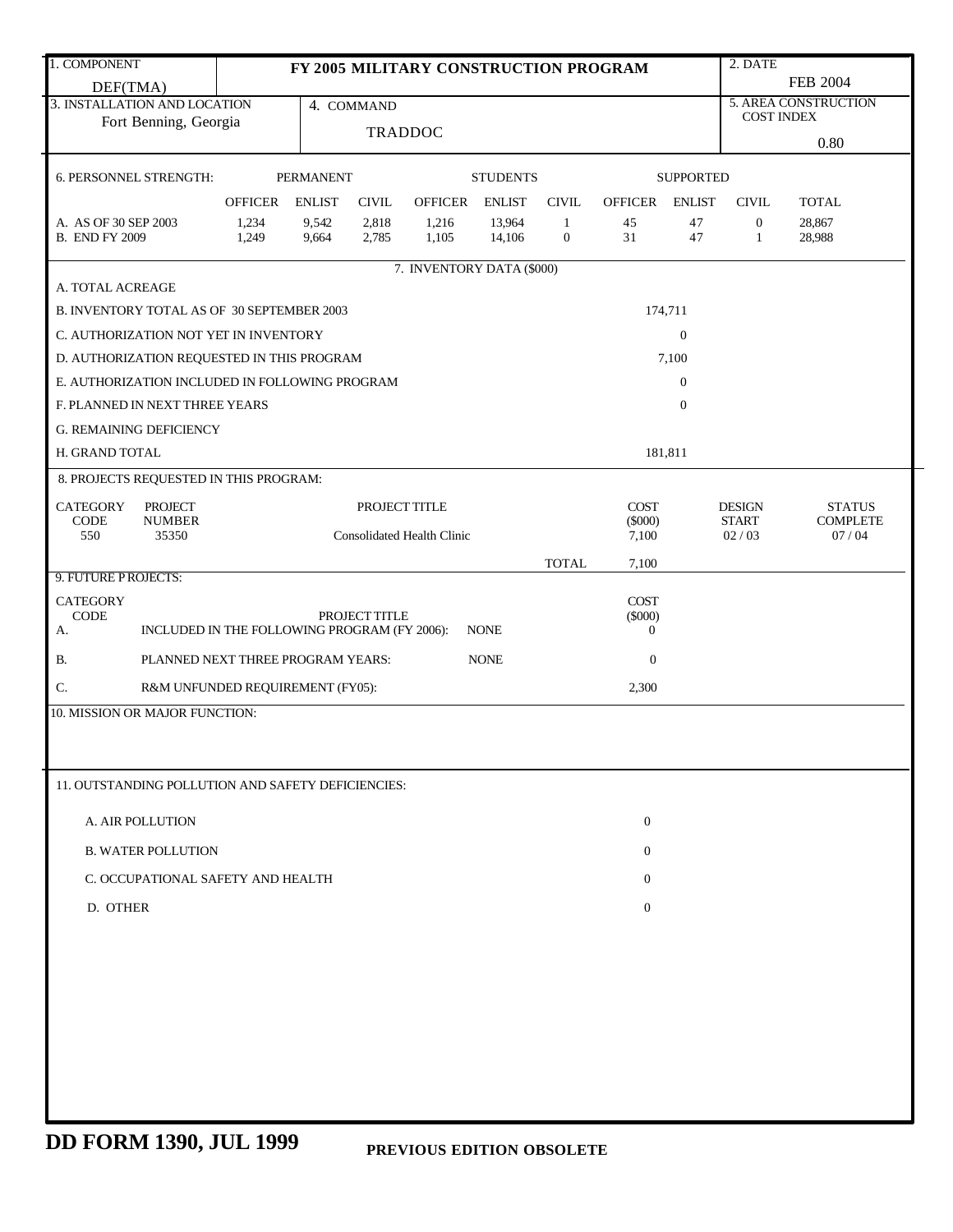| 1. COMPONENT DEF(TMA) | FY 2005 MILITARY CONSTRUCTION PROGRAM | 2. DATE FEB 2004 |
|---|---|---|
| 3. INSTALLATION AND LOCATION Fort Benning, Georgia | 4. COMMAND TRADDOC | 5. AREA CONSTRUCTION COST INDEX 0.80 |

**6. PERSONNEL STRENGTH:**

| | PERMANENT | | | STUDENTS | | | SUPPORTED | | | |
|---|---|---|---|---|---|---|---|---|---|---|
| | OFFICER | ENLIST | CIVIL | OFFICER | ENLIST | CIVIL | OFFICER | ENLIST | CIVIL | TOTAL |
| A. AS OF 30 SEP 2003 | 1,234 | 9,542 | 2,818 | 1,216 | 13,964 | 1 | 45 | 47 | 0 | 28,867 |
| B. END FY 2009 | 1,249 | 9,664 | 2,785 | 1,105 | 14,106 | 0 | 31 | 47 | 1 | 28,988 |

**7. INVENTORY DATA ($000)**

| | |
|---|---|
| A. TOTAL ACREAGE | |
| B. INVENTORY TOTAL AS OF 30 SEPTEMBER 2003 | 174,711 |
| C. AUTHORIZATION NOT YET IN INVENTORY | 0 |
| D. AUTHORIZATION REQUESTED IN THIS PROGRAM | 7,100 |
| E. AUTHORIZATION INCLUDED IN FOLLOWING PROGRAM | 0 |
| F. PLANNED IN NEXT THREE YEARS | 0 |
| G. REMAINING DEFICIENCY | |
| H. GRAND TOTAL | 181,811 |

**8. PROJECTS REQUESTED IN THIS PROGRAM:**

| CATEGORY CODE | PROJECT NUMBER | PROJECT TITLE | COST ($000) | DESIGN START | STATUS COMPLETE |
|---|---|---|---|---|---|
| 550 | 35350 | Consolidated Health Clinic | 7,100 | 02 / 03 | 07 / 04 |
| | | TOTAL | 7,100 | | |

**9. FUTURE PROJECTS:**

| CATEGORY CODE | PROJECT TITLE | | COST ($000) |
|---|---|---|---|
| A. | INCLUDED IN THE FOLLOWING PROGRAM (FY 2006): | NONE | 0 |
| B. | PLANNED NEXT THREE PROGRAM YEARS: | NONE | 0 |
| C. | R&M UNFUNDED REQUIREMENT (FY05): | | 2,300 |

**10. MISSION OR MAJOR FUNCTION:**

**11. OUTSTANDING POLLUTION AND SAFETY DEFICIENCIES:**

| | |
|---|---|
| A. AIR POLLUTION | 0 |
| B. WATER POLLUTION | 0 |
| C. OCCUPATIONAL SAFETY AND HEALTH | 0 |
| D. OTHER | 0 |

**DD FORM 1390, JUL 1999** **PREVIOUS EDITION OBSOLETE**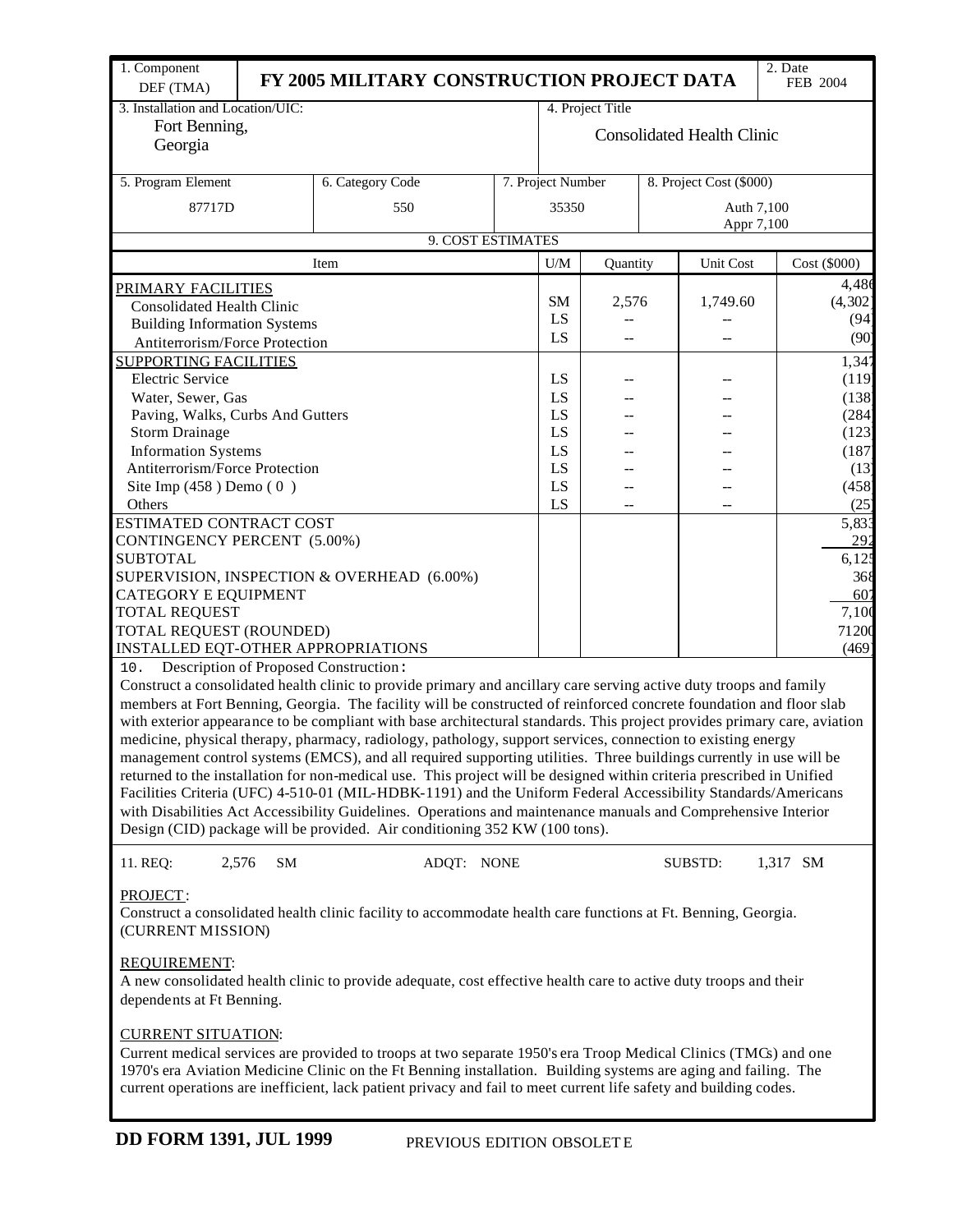| 1. Component DEF (TMA) | FY 2005 MILITARY CONSTRUCTION PROJECT DATA | 2. Date FEB 2004 |
|---|---|---|

| 3. Installation and Location/UIC: | 4. Project Title |
|---|---|
| Fort Benning, Georgia | Consolidated Health Clinic |

| 5. Program Element | 6. Category Code | 7. Project Number | 8. Project Cost ($000) |
|---|---|---|---|
| 87717D | 550 | 35350 | Auth 7,100 Appr 7,100 |

**9. COST ESTIMATES**

| Item | U/M | Quantity | Unit Cost | Cost ($000) |
|---|---|---|---|---|
| PRIMARY FACILITIES | | | | 4,486 |
| Consolidated Health Clinic | SM | 2,576 | 1,749.60 | (4,302) |
| Building Information Systems | LS | -- | -- | (94) |
| Antiterrorism/Force Protection | LS | -- | -- | (90) |
| SUPPORTING FACILITIES | | | | 1,347 |
| Electric Service | LS | -- | -- | (119) |
| Water, Sewer, Gas | LS | -- | -- | (138) |
| Paving, Walks, Curbs And Gutters | LS | -- | -- | (284) |
| Storm Drainage | LS | -- | -- | (123) |
| Information Systems | LS | -- | -- | (187) |
| Antiterrorism/Force Protection | LS | -- | -- | (13) |
| Site Imp (458 ) Demo ( 0 ) | LS | -- | -- | (458) |
| Others | LS | -- | -- | (25) |
| ESTIMATED CONTRACT COST | | | | 5,833 |
| CONTINGENCY PERCENT (5.00%) | | | | 292 |
| SUBTOTAL | | | | 6,125 |
| SUPERVISION, INSPECTION & OVERHEAD (6.00%) | | | | 368 |
| CATEGORY E EQUIPMENT | | | | 607 |
| TOTAL REQUEST | | | | 7,100 |
| TOTAL REQUEST (ROUNDED) | | | | 71200 |
| INSTALLED EQT-OTHER APPROPRIATIONS | | | | (469) |

10. Description of Proposed Construction:

Construct a consolidated health clinic to provide primary and ancillary care serving active duty troops and family members at Fort Benning, Georgia. The facility will be constructed of reinforced concrete foundation and floor slab with exterior appearance to be compliant with base architectural standards. This project provides primary care, aviation medicine, physical therapy, pharmacy, radiology, pathology, support services, connection to existing energy management control systems (EMCS), and all required supporting utilities. Three buildings currently in use will be returned to the installation for non-medical use. This project will be designed within criteria prescribed in Unified Facilities Criteria (UFC) 4-510-01 (MIL-HDBK-1191) and the Uniform Federal Accessibility Standards/Americans with Disabilities Act Accessibility Guidelines. Operations and maintenance manuals and Comprehensive Interior Design (CID) package will be provided. Air conditioning 352 KW (100 tons).

11. REQ: 2,576 SM ADQT: NONE SUBSTD: 1,317 SM

PROJECT:

Construct a consolidated health clinic facility to accommodate health care functions at Ft. Benning, Georgia. (CURRENT MISSION)

REQUIREMENT:

A new consolidated health clinic to provide adequate, cost effective health care to active duty troops and their dependents at Ft Benning.

CURRENT SITUATION:

Current medical services are provided to troops at two separate 1950's era Troop Medical Clinics (TMCs) and one 1970's era Aviation Medicine Clinic on the Ft Benning installation. Building systems are aging and failing. The current operations are inefficient, lack patient privacy and fail to meet current life safety and building codes.

**DD FORM 1391, JUL 1999** PREVIOUS EDITION OBSOLETE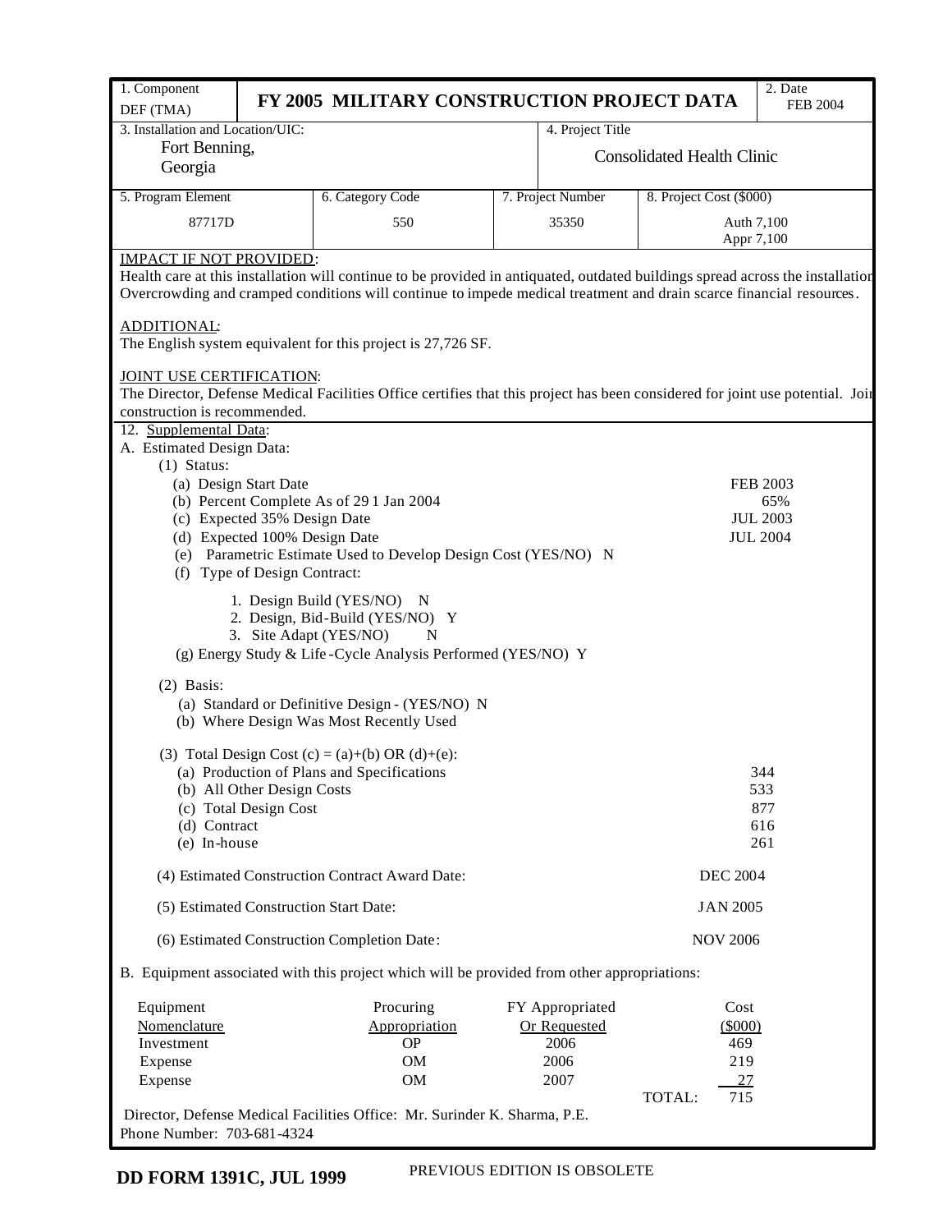| 1. Component DEF (TMA) | FY 2005 MILITARY CONSTRUCTION PROJECT DATA | | | 2. Date FEB 2004 |
|---|---|---|---|---|
| 3. Installation and Location/UIC: Fort Benning, Georgia | | 4. Project Title Consolidated Health Clinic | | |
| 5. Program Element 87717D | 6. Category Code 550 | 7. Project Number 35350 | 8. Project Cost ($000) Auth 7,100 Appr 7,100 | |

IMPACT IF NOT PROVIDED:
Health care at this installation will continue to be provided in antiquated, outdated buildings spread across the installation. Overcrowding and cramped conditions will continue to impede medical treatment and drain scarce financial resources.

ADDITIONAL:
The English system equivalent for this project is 27,726 SF.

JOINT USE CERTIFICATION:
The Director, Defense Medical Facilities Office certifies that this project has been considered for joint use potential. Joint construction is recommended.

12. Supplemental Data:

A. Estimated Design Data:

(1) Status:

| | |
|---|---|
| (a) Design Start Date | FEB 2003 |
| (b) Percent Complete As of 29 1 Jan 2004 | 65% |
| (c) Expected 35% Design Date | JUL 2003 |
| (d) Expected 100% Design Date | JUL 2004 |
| (e) Parametric Estimate Used to Develop Design Cost (YES/NO) N | |
| (f) Type of Design Contract: | |

1. Design Build (YES/NO) N
2. Design, Bid-Build (YES/NO) Y
3. Site Adapt (YES/NO) N

(g) Energy Study & Life-Cycle Analysis Performed (YES/NO) Y

(2) Basis:

(a) Standard or Definitive Design - (YES/NO) N
(b) Where Design Was Most Recently Used

(3) Total Design Cost (c) = (a)+(b) OR (d)+(e):

| | |
|---|---|
| (a) Production of Plans and Specifications | 344 |
| (b) All Other Design Costs | 533 |
| (c) Total Design Cost | 877 |
| (d) Contract | 616 |
| (e) In-house | 261 |

(4) Estimated Construction Contract Award Date: DEC 2004

(5) Estimated Construction Start Date: JAN 2005

(6) Estimated Construction Completion Date: NOV 2006

B. Equipment associated with this project which will be provided from other appropriations:

| Equipment Nomenclature | Procuring Appropriation | FY Appropriated Or Requested | Cost ($000) |
|---|---|---|---|
| Investment | OP | 2006 | 469 |
| Expense | OM | 2006 | 219 |
| Expense | OM | 2007 | 27 |
| | | TOTAL: | 715 |

Director, Defense Medical Facilities Office: Mr. Surinder K. Sharma, P.E.
Phone Number: 703-681-4324

**DD FORM 1391C, JUL 1999** PREVIOUS EDITION IS OBSOLETE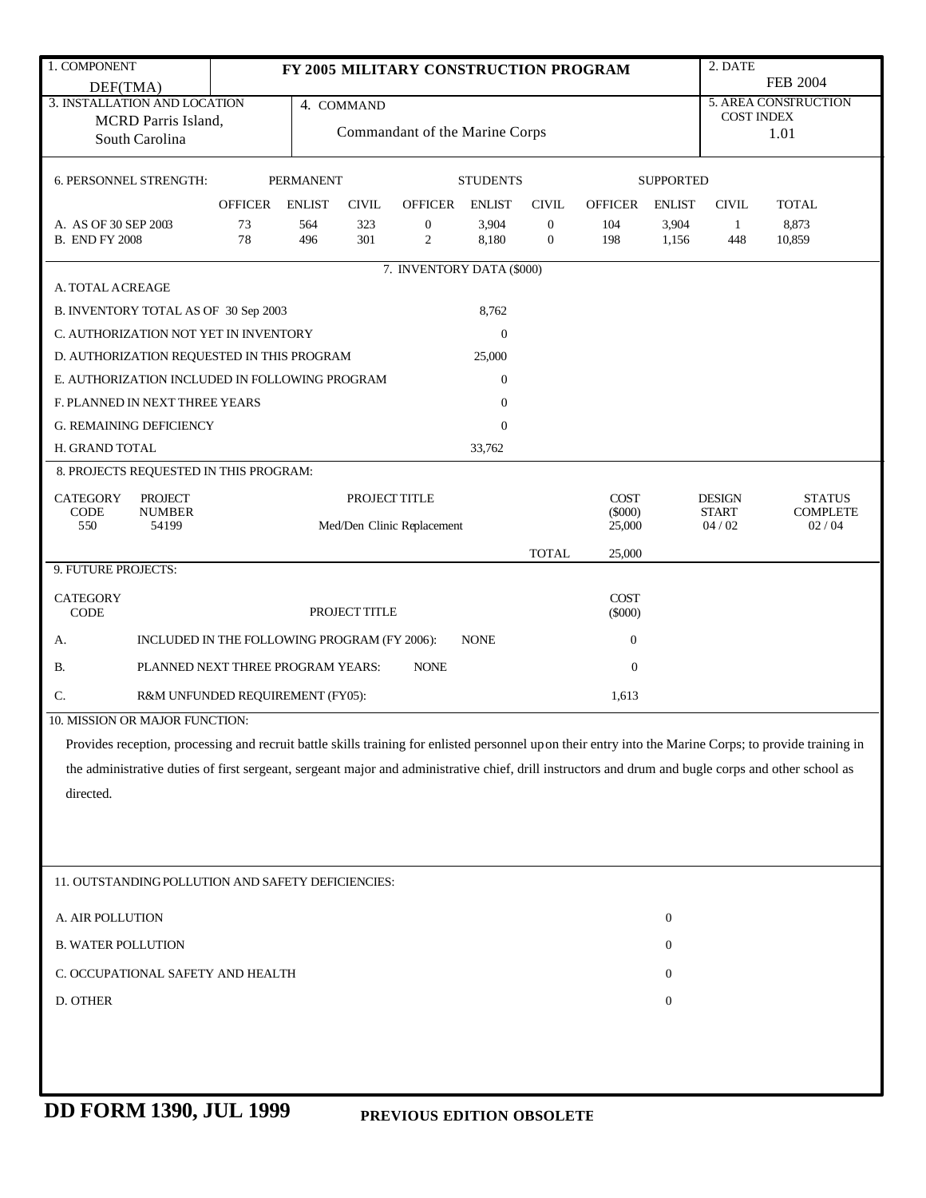| 1. COMPONENT | FY 2005 MILITARY CONSTRUCTION PROGRAM | 2. DATE |
|---|---|---|
| DEF(TMA) | | FEB 2004 |

| 3. INSTALLATION AND LOCATION | 4. COMMAND | 5. AREA CONSTRUCTION COST INDEX |
|---|---|---|
| MCRD Parris Island, South Carolina | Commandant of the Marine Corps | 1.01 |

6. PERSONNEL STRENGTH:

| | PERMANENT | | | STUDENTS | | | SUPPORTED | | | |
|---|---|---|---|---|---|---|---|---|---|---|
| | OFFICER | ENLIST | CIVIL | OFFICER | ENLIST | CIVIL | OFFICER | ENLIST | CIVIL | TOTAL |
| A. AS OF 30 SEP 2003 | 73 | 564 | 323 | 0 | 3,904 | 0 | 104 | 3,904 | 1 | 8,873 |
| B. END FY 2008 | 78 | 496 | 301 | 2 | 8,180 | 0 | 198 | 1,156 | 448 | 10,859 |

7. INVENTORY DATA ($000)

| | |
|---|---|
| A. TOTAL ACREAGE | |
| B. INVENTORY TOTAL AS OF 30 Sep 2003 | 8,762 |
| C. AUTHORIZATION NOT YET IN INVENTORY | 0 |
| D. AUTHORIZATION REQUESTED IN THIS PROGRAM | 25,000 |
| E. AUTHORIZATION INCLUDED IN FOLLOWING PROGRAM | 0 |
| F. PLANNED IN NEXT THREE YEARS | 0 |
| G. REMAINING DEFICIENCY | 0 |
| H. GRAND TOTAL | 33,762 |

8. PROJECTS REQUESTED IN THIS PROGRAM:

| CATEGORY CODE | PROJECT NUMBER | PROJECT TITLE | COST ($000) | DESIGN START | STATUS COMPLETE |
|---|---|---|---|---|---|
| 550 | 54199 | Med/Den Clinic Replacement | 25,000 | 04 / 02 | 02 / 04 |
| | | TOTAL | 25,000 | | |

9. FUTURE PROJECTS:

| CATEGORY CODE | PROJECT TITLE | | COST ($000) |
|---|---|---|---|
| A. | INCLUDED IN THE FOLLOWING PROGRAM (FY 2006): | NONE | 0 |
| B. | PLANNED NEXT THREE PROGRAM YEARS: | NONE | 0 |
| C. | R&M UNFUNDED REQUIREMENT (FY05): | | 1,613 |

10. MISSION OR MAJOR FUNCTION:

Provides reception, processing and recruit battle skills training for enlisted personnel upon their entry into the Marine Corps; to provide training in the administrative duties of first sergeant, sergeant major and administrative chief, drill instructors and drum and bugle corps and other school as directed.

11. OUTSTANDING POLLUTION AND SAFETY DEFICIENCIES:

| | |
|---|---|
| A. AIR POLLUTION | 0 |
| B. WATER POLLUTION | 0 |
| C. OCCUPATIONAL SAFETY AND HEALTH | 0 |
| D. OTHER | 0 |

**DD FORM 1390, JUL 1999** **PREVIOUS EDITION OBSOLETE**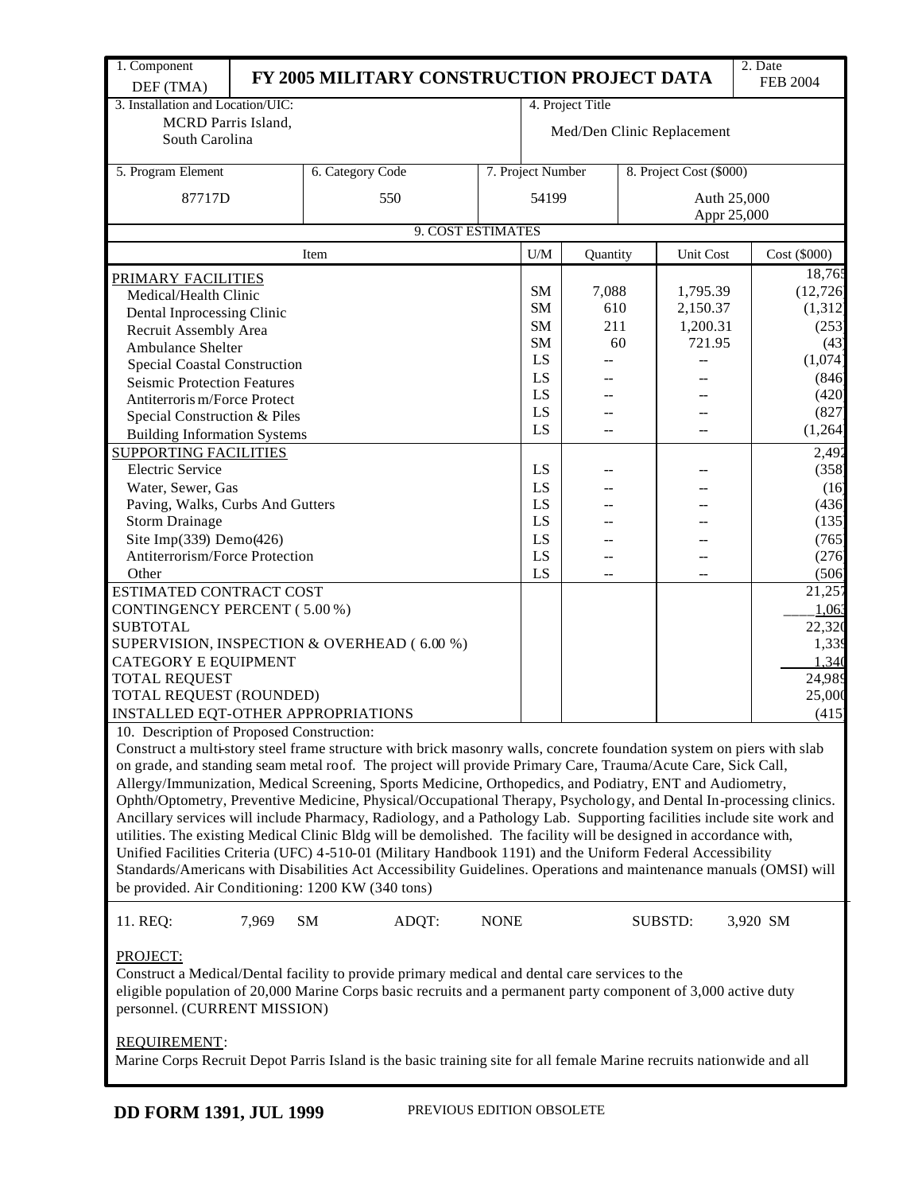| 1. Component DEF (TMA) | FY 2005 MILITARY CONSTRUCTION PROJECT DATA | | 2. Date FEB 2004 |
|---|---|---|---|
| 3. Installation and Location/UIC: MCRD Parris Island, South Carolina | | 4. Project Title Med/Den Clinic Replacement | |
| 5. Program Element 87717D | 6. Category Code 550 | 7. Project Number 54199 | 8. Project Cost ($000) Auth 25,000 Appr 25,000 |

**9. COST ESTIMATES**

| Item | U/M | Quantity | Unit Cost | Cost ($000) |
|---|---|---|---|---|
| PRIMARY FACILITIES | | | | 18,765 |
| Medical/Health Clinic | SM | 7,088 | 1,795.39 | (12,726) |
| Dental Inprocessing Clinic | SM | 610 | 2,150.37 | (1,312) |
| Recruit Assembly Area | SM | 211 | 1,200.31 | (253) |
| Ambulance Shelter | SM | 60 | 721.95 | (43) |
| Special Coastal Construction | LS | -- | -- | (1,074) |
| Seismic Protection Features | LS | -- | -- | (846) |
| Antiterrorism/Force Protect | LS | -- | -- | (420) |
| Special Construction & Piles | LS | -- | -- | (827) |
| Building Information Systems | LS | -- | -- | (1,264) |
| SUPPORTING FACILITIES | | | | 2,492 |
| Electric Service | LS | -- | -- | (358) |
| Water, Sewer, Gas | LS | -- | -- | (16) |
| Paving, Walks, Curbs And Gutters | LS | -- | -- | (436) |
| Storm Drainage | LS | -- | -- | (135) |
| Site Imp(339) Demo(426) | LS | -- | -- | (765) |
| Antiterrorism/Force Protection | LS | -- | -- | (276) |
| Other | LS | -- | -- | (506) |
| ESTIMATED CONTRACT COST | | | | 21,257 |
| CONTINGENCY PERCENT ( 5.00 %) | | | | 1,063 |
| SUBTOTAL | | | | 22,320 |
| SUPERVISION, INSPECTION & OVERHEAD ( 6.00 %) | | | | 1,339 |
| CATEGORY E EQUIPMENT | | | | 1,340 |
| TOTAL REQUEST | | | | 24,989 |
| TOTAL REQUEST (ROUNDED) | | | | 25,000 |
| INSTALLED EQT-OTHER APPROPRIATIONS | | | | (415) |

10. Description of Proposed Construction:

Construct a multi-story steel frame structure with brick masonry walls, concrete foundation system on piers with slab on grade, and standing seam metal roof. The project will provide Primary Care, Trauma/Acute Care, Sick Call, Allergy/Immunization, Medical Screening, Sports Medicine, Orthopedics, and Podiatry, ENT and Audiometry, Ophth/Optometry, Preventive Medicine, Physical/Occupational Therapy, Psychology, and Dental In-processing clinics. Ancillary services will include Pharmacy, Radiology, and a Pathology Lab. Supporting facilities include site work and utilities. The existing Medical Clinic Bldg will be demolished. The facility will be designed in accordance with, Unified Facilities Criteria (UFC) 4-510-01 (Military Handbook 1191) and the Uniform Federal Accessibility Standards/Americans with Disabilities Act Accessibility Guidelines. Operations and maintenance manuals (OMSI) will be provided. Air Conditioning: 1200 KW (340 tons)

11. REQ: 7,969 SM ADQT: NONE SUBSTD: 3,920 SM

PROJECT:

Construct a Medical/Dental facility to provide primary medical and dental care services to the eligible population of 20,000 Marine Corps basic recruits and a permanent party component of 3,000 active duty personnel. (CURRENT MISSION)

REQUIREMENT:

Marine Corps Recruit Depot Parris Island is the basic training site for all female Marine recruits nationwide and all

**DD FORM 1391, JUL 1999** PREVIOUS EDITION OBSOLETE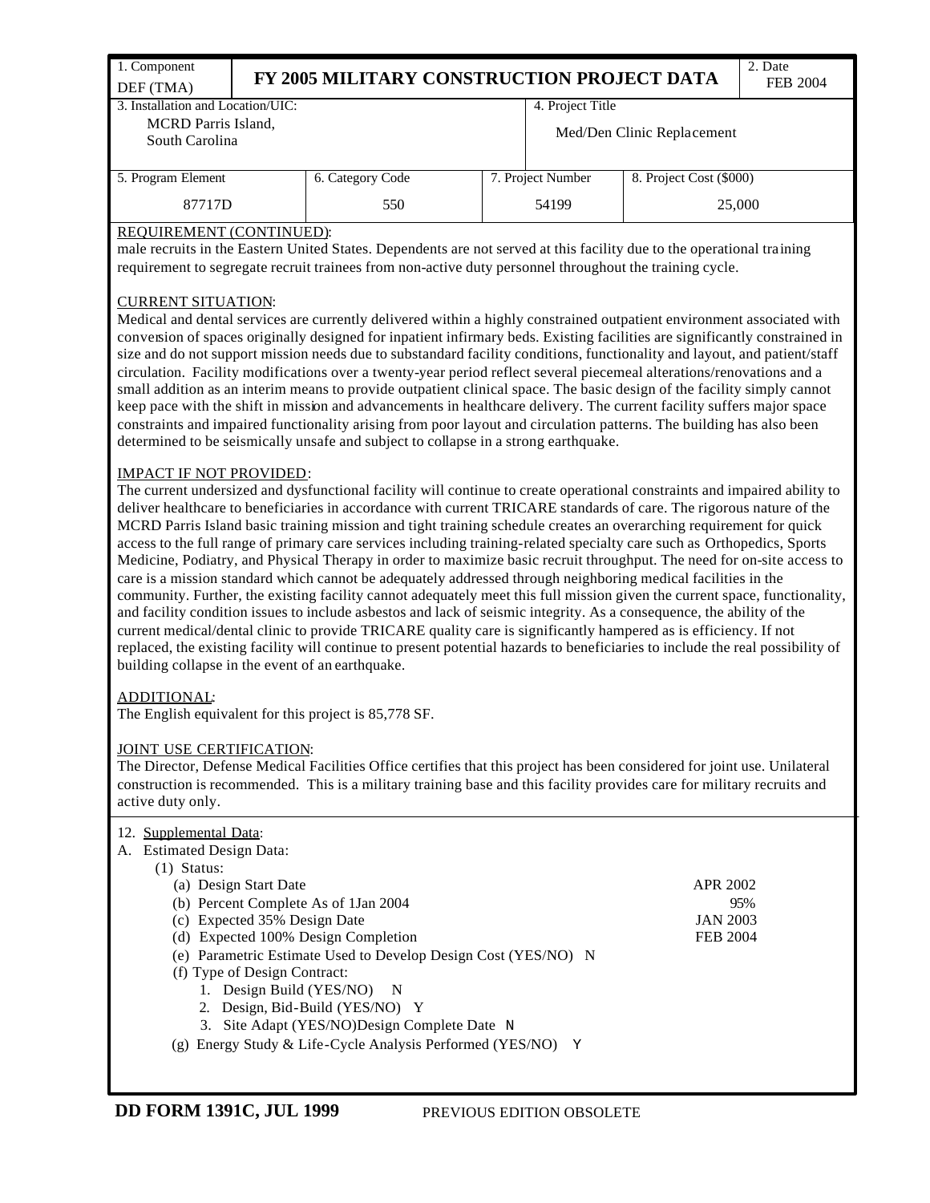| 1. Component DEF (TMA) | FY 2005 MILITARY CONSTRUCTION PROJECT DATA | | | 2. Date FEB 2004 |
|---|---|---|---|---|
| 3. Installation and Location/UIC: MCRD Parris Island, South Carolina | | | 4. Project Title Med/Den Clinic Replacement | |
| 5. Program Element 87717D | 6. Category Code 550 | 7. Project Number 54199 | 8. Project Cost ($000) 25,000 | |

REQUIREMENT (CONTINUED):
male recruits in the Eastern United States. Dependents are not served at this facility due to the operational training requirement to segregate recruit trainees from non-active duty personnel throughout the training cycle.

CURRENT SITUATION:
Medical and dental services are currently delivered within a highly constrained outpatient environment associated with conversion of spaces originally designed for inpatient infirmary beds. Existing facilities are significantly constrained in size and do not support mission needs due to substandard facility conditions, functionality and layout, and patient/staff circulation. Facility modifications over a twenty-year period reflect several piecemeal alterations/renovations and a small addition as an interim means to provide outpatient clinical space. The basic design of the facility simply cannot keep pace with the shift in mission and advancements in healthcare delivery. The current facility suffers major space constraints and impaired functionality arising from poor layout and circulation patterns. The building has also been determined to be seismically unsafe and subject to collapse in a strong earthquake.

IMPACT IF NOT PROVIDED:
The current undersized and dysfunctional facility will continue to create operational constraints and impaired ability to deliver healthcare to beneficiaries in accordance with current TRICARE standards of care. The rigorous nature of the MCRD Parris Island basic training mission and tight training schedule creates an overarching requirement for quick access to the full range of primary care services including training-related specialty care such as Orthopedics, Sports Medicine, Podiatry, and Physical Therapy in order to maximize basic recruit throughput. The need for on-site access to care is a mission standard which cannot be adequately addressed through neighboring medical facilities in the community. Further, the existing facility cannot adequately meet this full mission given the current space, functionality, and facility condition issues to include asbestos and lack of seismic integrity. As a consequence, the ability of the current medical/dental clinic to provide TRICARE quality care is significantly hampered as is efficiency. If not replaced, the existing facility will continue to present potential hazards to beneficiaries to include the real possibility of building collapse in the event of an earthquake.

ADDITIONAL:
The English equivalent for this project is 85,778 SF.

JOINT USE CERTIFICATION:
The Director, Defense Medical Facilities Office certifies that this project has been considered for joint use. Unilateral construction is recommended. This is a military training base and this facility provides care for military recruits and active duty only.

12. Supplemental Data:

A. Estimated Design Data:

- (1) Status:
  - (a) Design Start Date — APR 2002
  - (b) Percent Complete As of 1Jan 2004 — 95%
  - (c) Expected 35% Design Date — JAN 2003
  - (d) Expected 100% Design Completion — FEB 2004
  - (e) Parametric Estimate Used to Develop Design Cost (YES/NO) N
  - (f) Type of Design Contract:
    1. Design Build (YES/NO) N
    2. Design, Bid-Build (YES/NO) Y
    3. Site Adapt (YES/NO)Design Complete Date N
  - (g) Energy Study & Life-Cycle Analysis Performed (YES/NO) Y

DD FORM 1391C, JUL 1999 PREVIOUS EDITION OBSOLETE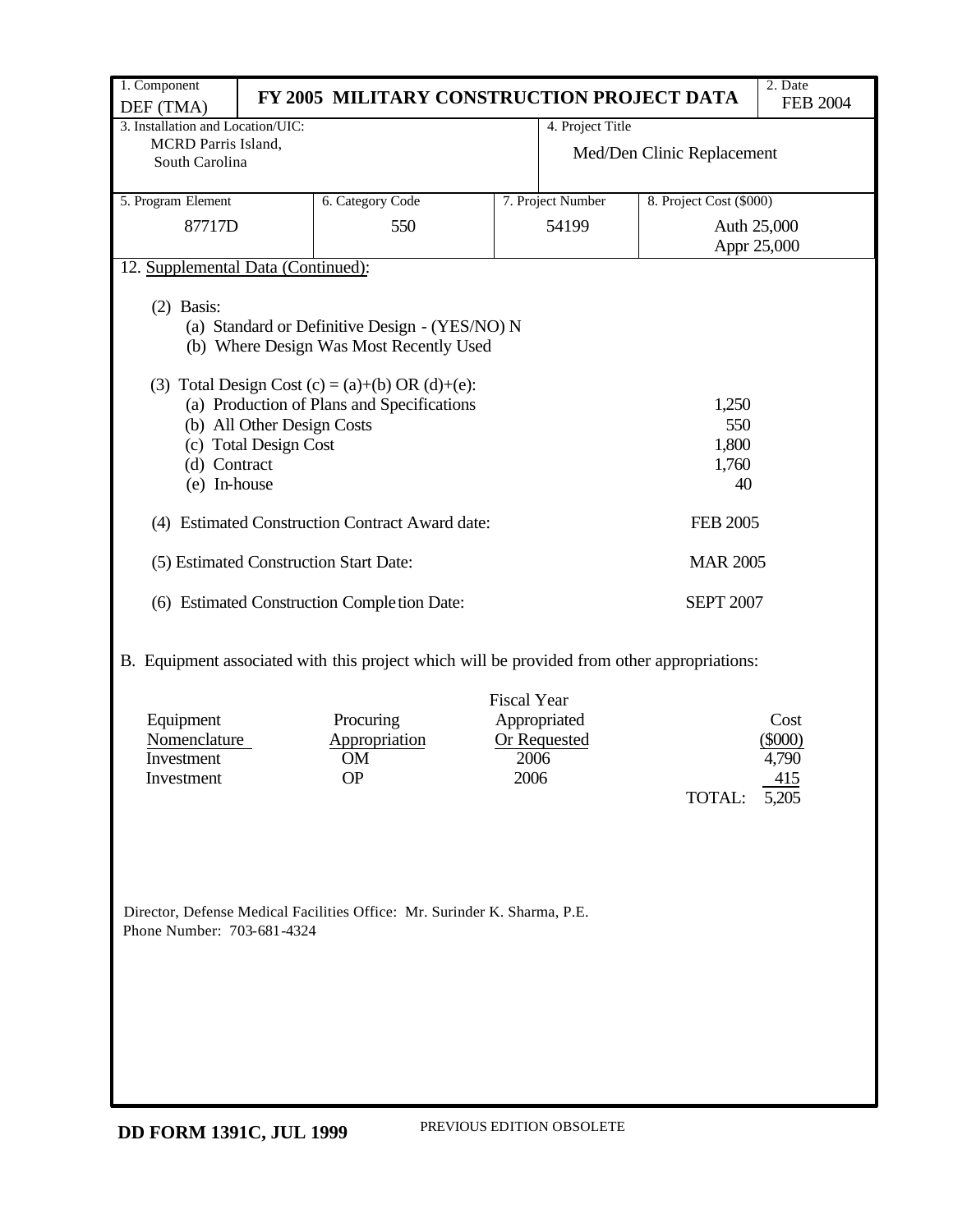| 1. Component DEF (TMA) | FY 2005 MILITARY CONSTRUCTION PROJECT DATA | | | 2. Date FEB 2004 |
|---|---|---|---|---|
| 3. Installation and Location/UIC: MCRD Parris Island, South Carolina | | | 4. Project Title Med/Den Clinic Replacement | |
| 5. Program Element 87717D | 6. Category Code 550 | 7. Project Number 54199 | 8. Project Cost ($000) Auth 25,000 Appr 25,000 | |

12. Supplemental Data (Continued):

(2) Basis:
- (a) Standard or Definitive Design - (YES/NO) N
- (b) Where Design Was Most Recently Used

(3) Total Design Cost (c) = (a)+(b) OR (d)+(e):

| | |
|---|---|
| (a) Production of Plans and Specifications | 1,250 |
| (b) All Other Design Costs | 550 |
| (c) Total Design Cost | 1,800 |
| (d) Contract | 1,760 |
| (e) In-house | 40 |

(4) Estimated Construction Contract Award date: FEB 2005

(5) Estimated Construction Start Date: MAR 2005

(6) Estimated Construction Completion Date: SEPT 2007

B. Equipment associated with this project which will be provided from other appropriations:

| Equipment Nomenclature | Procuring Appropriation | Fiscal Year Appropriated Or Requested | Cost ($000) |
|---|---|---|---|
| Investment | OM | 2006 | 4,790 |
| Investment | OP | 2006 | 415 |
| | | TOTAL: | 5,205 |

Director, Defense Medical Facilities Office: Mr. Surinder K. Sharma, P.E.
Phone Number: 703-681-4324

DD FORM 1391C, JUL 1999 PREVIOUS EDITION OBSOLETE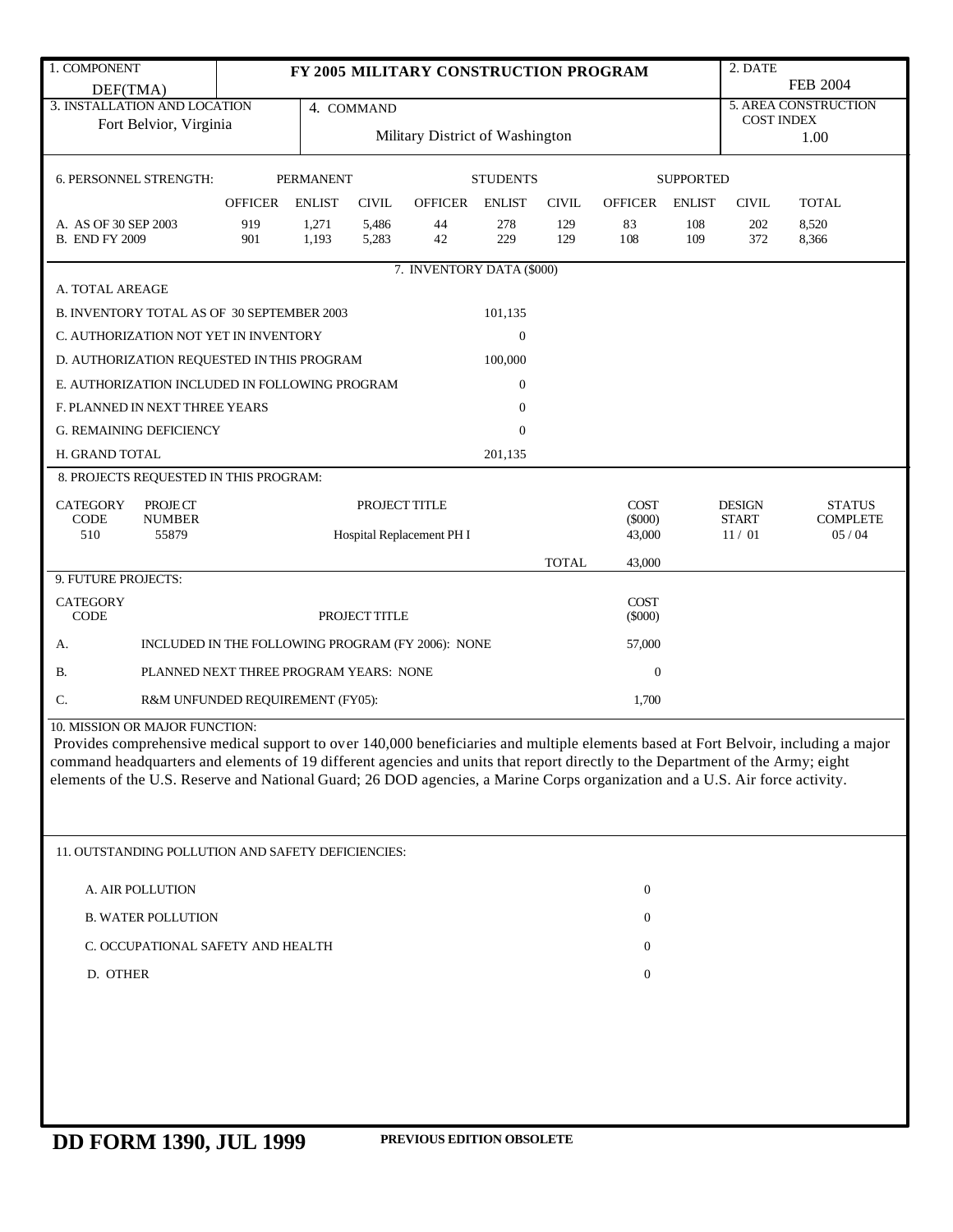| 1. COMPONENT DEF(TMA) | FY 2005 MILITARY CONSTRUCTION PROGRAM | 2. DATE FEB 2004 |
|---|---|---|
| 3. INSTALLATION AND LOCATION Fort Belvior, Virginia | 4. COMMAND Military District of Washington | 5. AREA CONSTRUCTION COST INDEX 1.00 |

6. PERSONNEL STRENGTH:

| | PERMANENT | | | STUDENTS | | | SUPPORTED | | | |
|---|---|---|---|---|---|---|---|---|---|---|
| | OFFICER | ENLIST | CIVIL | OFFICER | ENLIST | CIVIL | OFFICER | ENLIST | CIVIL | TOTAL |
| A. AS OF 30 SEP 2003 | 919 | 1,271 | 5,486 | 44 | 278 | 129 | 83 | 108 | 202 | 8,520 |
| B. END FY 2009 | 901 | 1,193 | 5,283 | 42 | 229 | 129 | 108 | 109 | 372 | 8,366 |

7. INVENTORY DATA ($000)

| | |
|---|---|
| A. TOTAL AREAGE | |
| B. INVENTORY TOTAL AS OF 30 SEPTEMBER 2003 | 101,135 |
| C. AUTHORIZATION NOT YET IN INVENTORY | 0 |
| D. AUTHORIZATION REQUESTED IN THIS PROGRAM | 100,000 |
| E. AUTHORIZATION INCLUDED IN FOLLOWING PROGRAM | 0 |
| F. PLANNED IN NEXT THREE YEARS | 0 |
| G. REMAINING DEFICIENCY | 0 |
| H. GRAND TOTAL | 201,135 |

8. PROJECTS REQUESTED IN THIS PROGRAM:

| CATEGORY CODE | PROJECT NUMBER | PROJECT TITLE | COST ($000) | DESIGN START | STATUS COMPLETE |
|---|---|---|---|---|---|
| 510 | 55879 | Hospital Replacement PH I | 43,000 | 11 / 01 | 05 / 04 |
| | | TOTAL | 43,000 | | |

9. FUTURE PROJECTS:

| CATEGORY CODE | PROJECT TITLE | COST ($000) |
|---|---|---|
| A. | INCLUDED IN THE FOLLOWING PROGRAM (FY 2006): NONE | 57,000 |
| B. | PLANNED NEXT THREE PROGRAM YEARS: NONE | 0 |
| C. | R&M UNFUNDED REQUIREMENT (FY05): | 1,700 |

10. MISSION OR MAJOR FUNCTION:

Provides comprehensive medical support to over 140,000 beneficiaries and multiple elements based at Fort Belvoir, including a major command headquarters and elements of 19 different agencies and units that report directly to the Department of the Army; eight elements of the U.S. Reserve and National Guard; 26 DOD agencies, a Marine Corps organization and a U.S. Air force activity.

11. OUTSTANDING POLLUTION AND SAFETY DEFICIENCIES:

| | |
|---|---|
| A. AIR POLLUTION | 0 |
| B. WATER POLLUTION | 0 |
| C. OCCUPATIONAL SAFETY AND HEALTH | 0 |
| D. OTHER | 0 |

**DD FORM 1390, JUL 1999** PREVIOUS EDITION OBSOLETE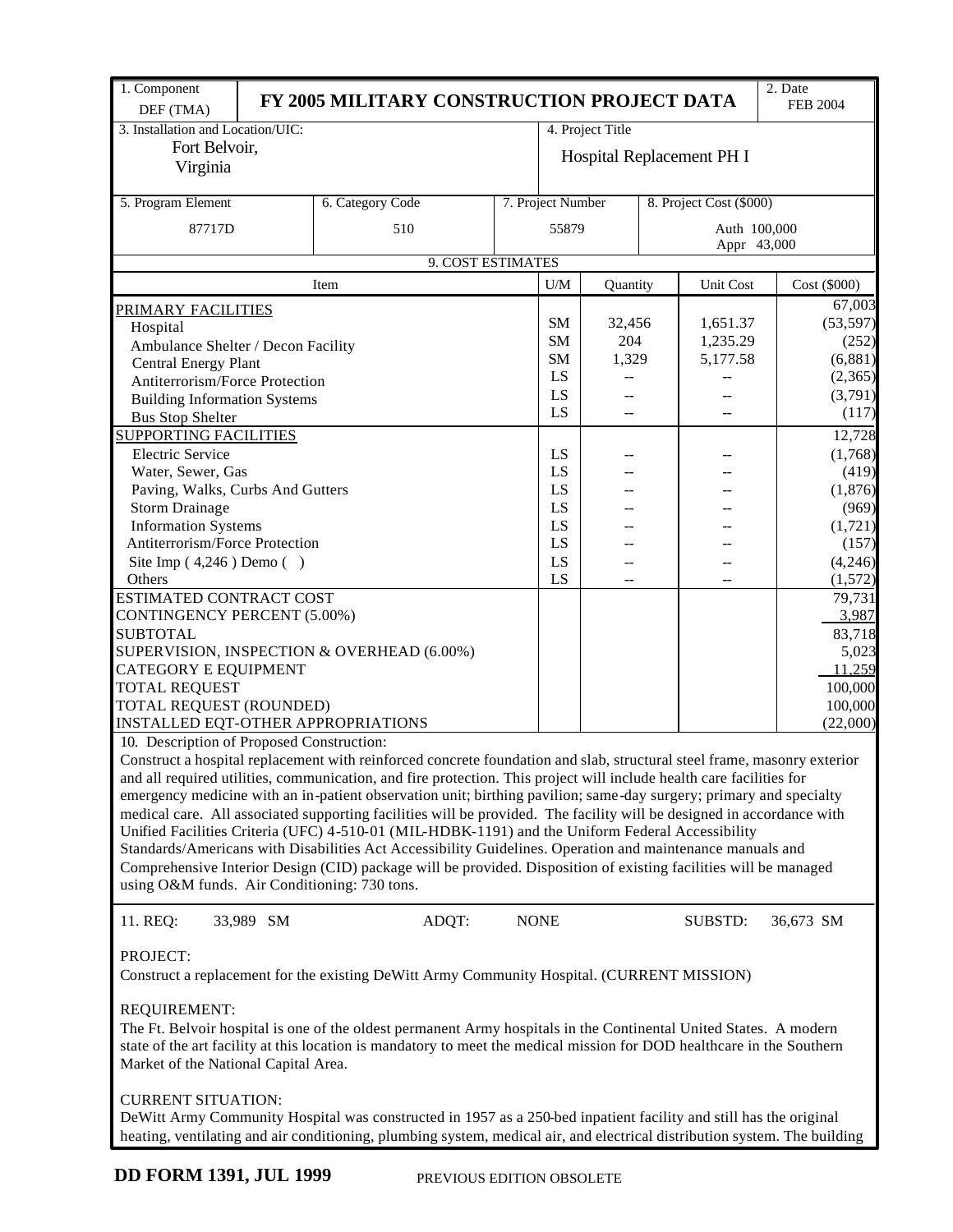| 1. Component DEF (TMA) | FY 2005 MILITARY CONSTRUCTION PROJECT DATA | 2. Date FEB 2004 |
|---|---|---|

| 3. Installation and Location/UIC: | 4. Project Title |
|---|---|
| Fort Belvoir, Virginia | Hospital Replacement PH I |

| 5. Program Element | 6. Category Code | 7. Project Number | 8. Project Cost ($000) |
|---|---|---|---|
| 87717D | 510 | 55879 | Auth 100,000<br>Appr 43,000 |

**9. COST ESTIMATES**

| Item | U/M | Quantity | Unit Cost | Cost ($000) |
|---|---|---|---|---|
| PRIMARY FACILITIES | | | | 67,003 |
| Hospital | SM | 32,456 | 1,651.37 | (53,597) |
| Ambulance Shelter / Decon Facility | SM | 204 | 1,235.29 | (252) |
| Central Energy Plant | SM | 1,329 | 5,177.58 | (6,881) |
| Antiterrorism/Force Protection | LS | -- | -- | (2,365) |
| Building Information Systems | LS | -- | -- | (3,791) |
| Bus Stop Shelter | LS | -- | -- | (117) |
| SUPPORTING FACILITIES | | | | 12,728 |
| Electric Service | LS | -- | -- | (1,768) |
| Water, Sewer, Gas | LS | -- | -- | (419) |
| Paving, Walks, Curbs And Gutters | LS | -- | -- | (1,876) |
| Storm Drainage | LS | -- | -- | (969) |
| Information Systems | LS | -- | -- | (1,721) |
| Antiterrorism/Force Protection | LS | -- | -- | (157) |
| Site Imp ( 4,246 ) Demo ( ) | LS | -- | -- | (4,246) |
| Others | LS | -- | -- | (1,572) |
| ESTIMATED CONTRACT COST | | | | 79,731 |
| CONTINGENCY PERCENT (5.00%) | | | | 3,987 |
| SUBTOTAL | | | | 83,718 |
| SUPERVISION, INSPECTION & OVERHEAD (6.00%) | | | | 5,023 |
| CATEGORY E EQUIPMENT | | | | 11,259 |
| TOTAL REQUEST | | | | 100,000 |
| TOTAL REQUEST (ROUNDED) | | | | 100,000 |
| INSTALLED EQT-OTHER APPROPRIATIONS | | | | (22,000) |

10. Description of Proposed Construction:

Construct a hospital replacement with reinforced concrete foundation and slab, structural steel frame, masonry exterior and all required utilities, communication, and fire protection. This project will include health care facilities for emergency medicine with an in-patient observation unit; birthing pavilion; same-day surgery; primary and specialty medical care. All associated supporting facilities will be provided. The facility will be designed in accordance with Unified Facilities Criteria (UFC) 4-510-01 (MIL-HDBK-1191) and the Uniform Federal Accessibility Standards/Americans with Disabilities Act Accessibility Guidelines. Operation and maintenance manuals and Comprehensive Interior Design (CID) package will be provided. Disposition of existing facilities will be managed using O&M funds. Air Conditioning: 730 tons.

11. REQ: 33,989 SM  ADQT: NONE  SUBSTD: 36,673 SM

PROJECT:

Construct a replacement for the existing DeWitt Army Community Hospital. (CURRENT MISSION)

REQUIREMENT:

The Ft. Belvoir hospital is one of the oldest permanent Army hospitals in the Continental United States. A modern state of the art facility at this location is mandatory to meet the medical mission for DOD healthcare in the Southern Market of the National Capital Area.

CURRENT SITUATION:

DeWitt Army Community Hospital was constructed in 1957 as a 250-bed inpatient facility and still has the original heating, ventilating and air conditioning, plumbing system, medical air, and electrical distribution system. The building

**DD FORM 1391, JUL 1999**  PREVIOUS EDITION OBSOLETE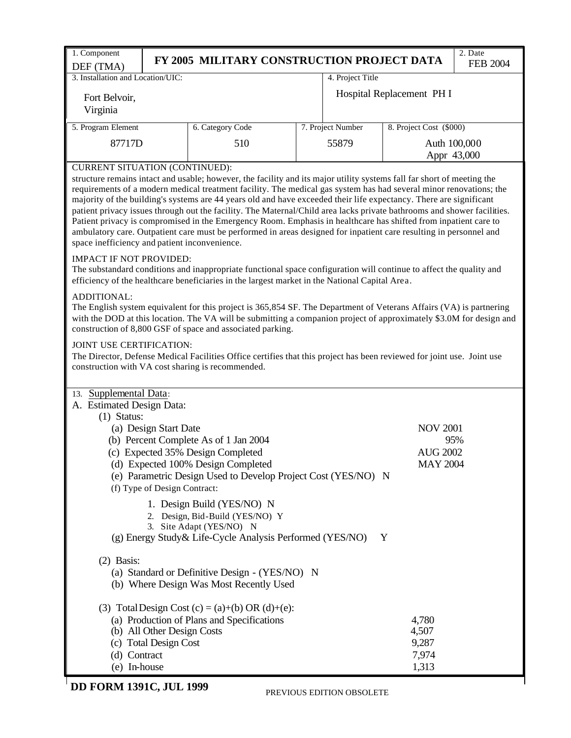| 1. Component DEF (TMA) | FY 2005 MILITARY CONSTRUCTION PROJECT DATA | | | 2. Date FEB 2004 |
|---|---|---|---|---|
| 3. Installation and Location/UIC: Fort Belvoir, Virginia | | | 4. Project Title Hospital Replacement PH I | |
| 5. Program Element 87717D | 6. Category Code 510 | 7. Project Number 55879 | 8. Project Cost ($000) Auth 100,000 Appr 43,000 | |

CURRENT SITUATION (CONTINUED):
structure remains intact and usable; however, the facility and its major utility systems fall far short of meeting the requirements of a modern medical treatment facility. The medical gas system has had several minor renovations; the majority of the building's systems are 44 years old and have exceeded their life expectancy. There are significant patient privacy issues through out the facility. The Maternal/Child area lacks private bathrooms and shower facilities. Patient privacy is compromised in the Emergency Room. Emphasis in healthcare has shifted from inpatient care to ambulatory care. Outpatient care must be performed in areas designed for inpatient care resulting in personnel and space inefficiency and patient inconvenience.

IMPACT IF NOT PROVIDED:
The substandard conditions and inappropriate functional space configuration will continue to affect the quality and efficiency of the healthcare beneficiaries in the largest market in the National Capital Area.

ADDITIONAL:
The English system equivalent for this project is 365,854 SF. The Department of Veterans Affairs (VA) is partnering with the DOD at this location. The VA will be submitting a companion project of approximately $3.0M for design and construction of 8,800 GSF of space and associated parking.

JOINT USE CERTIFICATION:
The Director, Defense Medical Facilities Office certifies that this project has been reviewed for joint use. Joint use construction with VA cost sharing is recommended.

13. Supplemental Data:

A. Estimated Design Data:

(1) Status:

(a) Design Start Date — NOV 2001
(b) Percent Complete As of 1 Jan 2004 — 95%
(c) Expected 35% Design Completed — AUG 2002
(d) Expected 100% Design Completed — MAY 2004
(e) Parametric Design Used to Develop Project Cost (YES/NO) N
(f) Type of Design Contract:

1. Design Build (YES/NO) N
2. Design, Bid-Build (YES/NO) Y
3. Site Adapt (YES/NO) N

(g) Energy Study& Life-Cycle Analysis Performed (YES/NO) Y

(2) Basis:

(a) Standard or Definitive Design - (YES/NO) N
(b) Where Design Was Most Recently Used

(3) Total Design Cost (c) = (a)+(b) OR (d)+(e):

| | |
|---|---|
| (a) Production of Plans and Specifications | 4,780 |
| (b) All Other Design Costs | 4,507 |
| (c) Total Design Cost | 9,287 |
| (d) Contract | 7,974 |
| (e) In-house | 1,313 |

DD FORM 1391C, JUL 1999 PREVIOUS EDITION OBSOLETE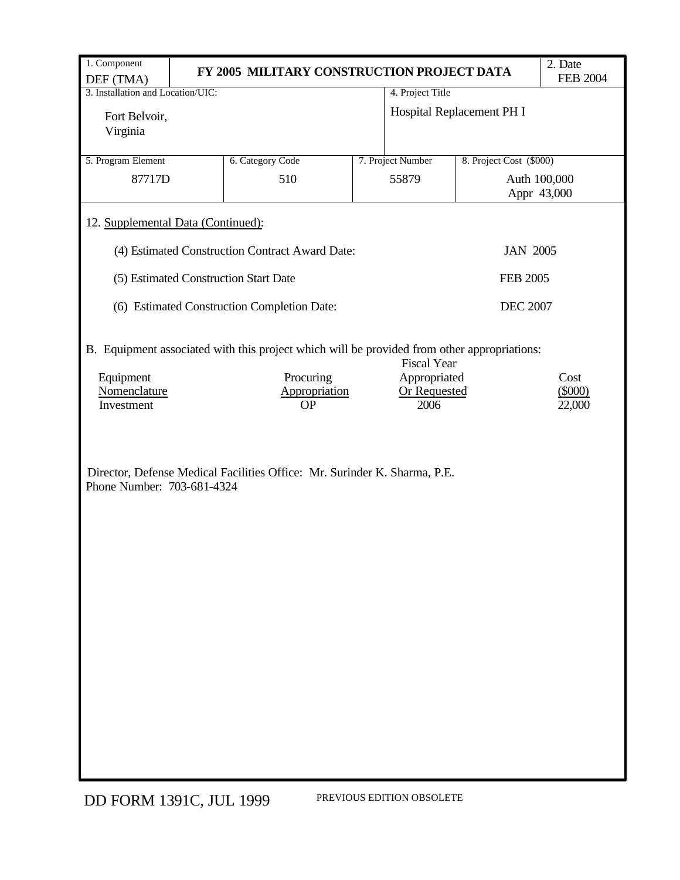| 1. Component DEF (TMA) | **FY 2005 MILITARY CONSTRUCTION PROJECT DATA** | | | 2. Date FEB 2004 |
|---|---|---|---|---|
| 3. Installation and Location/UIC: Fort Belvoir, Virginia | | 4. Project Title Hospital Replacement PH I | | |
| 5. Program Element 87717D | 6. Category Code 510 | 7. Project Number 55879 | 8. Project Cost ($000) Auth 100,000 Appr 43,000 | |

12. Supplemental Data (Continued):

| | |
|---|---|
| (4) Estimated Construction Contract Award Date: | JAN 2005 |
| (5) Estimated Construction Start Date | FEB 2005 |
| (6) Estimated Construction Completion Date: | DEC 2007 |

B. Equipment associated with this project which will be provided from other appropriations:

| Equipment Nomenclature | Procuring Appropriation | Fiscal Year Appropriated Or Requested | Cost ($000) |
|---|---|---|---|
| Investment | OP | 2006 | 22,000 |

Director, Defense Medical Facilities Office: Mr. Surinder K. Sharma, P.E.
Phone Number: 703-681-4324

DD FORM 1391C, JUL 1999 PREVIOUS EDITION OBSOLETE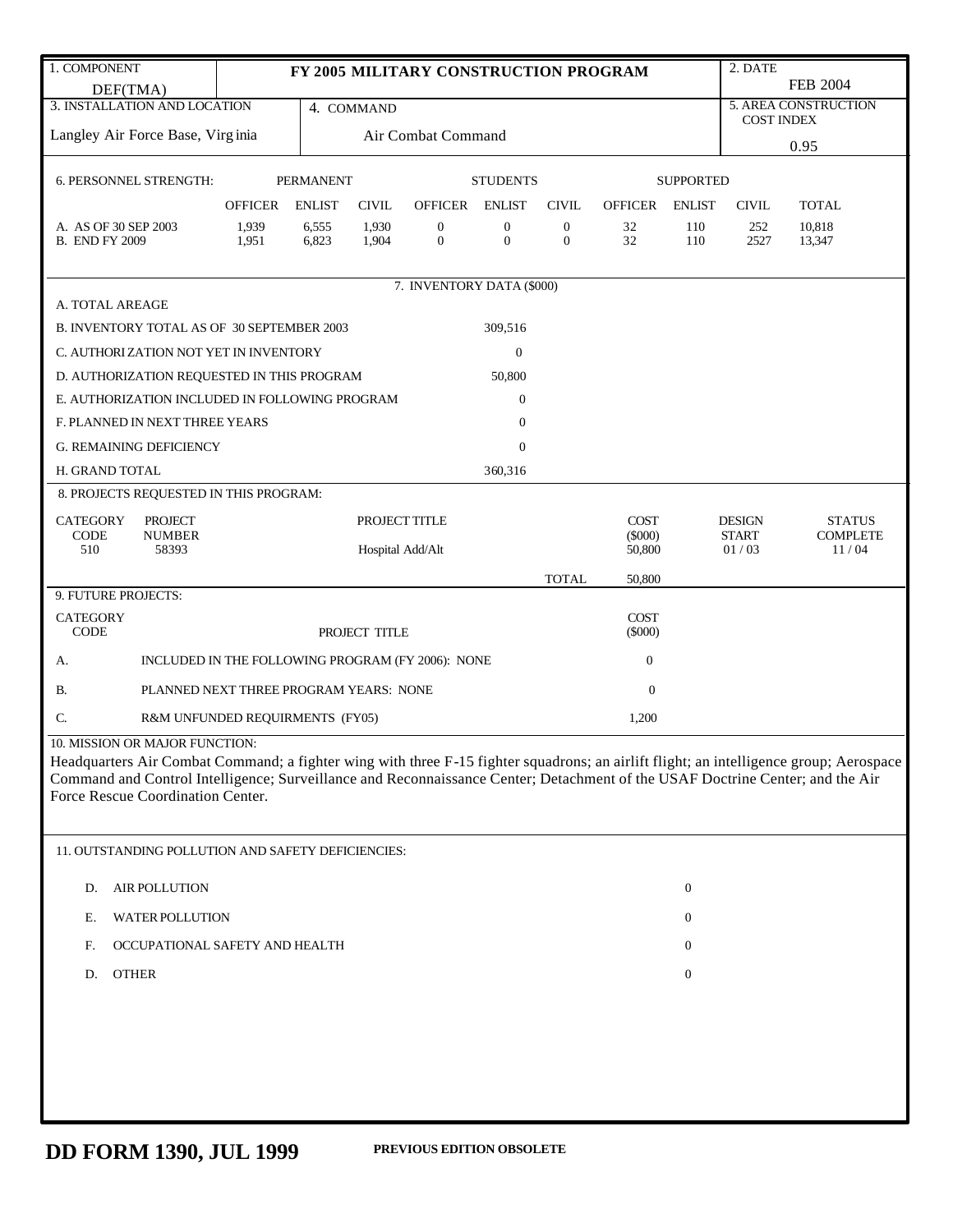| 1. COMPONENT | FY 2005 MILITARY CONSTRUCTION PROGRAM | 2. DATE |
|---|---|---|
| DEF(TMA) | | FEB 2004 |

| 3. INSTALLATION AND LOCATION | 4. COMMAND | 5. AREA CONSTRUCTION COST INDEX |
|---|---|---|
| Langley Air Force Base, Virginia | Air Combat Command | 0.95 |

**6. PERSONNEL STRENGTH:**

| | PERMANENT | | | STUDENTS | | | SUPPORTED | | | |
|---|---|---|---|---|---|---|---|---|---|---|
| | OFFICER | ENLIST | CIVIL | OFFICER | ENLIST | CIVIL | OFFICER | ENLIST | CIVIL | TOTAL |
| A. AS OF 30 SEP 2003 | 1,939 | 6,555 | 1,930 | 0 | 0 | 0 | 32 | 110 | 252 | 10,818 |
| B. END FY 2009 | 1,951 | 6,823 | 1,904 | 0 | 0 | 0 | 32 | 110 | 2527 | 13,347 |

**7. INVENTORY DATA ($000)**

| | |
|---|---|
| A. TOTAL AREAGE | |
| B. INVENTORY TOTAL AS OF 30 SEPTEMBER 2003 | 309,516 |
| C. AUTHORIZATION NOT YET IN INVENTORY | 0 |
| D. AUTHORIZATION REQUESTED IN THIS PROGRAM | 50,800 |
| E. AUTHORIZATION INCLUDED IN FOLLOWING PROGRAM | 0 |
| F. PLANNED IN NEXT THREE YEARS | 0 |
| G. REMAINING DEFICIENCY | 0 |
| H. GRAND TOTAL | 360,316 |

**8. PROJECTS REQUESTED IN THIS PROGRAM:**

| CATEGORY CODE | PROJECT NUMBER | PROJECT TITLE | COST ($000) | DESIGN START | STATUS COMPLETE |
|---|---|---|---|---|---|
| 510 | 58393 | Hospital Add/Alt | 50,800 | 01 / 03 | 11 / 04 |
| | | TOTAL | 50,800 | | |

**9. FUTURE PROJECTS:**

| CATEGORY CODE | PROJECT TITLE | COST ($000) |
|---|---|---|
| A. | INCLUDED IN THE FOLLOWING PROGRAM (FY 2006): NONE | 0 |
| B. | PLANNED NEXT THREE PROGRAM YEARS: NONE | 0 |
| C. | R&M UNFUNDED REQUIRMENTS (FY05) | 1,200 |

**10. MISSION OR MAJOR FUNCTION:**

Headquarters Air Combat Command; a fighter wing with three F-15 fighter squadrons; an airlift flight; an intelligence group; Aerospace Command and Control Intelligence; Surveillance and Reconnaissance Center; Detachment of the USAF Doctrine Center; and the Air Force Rescue Coordination Center.

**11. OUTSTANDING POLLUTION AND SAFETY DEFICIENCIES:**

| | | |
|---|---|---|
| D. | AIR POLLUTION | 0 |
| E. | WATER POLLUTION | 0 |
| F. | OCCUPATIONAL SAFETY AND HEALTH | 0 |
| D. | OTHER | 0 |

**DD FORM 1390, JUL 1999** PREVIOUS EDITION OBSOLETE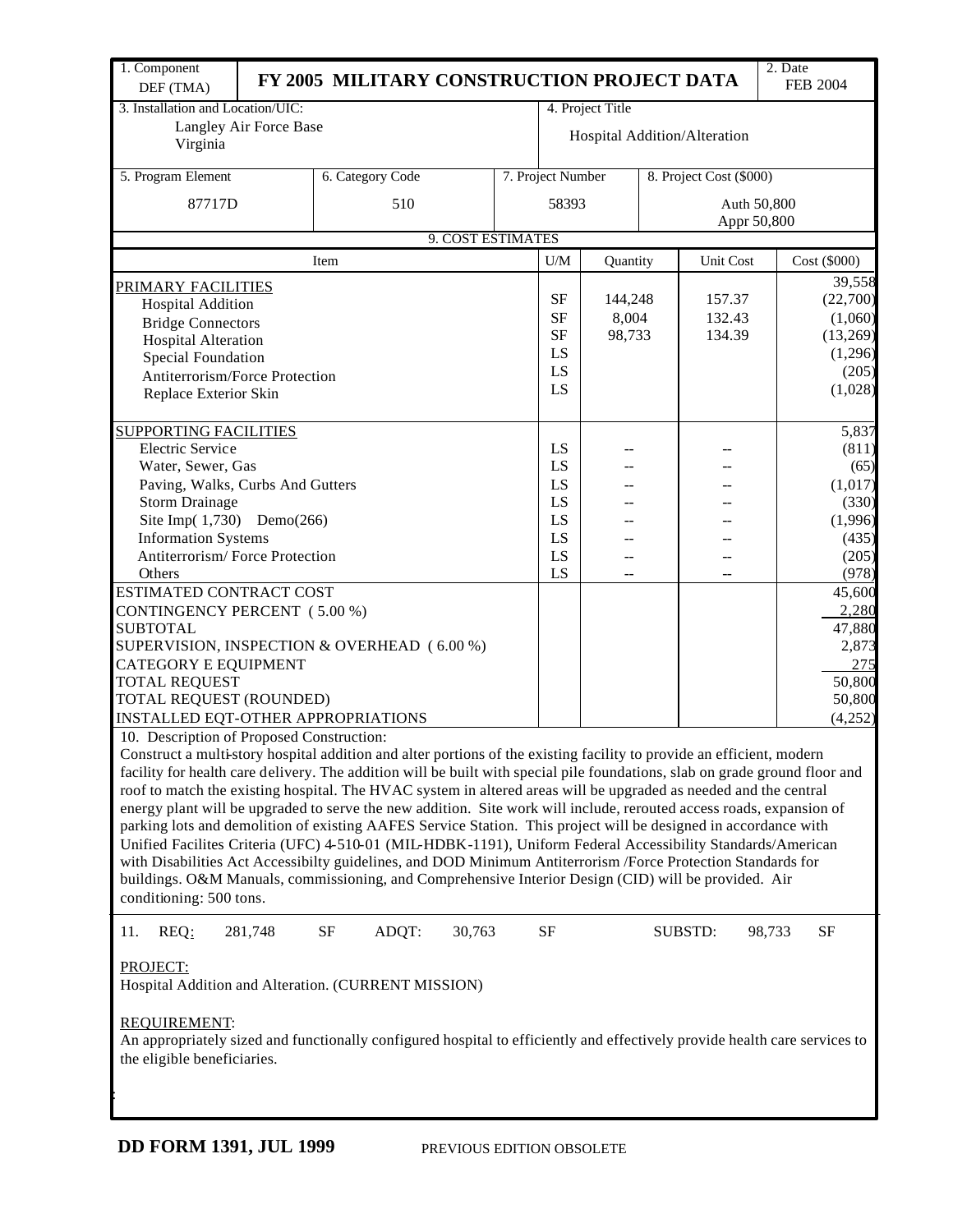| 1. Component DEF (TMA) | FY 2005 MILITARY CONSTRUCTION PROJECT DATA | | | 2. Date FEB 2004 |
|---|---|---|---|---|
| 3. Installation and Location/UIC: Langley Air Force Base Virginia | | 4. Project Title Hospital Addition/Alteration | | |
| 5. Program Element 87717D | 6. Category Code 510 | 7. Project Number 58393 | 8. Project Cost ($000) Auth 50,800 Appr 50,800 | |

**9. COST ESTIMATES**

| Item | U/M | Quantity | Unit Cost | Cost ($000) |
|---|---|---|---|---|
| PRIMARY FACILITIES | | | | 39,558 |
| Hospital Addition | SF | 144,248 | 157.37 | (22,700) |
| Bridge Connectors | SF | 8,004 | 132.43 | (1,060) |
| Hospital Alteration | SF | 98,733 | 134.39 | (13,269) |
| Special Foundation | LS | | | (1,296) |
| Antiterrorism/Force Protection | LS | | | (205) |
| Replace Exterior Skin | LS | | | (1,028) |
| SUPPORTING FACILITIES | | | | 5,837 |
| Electric Service | LS | -- | -- | (811) |
| Water, Sewer, Gas | LS | -- | -- | (65) |
| Paving, Walks, Curbs And Gutters | LS | -- | -- | (1,017) |
| Storm Drainage | LS | -- | -- | (330) |
| Site Imp( 1,730) Demo(266) | LS | -- | -- | (1,996) |
| Information Systems | LS | -- | -- | (435) |
| Antiterrorism/ Force Protection | LS | -- | -- | (205) |
| Others | LS | -- | -- | (978) |
| ESTIMATED CONTRACT COST | | | | 45,600 |
| CONTINGENCY PERCENT ( 5.00 %) | | | | 2,280 |
| SUBTOTAL | | | | 47,880 |
| SUPERVISION, INSPECTION & OVERHEAD ( 6.00 %) | | | | 2,873 |
| CATEGORY E EQUIPMENT | | | | 275 |
| TOTAL REQUEST | | | | 50,800 |
| TOTAL REQUEST (ROUNDED) | | | | 50,800 |
| INSTALLED EQT-OTHER APPROPRIATIONS | | | | (4,252) |

10. Description of Proposed Construction:

Construct a multi-story hospital addition and alter portions of the existing facility to provide an efficient, modern facility for health care delivery. The addition will be built with special pile foundations, slab on grade ground floor and roof to match the existing hospital. The HVAC system in altered areas will be upgraded as needed and the central energy plant will be upgraded to serve the new addition. Site work will include, rerouted access roads, expansion of parking lots and demolition of existing AAFES Service Station. This project will be designed in accordance with Unified Facilites Criteria (UFC) 4-510-01 (MIL-HDBK-1191), Uniform Federal Accessibility Standards/American with Disabilities Act Accessibilty guidelines, and DOD Minimum Antiterrorism /Force Protection Standards for buildings. O&M Manuals, commissioning, and Comprehensive Interior Design (CID) will be provided. Air conditioning: 500 tons.

11. REQ: 281,748 SF ADQT: 30,763 SF SUBSTD: 98,733 SF

PROJECT:

Hospital Addition and Alteration. (CURRENT MISSION)

REQUIREMENT:

An appropriately sized and functionally configured hospital to efficiently and effectively provide health care services to the eligible beneficiaries.

**DD FORM 1391, JUL 1999** PREVIOUS EDITION OBSOLETE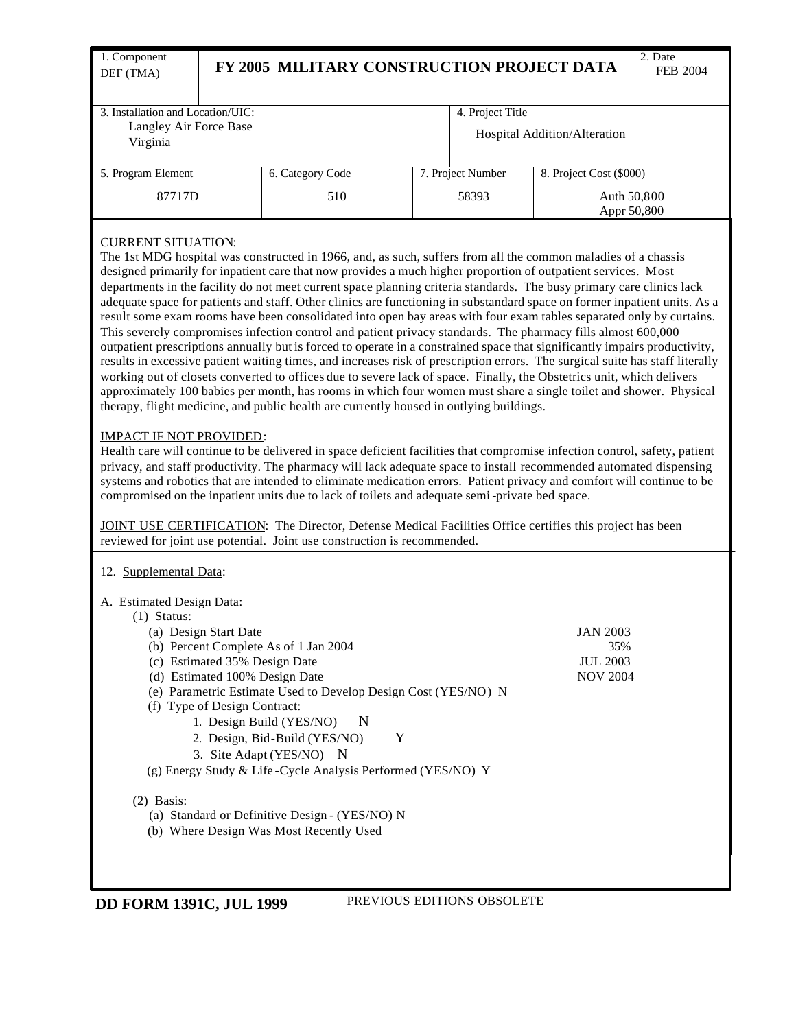| 1. Component DEF (TMA) | FY 2005 MILITARY CONSTRUCTION PROJECT DATA | | | 2. Date FEB 2004 |
|---|---|---|---|---|
| 3. Installation and Location/UIC: Langley Air Force Base Virginia | | | 4. Project Title Hospital Addition/Alteration | |
| 5. Program Element 87717D | 6. Category Code 510 | 7. Project Number 58393 | 8. Project Cost ($000) Auth 50,800 Appr 50,800 | |

CURRENT SITUATION:
The 1st MDG hospital was constructed in 1966, and, as such, suffers from all the common maladies of a chassis designed primarily for inpatient care that now provides a much higher proportion of outpatient services. Most departments in the facility do not meet current space planning criteria standards. The busy primary care clinics lack adequate space for patients and staff. Other clinics are functioning in substandard space on former inpatient units. As a result some exam rooms have been consolidated into open bay areas with four exam tables separated only by curtains. This severely compromises infection control and patient privacy standards. The pharmacy fills almost 600,000 outpatient prescriptions annually but is forced to operate in a constrained space that significantly impairs productivity, results in excessive patient waiting times, and increases risk of prescription errors. The surgical suite has staff literally working out of closets converted to offices due to severe lack of space. Finally, the Obstetrics unit, which delivers approximately 100 babies per month, has rooms in which four women must share a single toilet and shower. Physical therapy, flight medicine, and public health are currently housed in outlying buildings.

IMPACT IF NOT PROVIDED:
Health care will continue to be delivered in space deficient facilities that compromise infection control, safety, patient privacy, and staff productivity. The pharmacy will lack adequate space to install recommended automated dispensing systems and robotics that are intended to eliminate medication errors. Patient privacy and comfort will continue to be compromised on the inpatient units due to lack of toilets and adequate semi-private bed space.

JOINT USE CERTIFICATION: The Director, Defense Medical Facilities Office certifies this project has been reviewed for joint use potential. Joint use construction is recommended.

12. Supplemental Data:

A. Estimated Design Data:
- (1) Status:
  - (a) Design Start Date — JAN 2003
  - (b) Percent Complete As of 1 Jan 2004 — 35%
  - (c) Estimated 35% Design Date — JUL 2003
  - (d) Estimated 100% Design Date — NOV 2004
  - (e) Parametric Estimate Used to Develop Design Cost (YES/NO) N
  - (f) Type of Design Contract:
    1. Design Build (YES/NO) N
    2. Design, Bid-Build (YES/NO) Y
    3. Site Adapt (YES/NO) N
  - (g) Energy Study & Life-Cycle Analysis Performed (YES/NO) Y
- (2) Basis:
  - (a) Standard or Definitive Design - (YES/NO) N
  - (b) Where Design Was Most Recently Used

DD FORM 1391C, JUL 1999 PREVIOUS EDITIONS OBSOLETE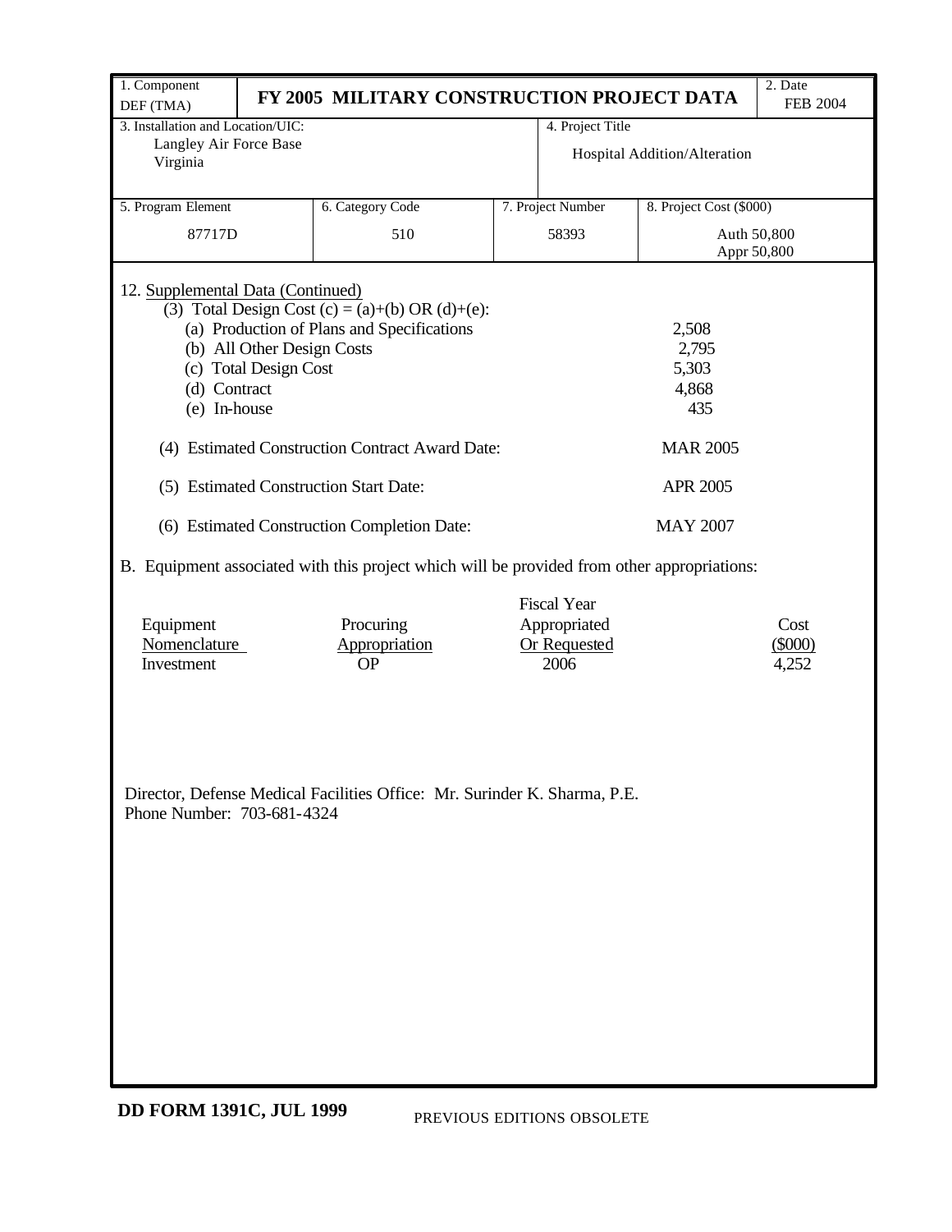| 1. Component DEF (TMA) | FY 2005 MILITARY CONSTRUCTION PROJECT DATA | | 2. Date FEB 2004 |
|---|---|---|---|
| 3. Installation and Location/UIC: Langley Air Force Base Virginia | | 4. Project Title Hospital Addition/Alteration | |
| 5. Program Element 87717D | 6. Category Code 510 | 7. Project Number 58393 | 8. Project Cost ($000) Auth 50,800 Appr 50,800 |

12. Supplemental Data (Continued)

(3) Total Design Cost (c) = (a)+(b) OR (d)+(e):

| | |
|---|---|
| (a) Production of Plans and Specifications | 2,508 |
| (b) All Other Design Costs | 2,795 |
| (c) Total Design Cost | 5,303 |
| (d) Contract | 4,868 |
| (e) In-house | 435 |

(4) Estimated Construction Contract Award Date: MAR 2005

(5) Estimated Construction Start Date: APR 2005

(6) Estimated Construction Completion Date: MAY 2007

B. Equipment associated with this project which will be provided from other appropriations:

| Equipment Nomenclature | Procuring Appropriation | Fiscal Year Appropriated Or Requested | Cost ($000) |
|---|---|---|---|
| Investment | OP | 2006 | 4,252 |

Director, Defense Medical Facilities Office: Mr. Surinder K. Sharma, P.E.
Phone Number: 703-681-4324

DD FORM 1391C, JUL 1999 PREVIOUS EDITIONS OBSOLETE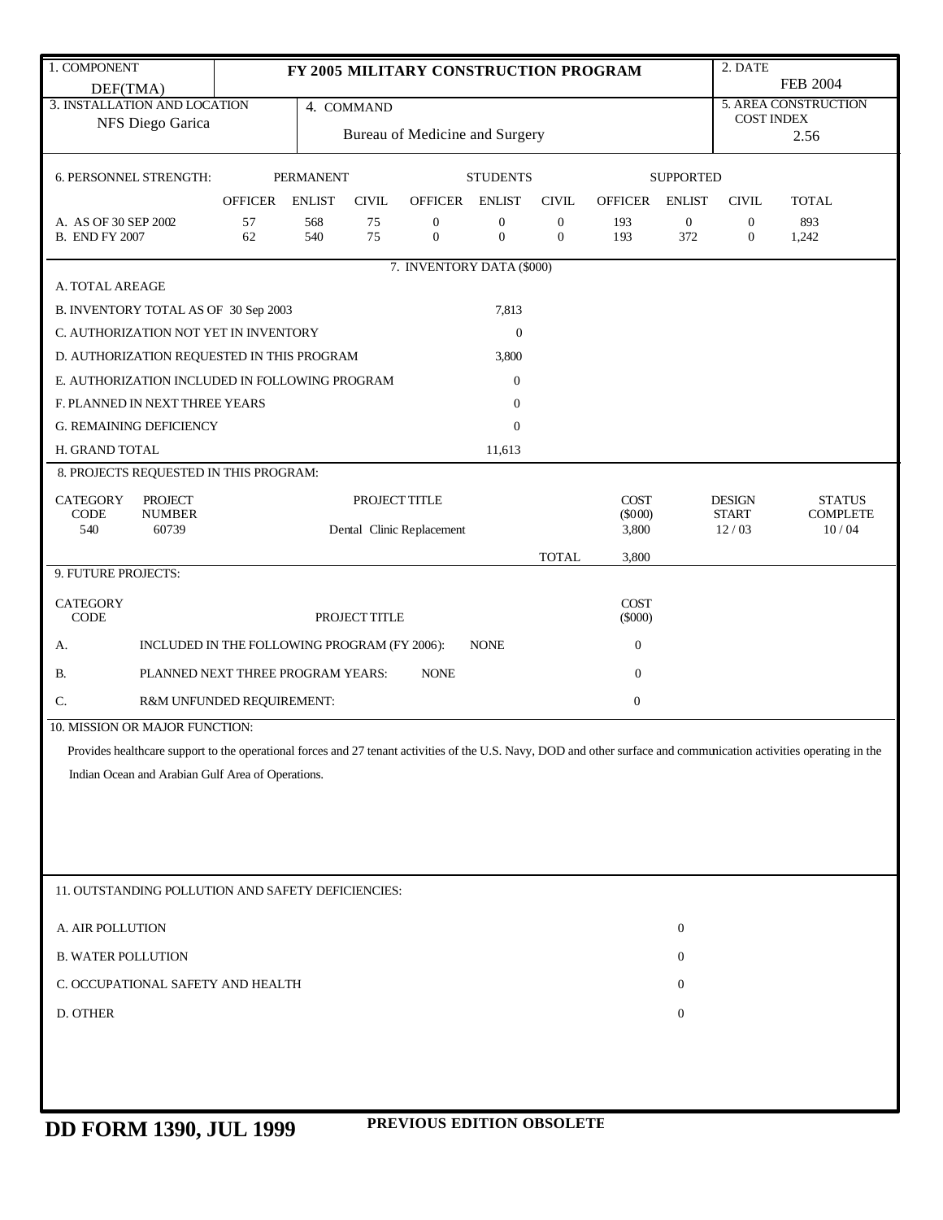| 1. COMPONENT | FY 2005 MILITARY CONSTRUCTION PROGRAM | 2. DATE |
|---|---|---|
| DEF(TMA) | | FEB 2004 |

| 3. INSTALLATION AND LOCATION | 4. COMMAND | 5. AREA CONSTRUCTION COST INDEX |
|---|---|---|
| NFS Diego Garica | Bureau of Medicine and Surgery | 2.56 |

**6. PERSONNEL STRENGTH:**

| | PERMANENT | | | STUDENTS | | | SUPPORTED | | | |
|---|---|---|---|---|---|---|---|---|---|---|
| | OFFICER | ENLIST | CIVIL | OFFICER | ENLIST | CIVIL | OFFICER | ENLIST | CIVIL | TOTAL |
| A. AS OF 30 SEP 2002 | 57 | 568 | 75 | 0 | 0 | 0 | 193 | 0 | 0 | 893 |
| B. END FY 2007 | 62 | 540 | 75 | 0 | 0 | 0 | 193 | 372 | 0 | 1,242 |

**7. INVENTORY DATA ($000)**

| | |
|---|---|
| A. TOTAL AREAGE | |
| B. INVENTORY TOTAL AS OF 30 Sep 2003 | 7,813 |
| C. AUTHORIZATION NOT YET IN INVENTORY | 0 |
| D. AUTHORIZATION REQUESTED IN THIS PROGRAM | 3,800 |
| E. AUTHORIZATION INCLUDED IN FOLLOWING PROGRAM | 0 |
| F. PLANNED IN NEXT THREE YEARS | 0 |
| G. REMAINING DEFICIENCY | 0 |
| H. GRAND TOTAL | 11,613 |

**8. PROJECTS REQUESTED IN THIS PROGRAM:**

| CATEGORY CODE | PROJECT NUMBER | PROJECT TITLE | COST ($000) | DESIGN START | STATUS COMPLETE |
|---|---|---|---|---|---|
| 540 | 60739 | Dental Clinic Replacement | 3,800 | 12 / 03 | 10 / 04 |
| | | TOTAL | 3,800 | | |

**9. FUTURE PROJECTS:**

| CATEGORY CODE | PROJECT TITLE | COST ($000) |
|---|---|---|
| A. | INCLUDED IN THE FOLLOWING PROGRAM (FY 2006): NONE | 0 |
| B. | PLANNED NEXT THREE PROGRAM YEARS: NONE | 0 |
| C. | R&M UNFUNDED REQUIREMENT: | 0 |

**10. MISSION OR MAJOR FUNCTION:**

Provides healthcare support to the operational forces and 27 tenant activities of the U.S. Navy, DOD and other surface and communication activities operating in the Indian Ocean and Arabian Gulf Area of Operations.

**11. OUTSTANDING POLLUTION AND SAFETY DEFICIENCIES:**

| | |
|---|---|
| A. AIR POLLUTION | 0 |
| B. WATER POLLUTION | 0 |
| C. OCCUPATIONAL SAFETY AND HEALTH | 0 |
| D. OTHER | 0 |

**DD FORM 1390, JUL 1999** PREVIOUS EDITION OBSOLETE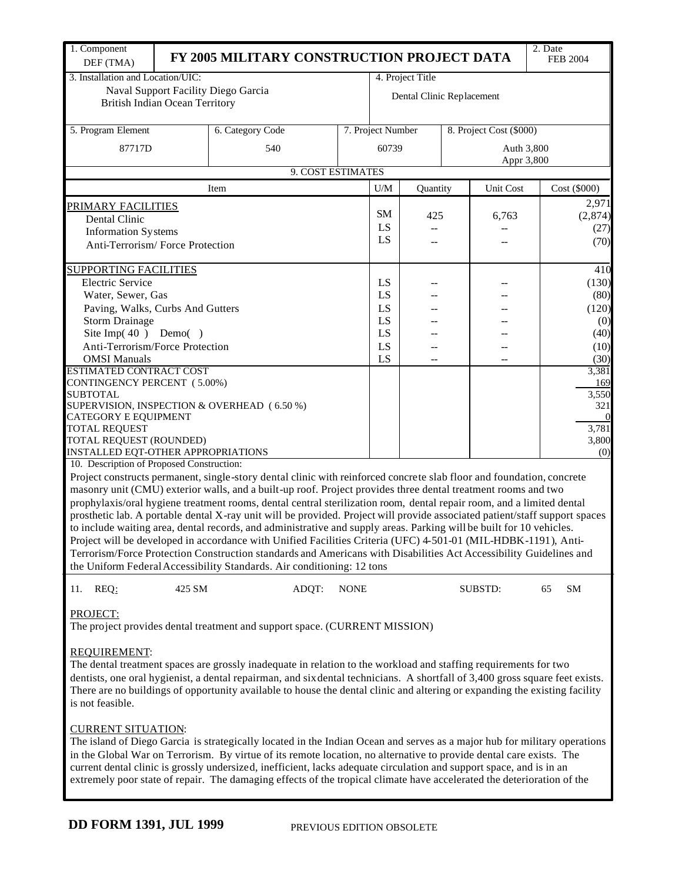| 1. Component DEF (TMA) | FY 2005 MILITARY CONSTRUCTION PROJECT DATA | | 2. Date FEB 2004 |
|---|---|---|---|
| 3. Installation and Location/UIC: Naval Support Facility Diego Garcia British Indian Ocean Territory | | 4. Project Title Dental Clinic Replacement | |

| 5. Program Element | 6. Category Code | 7. Project Number | 8. Project Cost ($000) |
|---|---|---|---|
| 87717D | 540 | 60739 | Auth 3,800 Appr 3,800 |

**9. COST ESTIMATES**

| Item | U/M | Quantity | Unit Cost | Cost ($000) |
|---|---|---|---|---|
| PRIMARY FACILITIES | | | | 2,971 |
| Dental Clinic | SM | 425 | 6,763 | (2,874) |
| Information Systems | LS | -- | -- | (27) |
| Anti-Terrorism/ Force Protection | LS | -- | -- | (70) |
| SUPPORTING FACILITIES | | | | 410 |
| Electric Service | LS | -- | -- | (130) |
| Water, Sewer, Gas | LS | -- | -- | (80) |
| Paving, Walks, Curbs And Gutters | LS | -- | -- | (120) |
| Storm Drainage | LS | -- | -- | (0) |
| Site Imp( 40 ) Demo( ) | LS | -- | -- | (40) |
| Anti-Terrorism/Force Protection | LS | -- | -- | (10) |
| OMSI Manuals | LS | -- | -- | (30) |
| ESTIMATED CONTRACT COST | | | | 3,381 |
| CONTINGENCY PERCENT ( 5.00%) | | | | 169 |
| SUBTOTAL | | | | 3,550 |
| SUPERVISION, INSPECTION & OVERHEAD ( 6.50 %) | | | | 321 |
| CATEGORY E EQUIPMENT | | | | 0 |
| TOTAL REQUEST | | | | 3,781 |
| TOTAL REQUEST (ROUNDED) | | | | 3,800 |
| INSTALLED EQT-OTHER APPROPRIATIONS | | | | (0) |

10. Description of Proposed Construction:

Project constructs permanent, single-story dental clinic with reinforced concrete slab floor and foundation, concrete masonry unit (CMU) exterior walls, and a built-up roof. Project provides three dental treatment rooms and two prophylaxis/oral hygiene treatment rooms, dental central sterilization room, dental repair room, and a limited dental prosthetic lab. A portable dental X-ray unit will be provided. Project will provide associated patient/staff support spaces to include waiting area, dental records, and administrative and supply areas. Parking will be built for 10 vehicles. Project will be developed in accordance with Unified Facilities Criteria (UFC) 4-501-01 (MIL-HDBK-1191), Anti-Terrorism/Force Protection Construction standards and Americans with Disabilities Act Accessibility Guidelines and the Uniform Federal Accessibility Standards. Air conditioning: 12 tons

11. REQ: 425 SM ADQT: NONE SUBSTD: 65 SM

PROJECT:

The project provides dental treatment and support space. (CURRENT MISSION)

REQUIREMENT:

The dental treatment spaces are grossly inadequate in relation to the workload and staffing requirements for two dentists, one oral hygienist, a dental repairman, and six dental technicians. A shortfall of 3,400 gross square feet exists. There are no buildings of opportunity available to house the dental clinic and altering or expanding the existing facility is not feasible.

CURRENT SITUATION:

The island of Diego Garcia is strategically located in the Indian Ocean and serves as a major hub for military operations in the Global War on Terrorism. By virtue of its remote location, no alternative to provide dental care exists. The current dental clinic is grossly undersized, inefficient, lacks adequate circulation and support space, and is in an extremely poor state of repair. The damaging effects of the tropical climate have accelerated the deterioration of the

**DD FORM 1391, JUL 1999** PREVIOUS EDITION OBSOLETE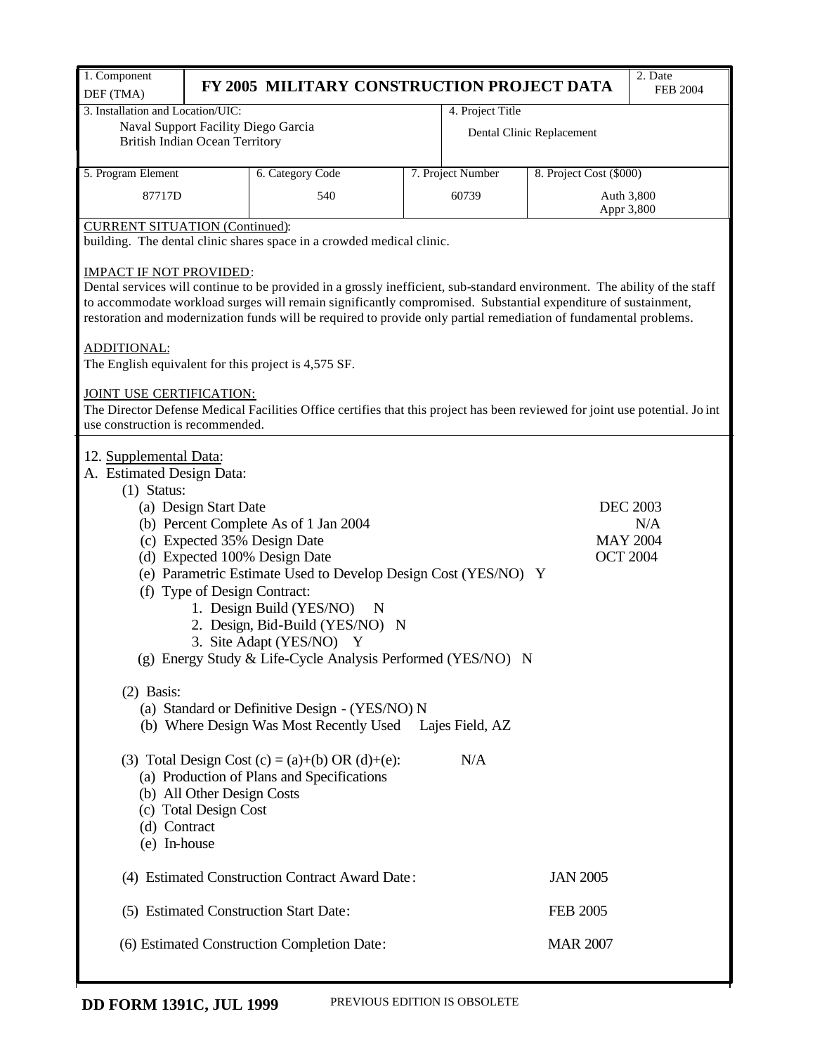| 1. Component<br>DEF (TMA) | FY 2005 MILITARY CONSTRUCTION PROJECT DATA | | | 2. Date<br>FEB 2004 |
|---|---|---|---|---|
| 3. Installation and Location/UIC:<br>Naval Support Facility Diego Garcia<br>British Indian Ocean Territory | | 4. Project Title<br>Dental Clinic Replacement | | |
| 5. Program Element<br>87717D | 6. Category Code<br>540 | 7. Project Number<br>60739 | 8. Project Cost ($000)<br>Auth 3,800<br>Appr 3,800 | |

CURRENT SITUATION (Continued):
building. The dental clinic shares space in a crowded medical clinic.

IMPACT IF NOT PROVIDED:
Dental services will continue to be provided in a grossly inefficient, sub-standard environment. The ability of the staff to accommodate workload surges will remain significantly compromised. Substantial expenditure of sustainment, restoration and modernization funds will be required to provide only partial remediation of fundamental problems.

ADDITIONAL:
The English equivalent for this project is 4,575 SF.

JOINT USE CERTIFICATION:
The Director Defense Medical Facilities Office certifies that this project has been reviewed for joint use potential. Joint use construction is recommended.

12. Supplemental Data:
A. Estimated Design Data:
- (1) Status:
  - (a) Design Start Date — DEC 2003
  - (b) Percent Complete As of 1 Jan 2004 — N/A
  - (c) Expected 35% Design Date — MAY 2004
  - (d) Expected 100% Design Date — OCT 2004
  - (e) Parametric Estimate Used to Develop Design Cost (YES/NO) Y
  - (f) Type of Design Contract:
    1. Design Build (YES/NO) N
    2. Design, Bid-Build (YES/NO) N
    3. Site Adapt (YES/NO) Y
  - (g) Energy Study & Life-Cycle Analysis Performed (YES/NO) N
- (2) Basis:
  - (a) Standard or Definitive Design - (YES/NO) N
  - (b) Where Design Was Most Recently Used — Lajes Field, AZ
- (3) Total Design Cost (c) = (a)+(b) OR (d)+(e): N/A
  - (a) Production of Plans and Specifications
  - (b) All Other Design Costs
  - (c) Total Design Cost
  - (d) Contract
  - (e) In-house
- (4) Estimated Construction Contract Award Date: JAN 2005
- (5) Estimated Construction Start Date: FEB 2005
- (6) Estimated Construction Completion Date: MAR 2007

DD FORM 1391C, JUL 1999 — PREVIOUS EDITION IS OBSOLETE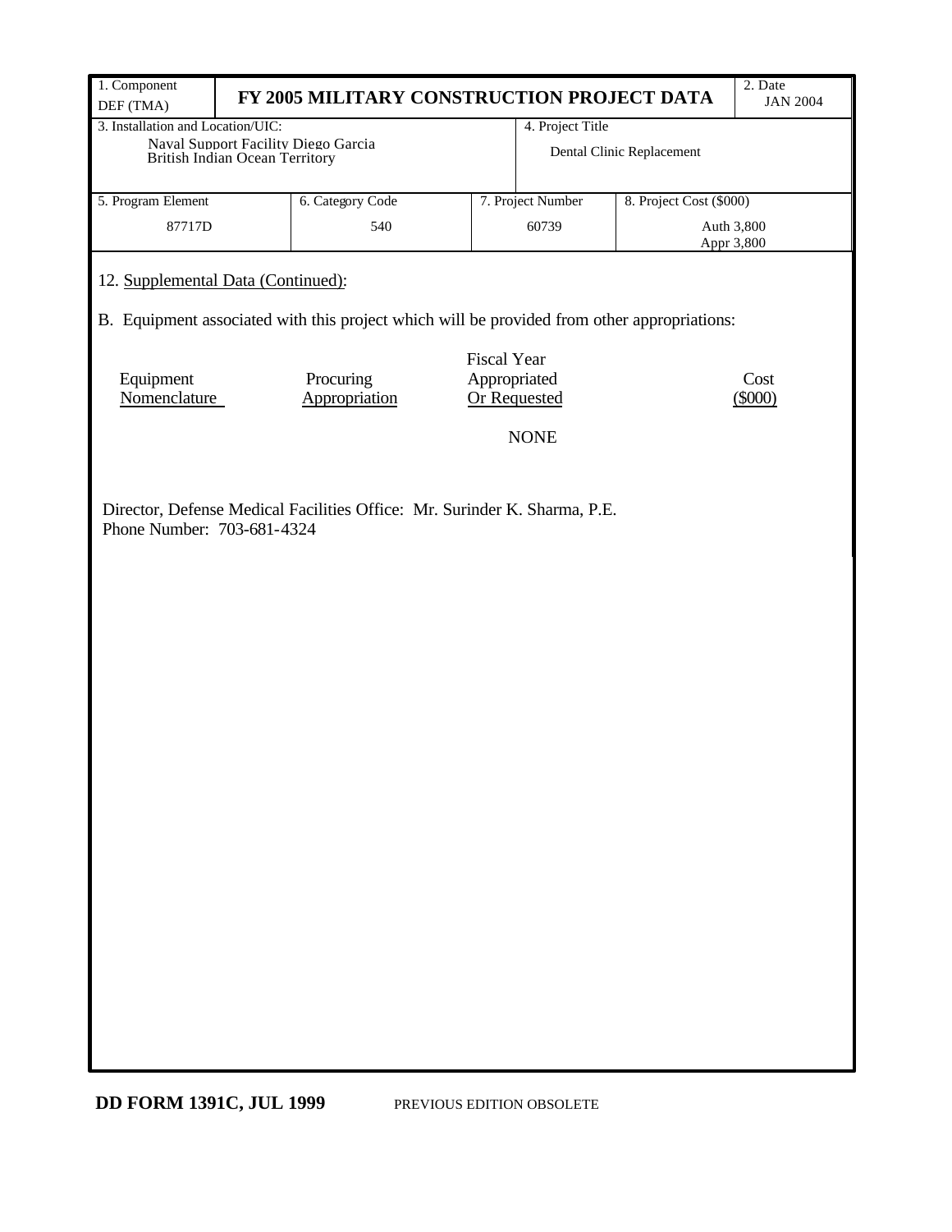| 1. Component DEF (TMA) | FY 2005 MILITARY CONSTRUCTION PROJECT DATA | | 2. Date JAN 2004 |
|---|---|---|---|
| 3. Installation and Location/UIC: Naval Support Facility Diego Garcia British Indian Ocean Territory | | 4. Project Title Dental Clinic Replacement | |

| 5. Program Element | 6. Category Code | 7. Project Number | 8. Project Cost ($000) |
|---|---|---|---|
| 87717D | 540 | 60739 | Auth 3,800 Appr 3,800 |

12. Supplemental Data (Continued):

B. Equipment associated with this project which will be provided from other appropriations:

| Equipment Nomenclature | Procuring Appropriation | Fiscal Year Appropriated Or Requested | Cost ($000) |
|---|---|---|---|
| | | NONE | |

Director, Defense Medical Facilities Office: Mr. Surinder K. Sharma, P.E.
Phone Number: 703-681-4324

DD FORM 1391C, JUL 1999 PREVIOUS EDITION OBSOLETE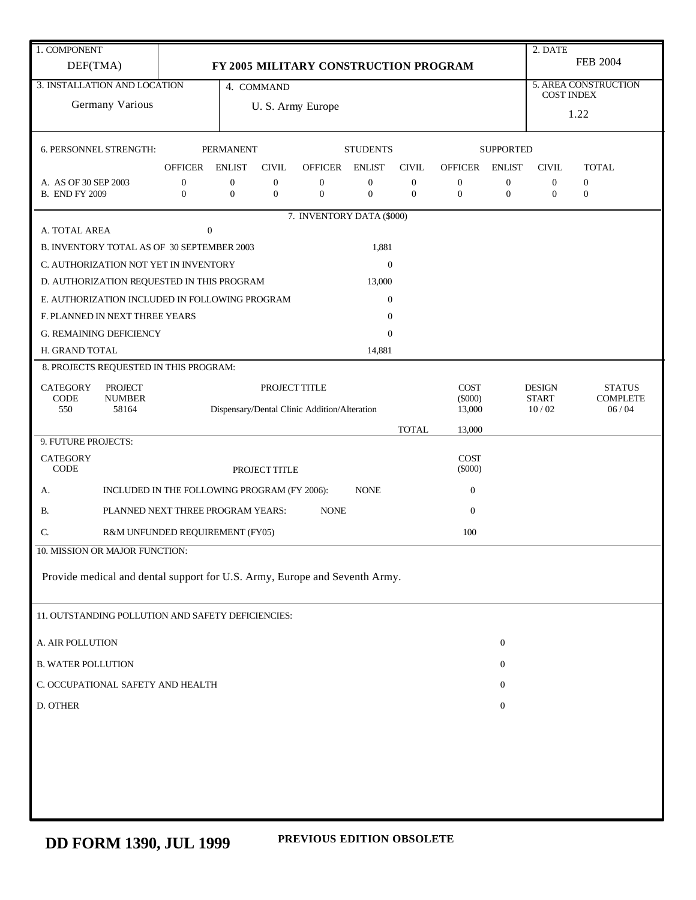| 1. COMPONENT | | 2. DATE |
|---|---|---|
| DEF(TMA) | **FY 2005 MILITARY CONSTRUCTION PROGRAM** | FEB 2004 |

| 3. INSTALLATION AND LOCATION | 4. COMMAND | 5. AREA CONSTRUCTION COST INDEX |
|---|---|---|
| Germany Various | U. S. Army Europe | 1.22 |

6. PERSONNEL STRENGTH:

| | PERMANENT | | | STUDENTS | | | SUPPORTED | | | |
|---|---|---|---|---|---|---|---|---|---|---|
| | OFFICER | ENLIST | CIVIL | OFFICER | ENLIST | CIVIL | OFFICER | ENLIST | CIVIL | TOTAL |
| A. AS OF 30 SEP 2003 | 0 | 0 | 0 | 0 | 0 | 0 | 0 | 0 | 0 | 0 |
| B. END FY 2009 | 0 | 0 | 0 | 0 | 0 | 0 | 0 | 0 | 0 | 0 |

7. INVENTORY DATA ($000)

| | |
|---|---|
| A. TOTAL AREA | 0 |
| B. INVENTORY TOTAL AS OF 30 SEPTEMBER 2003 | 1,881 |
| C. AUTHORIZATION NOT YET IN INVENTORY | 0 |
| D. AUTHORIZATION REQUESTED IN THIS PROGRAM | 13,000 |
| E. AUTHORIZATION INCLUDED IN FOLLOWING PROGRAM | 0 |
| F. PLANNED IN NEXT THREE YEARS | 0 |
| G. REMAINING DEFICIENCY | 0 |
| H. GRAND TOTAL | 14,881 |

8. PROJECTS REQUESTED IN THIS PROGRAM:

| CATEGORY CODE | PROJECT NUMBER | PROJECT TITLE | COST ($000) | DESIGN START | STATUS COMPLETE |
|---|---|---|---|---|---|
| 550 | 58164 | Dispensary/Dental Clinic Addition/Alteration | 13,000 | 10 / 02 | 06 / 04 |
| | | TOTAL | 13,000 | | |

9. FUTURE PROJECTS:

| CATEGORY CODE | PROJECT TITLE | | COST ($000) |
|---|---|---|---|
| A. | INCLUDED IN THE FOLLOWING PROGRAM (FY 2006): | NONE | 0 |
| B. | PLANNED NEXT THREE PROGRAM YEARS: | NONE | 0 |
| C. | R&M UNFUNDED REQUIREMENT (FY05) | | 100 |

10. MISSION OR MAJOR FUNCTION:

Provide medical and dental support for U.S. Army, Europe and Seventh Army.

11. OUTSTANDING POLLUTION AND SAFETY DEFICIENCIES:

| | |
|---|---|
| A. AIR POLLUTION | 0 |
| B. WATER POLLUTION | 0 |
| C. OCCUPATIONAL SAFETY AND HEALTH | 0 |
| D. OTHER | 0 |

**DD FORM 1390, JUL 1999** **PREVIOUS EDITION OBSOLETE**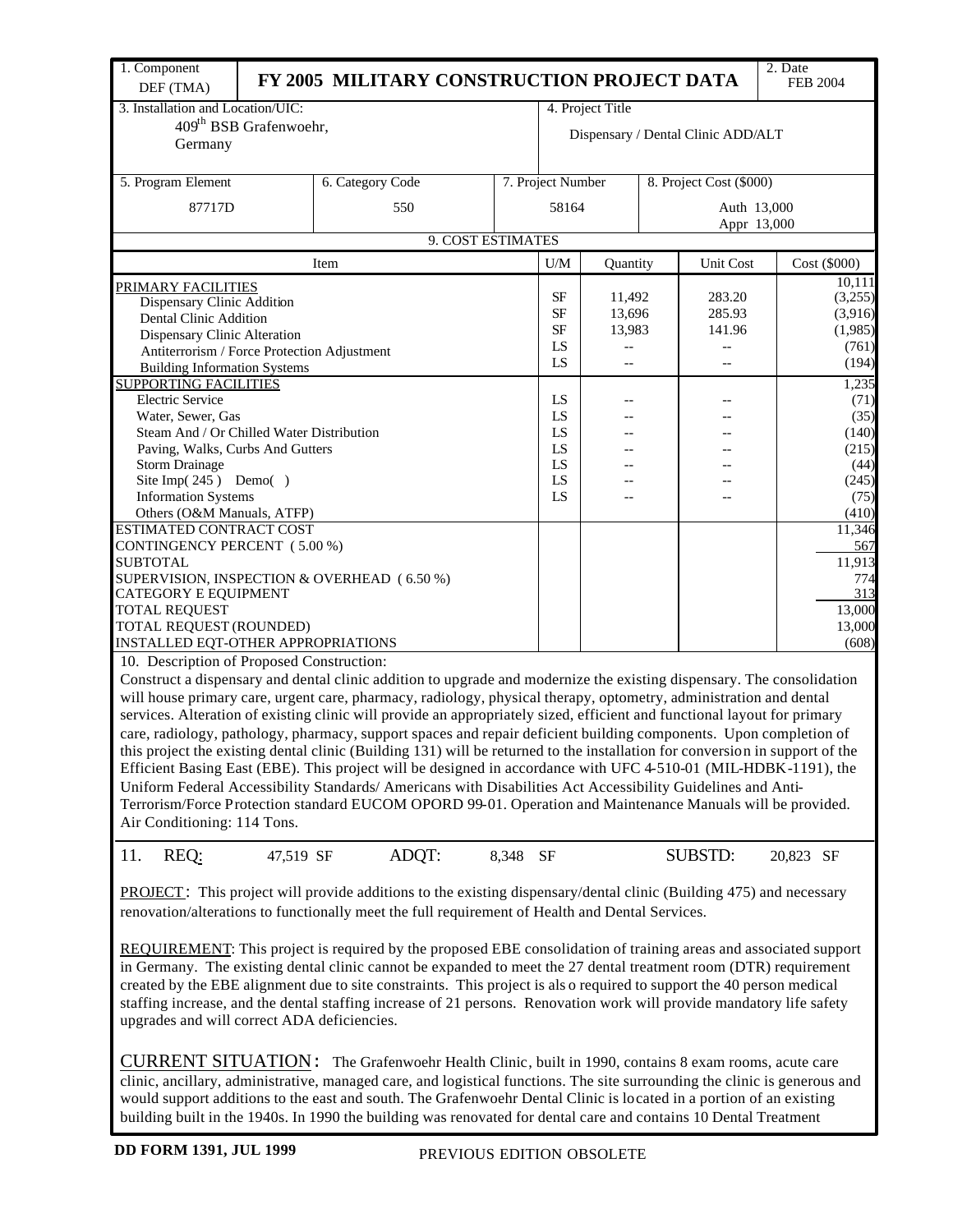| 1. Component DEF (TMA) | **FY 2005 MILITARY CONSTRUCTION PROJECT DATA** | | 2. Date FEB 2004 |
|---|---|---|---|
| 3. Installation and Location/UIC: 409th BSB Grafenwoehr, Germany | | 4. Project Title Dispensary / Dental Clinic ADD/ALT | |

| 5. Program Element | 6. Category Code | 7. Project Number | 8. Project Cost ($000) |
|---|---|---|---|
| 87717D | 550 | 58164 | Auth 13,000 Appr 13,000 |

**9. COST ESTIMATES**

| Item | U/M | Quantity | Unit Cost | Cost ($000) |
|---|---|---|---|---|
| PRIMARY FACILITIES | | | | 10,111 |
| Dispensary Clinic Addition | SF | 11,492 | 283.20 | (3,255) |
| Dental Clinic Addition | SF | 13,696 | 285.93 | (3,916) |
| Dispensary Clinic Alteration | SF | 13,983 | 141.96 | (1,985) |
| Antiterrorism / Force Protection Adjustment | LS | -- | -- | (761) |
| Building Information Systems | LS | -- | -- | (194) |
| SUPPORTING FACILITIES | | | | 1,235 |
| Electric Service | LS | -- | -- | (71) |
| Water, Sewer, Gas | LS | -- | -- | (35) |
| Steam And / Or Chilled Water Distribution | LS | -- | -- | (140) |
| Paving, Walks, Curbs And Gutters | LS | -- | -- | (215) |
| Storm Drainage | LS | -- | -- | (44) |
| Site Imp( 245 ) Demo( ) | LS | -- | -- | (245) |
| Information Systems | LS | -- | -- | (75) |
| Others (O&M Manuals, ATFP) | | | | (410) |
| ESTIMATED CONTRACT COST | | | | 11,346 |
| CONTINGENCY PERCENT ( 5.00 %) | | | | 567 |
| SUBTOTAL | | | | 11,913 |
| SUPERVISION, INSPECTION & OVERHEAD ( 6.50 %) | | | | 774 |
| CATEGORY E EQUIPMENT | | | | 313 |
| TOTAL REQUEST | | | | 13,000 |
| TOTAL REQUEST (ROUNDED) | | | | 13,000 |
| INSTALLED EQT-OTHER APPROPRIATIONS | | | | (608) |

10. Description of Proposed Construction:

Construct a dispensary and dental clinic addition to upgrade and modernize the existing dispensary. The consolidation will house primary care, urgent care, pharmacy, radiology, physical therapy, optometry, administration and dental services. Alteration of existing clinic will provide an appropriately sized, efficient and functional layout for primary care, radiology, pathology, pharmacy, support spaces and repair deficient building components. Upon completion of this project the existing dental clinic (Building 131) will be returned to the installation for conversion in support of the Efficient Basing East (EBE). This project will be designed in accordance with UFC 4-510-01 (MIL-HDBK-1191), the Uniform Federal Accessibility Standards/ Americans with Disabilities Act Accessibility Guidelines and Anti-Terrorism/Force Protection standard EUCOM OPORD 99-01. Operation and Maintenance Manuals will be provided. Air Conditioning: 114 Tons.

11. REQ: 47,519 SF ADQT: 8,348 SF SUBSTD: 20,823 SF

PROJECT: This project will provide additions to the existing dispensary/dental clinic (Building 475) and necessary renovation/alterations to functionally meet the full requirement of Health and Dental Services.

REQUIREMENT: This project is required by the proposed EBE consolidation of training areas and associated support in Germany. The existing dental clinic cannot be expanded to meet the 27 dental treatment room (DTR) requirement created by the EBE alignment due to site constraints. This project is also required to support the 40 person medical staffing increase, and the dental staffing increase of 21 persons. Renovation work will provide mandatory life safety upgrades and will correct ADA deficiencies.

CURRENT SITUATION: The Grafenwoehr Health Clinic, built in 1990, contains 8 exam rooms, acute care clinic, ancillary, administrative, managed care, and logistical functions. The site surrounding the clinic is generous and would support additions to the east and south. The Grafenwoehr Dental Clinic is located in a portion of an existing building built in the 1940s. In 1990 the building was renovated for dental care and contains 10 Dental Treatment

**DD FORM 1391, JUL 1999** PREVIOUS EDITION OBSOLETE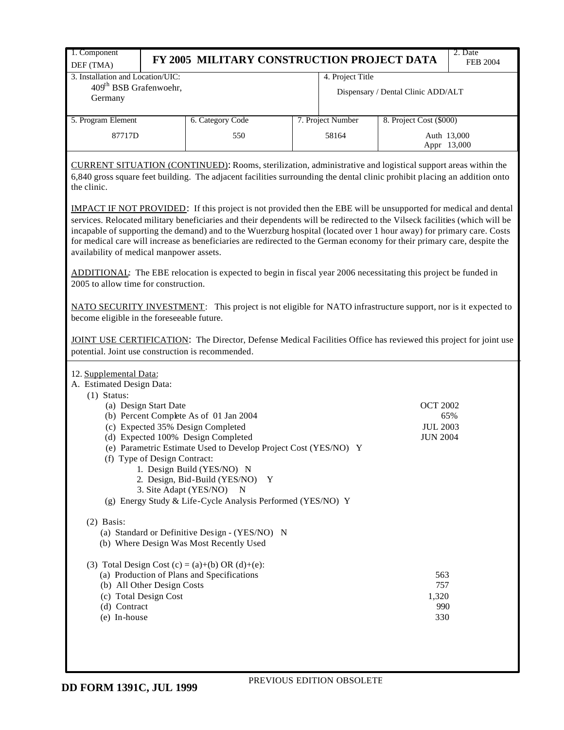| 1. Component DEF (TMA) | FY 2005 MILITARY CONSTRUCTION PROJECT DATA | | | 2. Date FEB 2004 |
|---|---|---|---|---|
| 3. Installation and Location/UIC: 409th BSB Grafenwoehr, Germany | | | 4. Project Title Dispensary / Dental Clinic ADD/ALT | |
| 5. Program Element 87717D | 6. Category Code 550 | 7. Project Number 58164 | 8. Project Cost ($000) Auth 13,000 Appr 13,000 | |

CURRENT SITUATION (CONTINUED): Rooms, sterilization, administrative and logistical support areas within the 6,840 gross square feet building. The adjacent facilities surrounding the dental clinic prohibit placing an addition onto the clinic.

IMPACT IF NOT PROVIDED: If this project is not provided then the EBE will be unsupported for medical and dental services. Relocated military beneficiaries and their dependents will be redirected to the Vilseck facilities (which will be incapable of supporting the demand) and to the Wuerzburg hospital (located over 1 hour away) for primary care. Costs for medical care will increase as beneficiaries are redirected to the German economy for their primary care, despite the availability of medical manpower assets.

ADDITIONAL: The EBE relocation is expected to begin in fiscal year 2006 necessitating this project be funded in 2005 to allow time for construction.

NATO SECURITY INVESTMENT: This project is not eligible for NATO infrastructure support, nor is it expected to become eligible in the foreseeable future.

JOINT USE CERTIFICATION: The Director, Defense Medical Facilities Office has reviewed this project for joint use potential. Joint use construction is recommended.

12. Supplemental Data:

A. Estimated Design Data:

(1) Status:

| | |
|---|---|
| (a) Design Start Date | OCT 2002 |
| (b) Percent Complete As of 01 Jan 2004 | 65% |
| (c) Expected 35% Design Completed | JUL 2003 |
| (d) Expected 100% Design Completed | JUN 2004 |
| (e) Parametric Estimate Used to Develop Project Cost (YES/NO) Y | |
| (f) Type of Design Contract: | |
| 1. Design Build (YES/NO) N | |
| 2. Design, Bid-Build (YES/NO) Y | |
| 3. Site Adapt (YES/NO) N | |
| (g) Energy Study & Life-Cycle Analysis Performed (YES/NO) Y | |

(2) Basis:

(a) Standard or Definitive Design - (YES/NO) N

(b) Where Design Was Most Recently Used

(3) Total Design Cost (c) = (a)+(b) OR (d)+(e):

| | |
|---|---|
| (a) Production of Plans and Specifications | 563 |
| (b) All Other Design Costs | 757 |
| (c) Total Design Cost | 1,320 |
| (d) Contract | 990 |
| (e) In-house | 330 |

PREVIOUS EDITION OBSOLETE

DD FORM 1391C, JUL 1999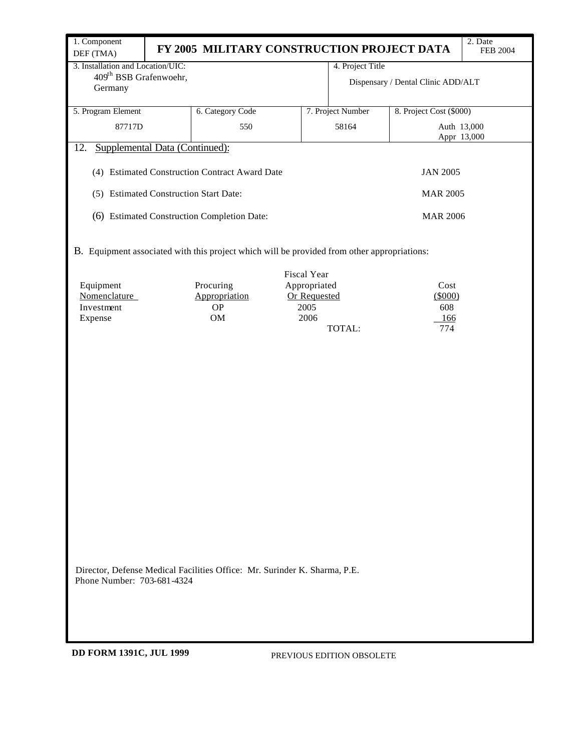| 1. Component DEF (TMA) | **FY 2005 MILITARY CONSTRUCTION PROJECT DATA** | | | 2. Date FEB 2004 |
|---|---|---|---|---|
| 3. Installation and Location/UIC: 409th BSB Grafenwoehr, Germany | | | 4. Project Title Dispensary / Dental Clinic ADD/ALT | |
| 5. Program Element 87717D | 6. Category Code 550 | 7. Project Number 58164 | 8. Project Cost ($000) Auth 13,000 Appr 13,000 | |

12. Supplemental Data (Continued):

(4) Estimated Construction Contract Award Date — JAN 2005

(5) Estimated Construction Start Date: — MAR 2005

(6) Estimated Construction Completion Date: — MAR 2006

B. Equipment associated with this project which will be provided from other appropriations:

| Equipment Nomenclature | Procuring Appropriation | Fiscal Year Appropriated Or Requested | Cost ($000) |
|---|---|---|---|
| Investment | OP | 2005 | 608 |
| Expense | OM | 2006 | 166 |
| | | TOTAL: | 774 |

Director, Defense Medical Facilities Office: Mr. Surinder K. Sharma, P.E.
Phone Number: 703-681-4324

**DD FORM 1391C, JUL 1999** PREVIOUS EDITION OBSOLETE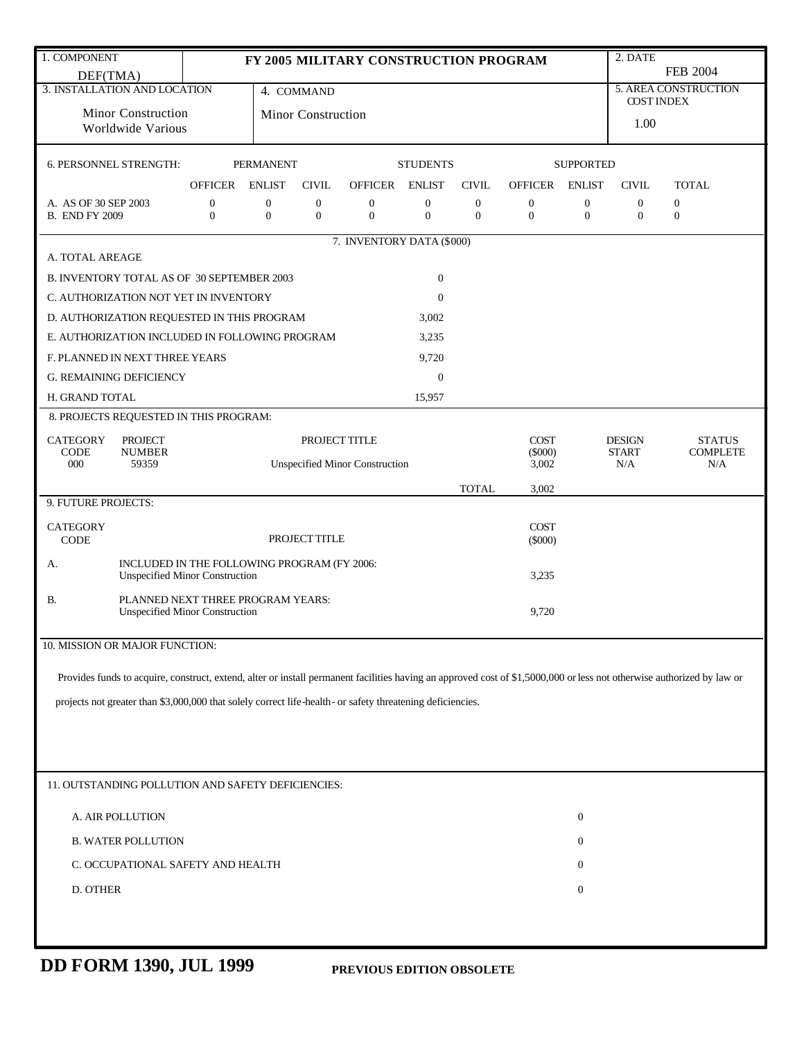| 1. COMPONENT<br>DEF(TMA) | FY 2005 MILITARY CONSTRUCTION PROGRAM | 2. DATE<br>FEB 2004 |
|---|---|---|
| 3. INSTALLATION AND LOCATION<br>Minor Construction<br>Worldwide Various | 4. COMMAND<br>Minor Construction | 5. AREA CONSTRUCTION COST INDEX<br>1.00 |

| 6. PERSONNEL STRENGTH: | PERMANENT | | | STUDENTS | | | SUPPORTED | | | |
|---|---|---|---|---|---|---|---|---|---|---|
| | OFFICER | ENLIST | CIVIL | OFFICER | ENLIST | CIVIL | OFFICER | ENLIST | CIVIL | TOTAL |
| A. AS OF 30 SEP 2003 | 0 | 0 | 0 | 0 | 0 | 0 | 0 | 0 | 0 | 0 |
| B. END FY 2009 | 0 | 0 | 0 | 0 | 0 | 0 | 0 | 0 | 0 | 0 |

7. INVENTORY DATA ($000)

| | |
|---|---|
| A. TOTAL AREAGE | |
| B. INVENTORY TOTAL AS OF 30 SEPTEMBER 2003 | 0 |
| C. AUTHORIZATION NOT YET IN INVENTORY | 0 |
| D. AUTHORIZATION REQUESTED IN THIS PROGRAM | 3,002 |
| E. AUTHORIZATION INCLUDED IN FOLLOWING PROGRAM | 3,235 |
| F. PLANNED IN NEXT THREE YEARS | 9,720 |
| G. REMAINING DEFICIENCY | 0 |
| H. GRAND TOTAL | 15,957 |

8. PROJECTS REQUESTED IN THIS PROGRAM:

| CATEGORY CODE | PROJECT NUMBER | PROJECT TITLE | COST ($000) | DESIGN START | STATUS COMPLETE |
|---|---|---|---|---|---|
| 000 | 59359 | Unspecified Minor Construction | 3,002 | N/A | N/A |
| | | TOTAL | 3,002 | | |

9. FUTURE PROJECTS:

| CATEGORY CODE | PROJECT TITLE | COST ($000) |
|---|---|---|
| A. | INCLUDED IN THE FOLLOWING PROGRAM (FY 2006:<br>Unspecified Minor Construction | 3,235 |
| B. | PLANNED NEXT THREE PROGRAM YEARS:<br>Unspecified Minor Construction | 9,720 |

10. MISSION OR MAJOR FUNCTION:

Provides funds to acquire, construct, extend, alter or install permanent facilities having an approved cost of $1,5000,000 or less not otherwise authorized by law or projects not greater than $3,000,000 that solely correct life-health- or safety threatening deficiencies.

11. OUTSTANDING POLLUTION AND SAFETY DEFICIENCIES:

| | |
|---|---|
| A. AIR POLLUTION | 0 |
| B. WATER POLLUTION | 0 |
| C. OCCUPATIONAL SAFETY AND HEALTH | 0 |
| D. OTHER | 0 |

**DD FORM 1390, JUL 1999** **PREVIOUS EDITION OBSOLETE**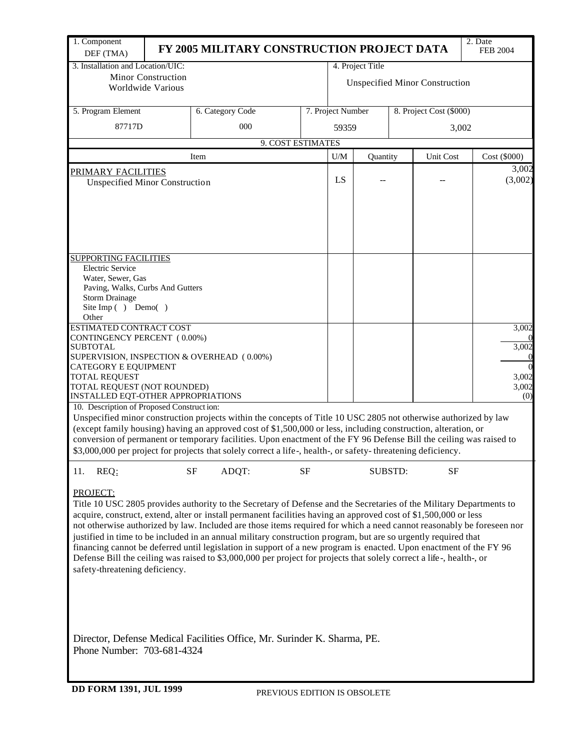| 1. Component DEF (TMA) | FY 2005 MILITARY CONSTRUCTION PROJECT DATA | 2. Date FEB 2004 |
|---|---|---|

| 3. Installation and Location/UIC: Minor Construction Worldwide Various | 4. Project Title Unspecified Minor Construction |
|---|---|

| 5. Program Element | 6. Category Code | 7. Project Number | 8. Project Cost ($000) |
|---|---|---|---|
| 87717D | 000 | 59359 | 3,002 |

**9. COST ESTIMATES**

| Item | U/M | Quantity | Unit Cost | Cost ($000) |
|---|---|---|---|---|
| PRIMARY FACILITIES | | | | 3,002 |
| Unspecified Minor Construction | LS | -- | -- | (3,002) |
| SUPPORTING FACILITIES | | | | |
| Electric Service | | | | |
| Water, Sewer, Gas | | | | |
| Paving, Walks, Curbs And Gutters | | | | |
| Storm Drainage | | | | |
| Site Imp ( ) Demo( ) | | | | |
| Other | | | | |
| ESTIMATED CONTRACT COST | | | | 3,002 |
| CONTINGENCY PERCENT ( 0.00%) | | | | 0 |
| SUBTOTAL | | | | 3,002 |
| SUPERVISION, INSPECTION & OVERHEAD ( 0.00%) | | | | 0 |
| CATEGORY E EQUIPMENT | | | | 0 |
| TOTAL REQUEST | | | | 3,002 |
| TOTAL REQUEST (NOT ROUNDED) | | | | 3,002 |
| INSTALLED EQT-OTHER APPROPRIATIONS | | | | (0) |

10. Description of Proposed Construction:

Unspecified minor construction projects within the concepts of Title 10 USC 2805 not otherwise authorized by law (except family housing) having an approved cost of $1,500,000 or less, including construction, alteration, or conversion of permanent or temporary facilities. Upon enactment of the FY 96 Defense Bill the ceiling was raised to $3,000,000 per project for projects that solely correct a life-, health-, or safety- threatening deficiency.

11. REQ: SF ADQT: SF SUBSTD: SF

PROJECT:

Title 10 USC 2805 provides authority to the Secretary of Defense and the Secretaries of the Military Departments to acquire, construct, extend, alter or install permanent facilities having an approved cost of $1,500,000 or less not otherwise authorized by law. Included are those items required for which a need cannot reasonably be foreseen nor justified in time to be included in an annual military construction program, but are so urgently required that financing cannot be deferred until legislation in support of a new program is enacted. Upon enactment of the FY 96 Defense Bill the ceiling was raised to $3,000,000 per project for projects that solely correct a life-, health-, or safety-threatening deficiency.

Director, Defense Medical Facilities Office, Mr. Surinder K. Sharma, PE.
Phone Number: 703-681-4324

DD FORM 1391, JUL 1999 PREVIOUS EDITION IS OBSOLETE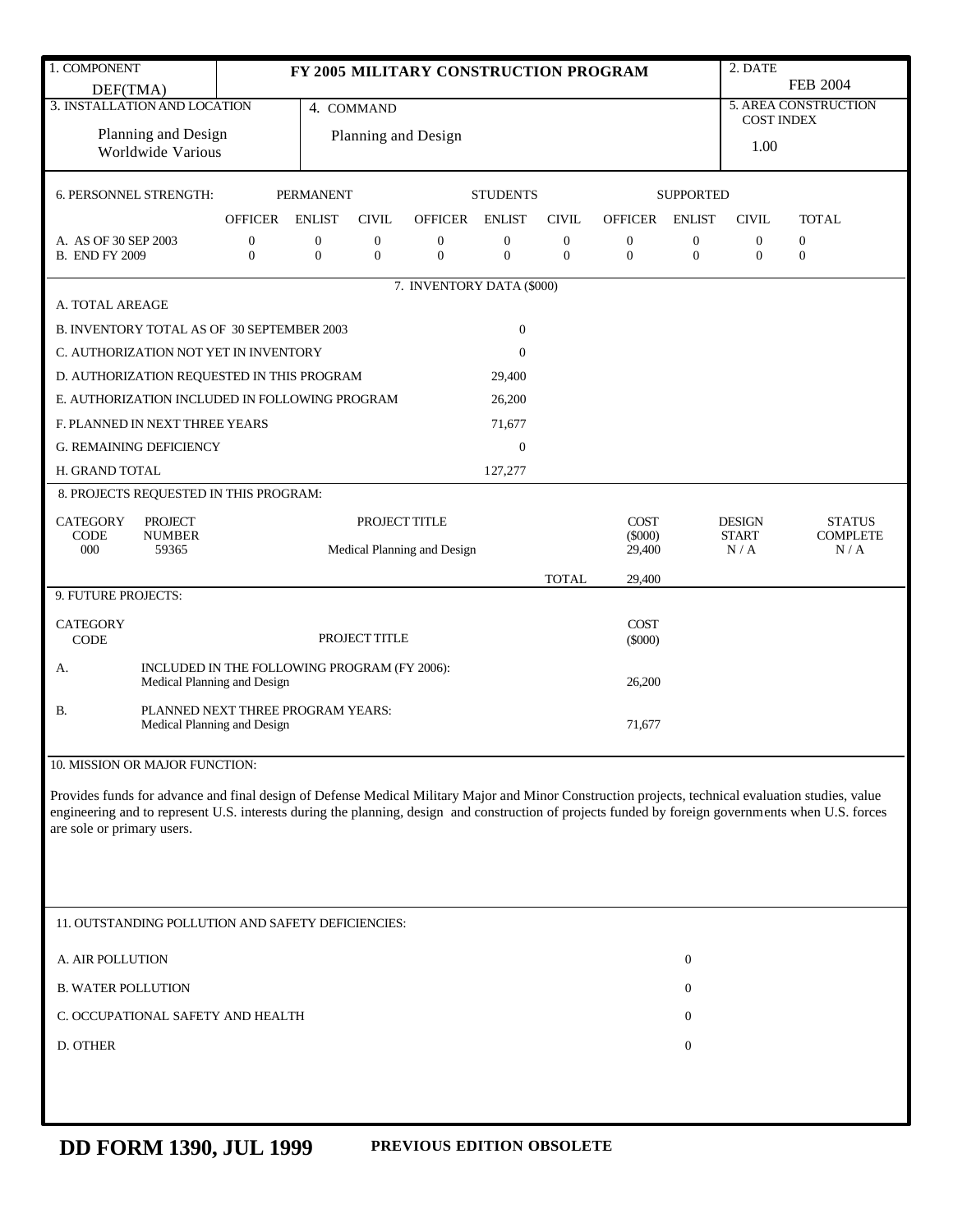| 1. COMPONENT | FY 2005 MILITARY CONSTRUCTION PROGRAM | 2. DATE |
|---|---|---|
| DEF(TMA) | | FEB 2004 |

| 3. INSTALLATION AND LOCATION | 4. COMMAND | 5. AREA CONSTRUCTION COST INDEX |
|---|---|---|
| Planning and Design Worldwide Various | Planning and Design | 1.00 |

**6. PERSONNEL STRENGTH:**

| | PERMANENT | | | STUDENTS | | | SUPPORTED | | | |
|---|---|---|---|---|---|---|---|---|---|---|
| | OFFICER | ENLIST | CIVIL | OFFICER | ENLIST | CIVIL | OFFICER | ENLIST | CIVIL | TOTAL |
| A. AS OF 30 SEP 2003 | 0 | 0 | 0 | 0 | 0 | 0 | 0 | 0 | 0 | 0 |
| B. END FY 2009 | 0 | 0 | 0 | 0 | 0 | 0 | 0 | 0 | 0 | 0 |

**7. INVENTORY DATA ($000)**

| | |
|---|---|
| A. TOTAL AREAGE | |
| B. INVENTORY TOTAL AS OF 30 SEPTEMBER 2003 | 0 |
| C. AUTHORIZATION NOT YET IN INVENTORY | 0 |
| D. AUTHORIZATION REQUESTED IN THIS PROGRAM | 29,400 |
| E. AUTHORIZATION INCLUDED IN FOLLOWING PROGRAM | 26,200 |
| F. PLANNED IN NEXT THREE YEARS | 71,677 |
| G. REMAINING DEFICIENCY | 0 |
| H. GRAND TOTAL | 127,277 |

**8. PROJECTS REQUESTED IN THIS PROGRAM:**

| CATEGORY CODE | PROJECT NUMBER | PROJECT TITLE | COST ($000) | DESIGN START | STATUS COMPLETE |
|---|---|---|---|---|---|
| 000 | 59365 | Medical Planning and Design | 29,400 | N / A | N / A |
| | | TOTAL | 29,400 | | |

**9. FUTURE PROJECTS:**

| CATEGORY CODE | PROJECT TITLE | COST ($000) |
|---|---|---|
| A. | INCLUDED IN THE FOLLOWING PROGRAM (FY 2006): Medical Planning and Design | 26,200 |
| B. | PLANNED NEXT THREE PROGRAM YEARS: Medical Planning and Design | 71,677 |

**10. MISSION OR MAJOR FUNCTION:**

Provides funds for advance and final design of Defense Medical Military Major and Minor Construction projects, technical evaluation studies, value engineering and to represent U.S. interests during the planning, design and construction of projects funded by foreign governments when U.S. forces are sole or primary users.

**11. OUTSTANDING POLLUTION AND SAFETY DEFICIENCIES:**

| | |
|---|---|
| A. AIR POLLUTION | 0 |
| B. WATER POLLUTION | 0 |
| C. OCCUPATIONAL SAFETY AND HEALTH | 0 |
| D. OTHER | 0 |

**DD FORM 1390, JUL 1999** **PREVIOUS EDITION OBSOLETE**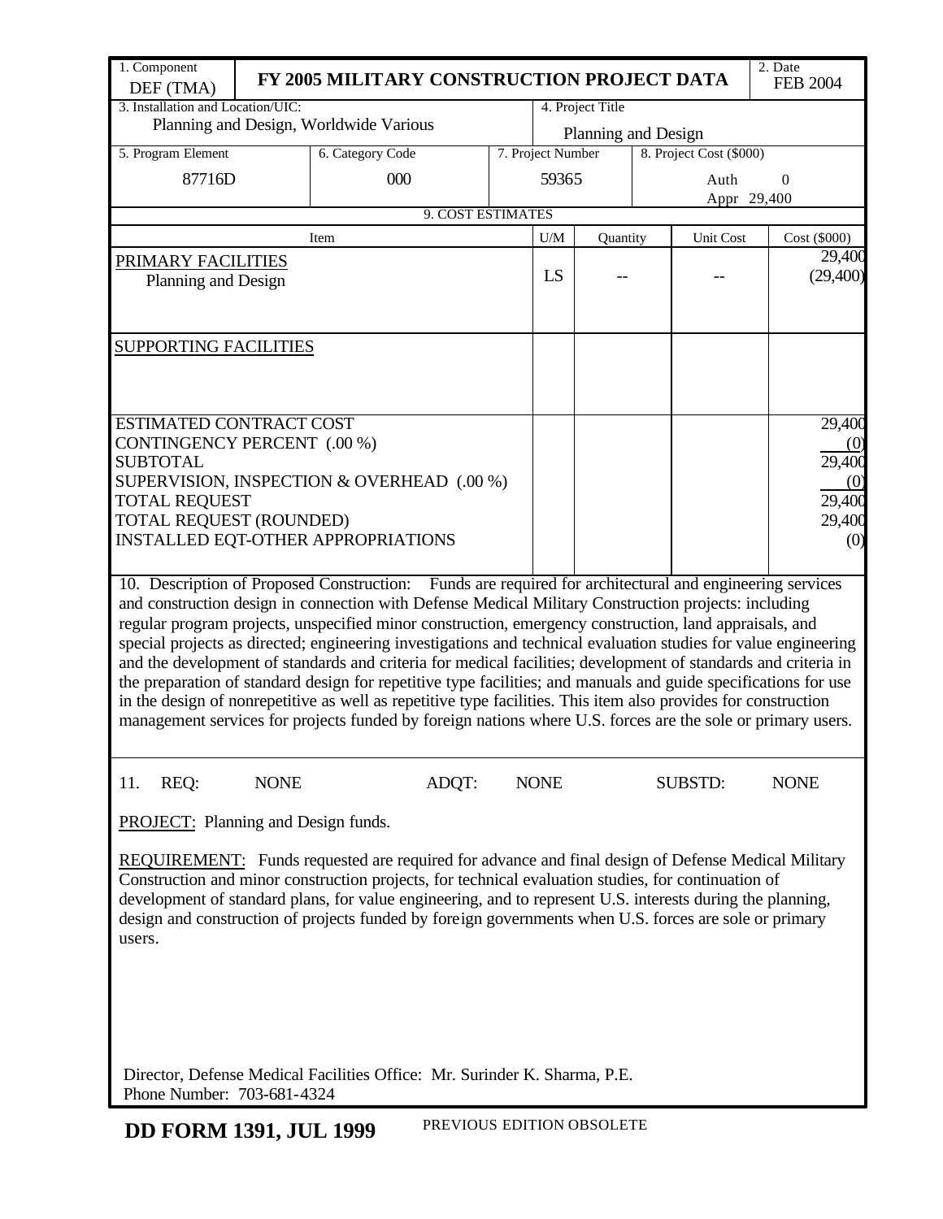| 1. Component DEF (TMA) | FY 2005 MILITARY CONSTRUCTION PROJECT DATA | | | 2. Date FEB 2004 |
|---|---|---|---|---|
| 3. Installation and Location/UIC: Planning and Design, Worldwide Various | | | 4. Project Title Planning and Design | |
| 5. Program Element 87716D | 6. Category Code 000 | 7. Project Number 59365 | 8. Project Cost ($000) Auth 0 Appr 29,400 | |

**9. COST ESTIMATES**

| Item | U/M | Quantity | Unit Cost | Cost ($000) |
|---|---|---|---|---|
| PRIMARY FACILITIES | | | | 29,400 |
| Planning and Design | LS | -- | -- | (29,400) |
| SUPPORTING FACILITIES | | | | |
| ESTIMATED CONTRACT COST | | | | 29,400 |
| CONTINGENCY PERCENT (.00 %) | | | | (0) |
| SUBTOTAL | | | | 29,400 |
| SUPERVISION, INSPECTION & OVERHEAD (.00 %) | | | | (0) |
| TOTAL REQUEST | | | | 29,400 |
| TOTAL REQUEST (ROUNDED) | | | | 29,400 |
| INSTALLED EQT-OTHER APPROPRIATIONS | | | | (0) |

10. Description of Proposed Construction: Funds are required for architectural and engineering services and construction design in connection with Defense Medical Military Construction projects: including regular program projects, unspecified minor construction, emergency construction, land appraisals, and special projects as directed; engineering investigations and technical evaluation studies for value engineering and the development of standards and criteria for medical facilities; development of standards and criteria in the preparation of standard design for repetitive type facilities; and manuals and guide specifications for use in the design of nonrepetitive as well as repetitive type facilities. This item also provides for construction management services for projects funded by foreign nations where U.S. forces are the sole or primary users.

11. REQ: NONE ADQT: NONE SUBSTD: NONE

PROJECT: Planning and Design funds.

REQUIREMENT: Funds requested are required for advance and final design of Defense Medical Military Construction and minor construction projects, for technical evaluation studies, for continuation of development of standard plans, for value engineering, and to represent U.S. interests during the planning, design and construction of projects funded by foreign governments when U.S. forces are sole or primary users.

Director, Defense Medical Facilities Office: Mr. Surinder K. Sharma, P.E.
Phone Number: 703-681-4324

**DD FORM 1391, JUL 1999** PREVIOUS EDITION OBSOLETE